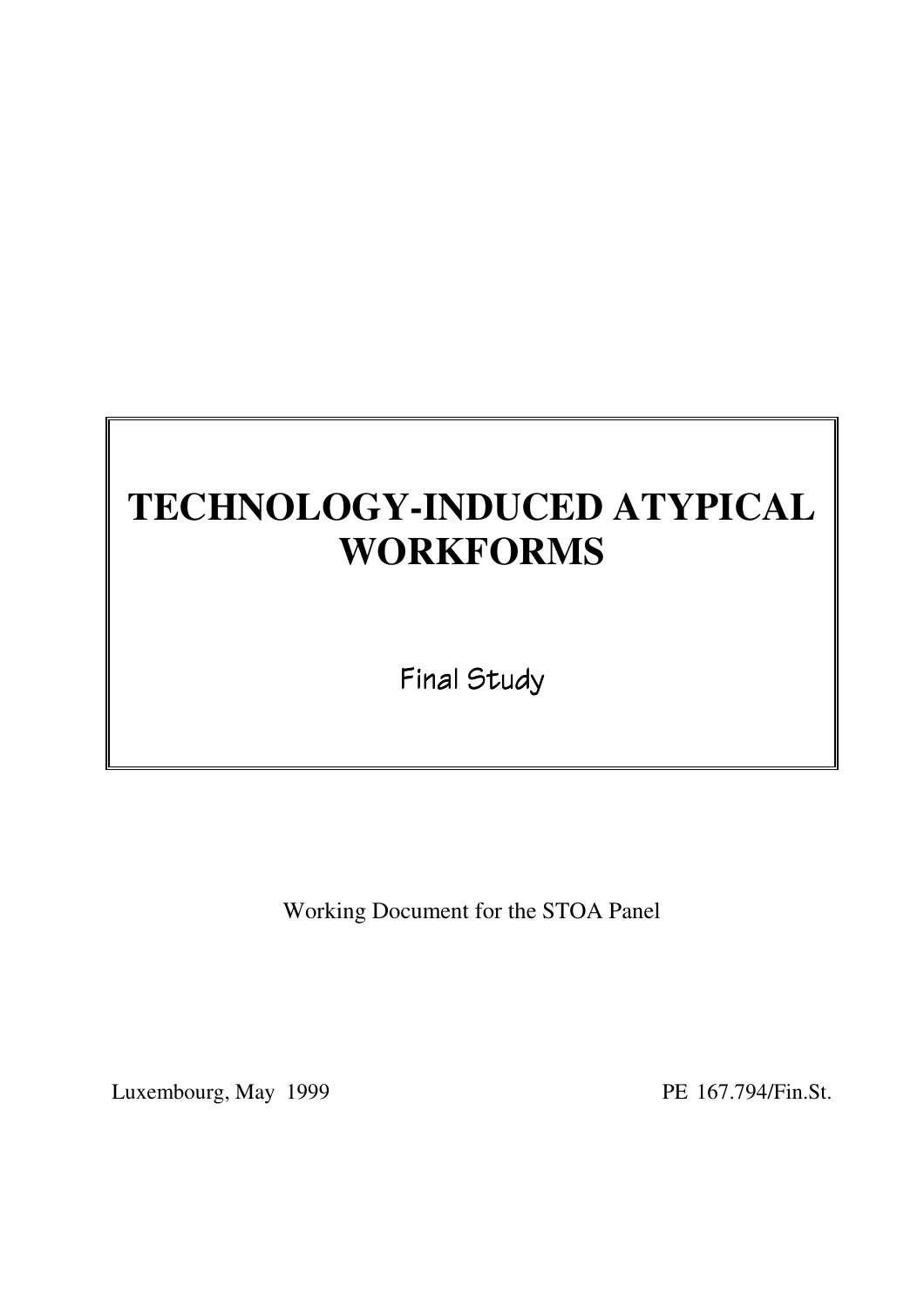# TECHNOLOGY-INDUCED ATYPICAL WORKFORMS

Final Study

Working Document for the STOA Panel

Luxembourg, May 1999

PE 167.794/Fin.St.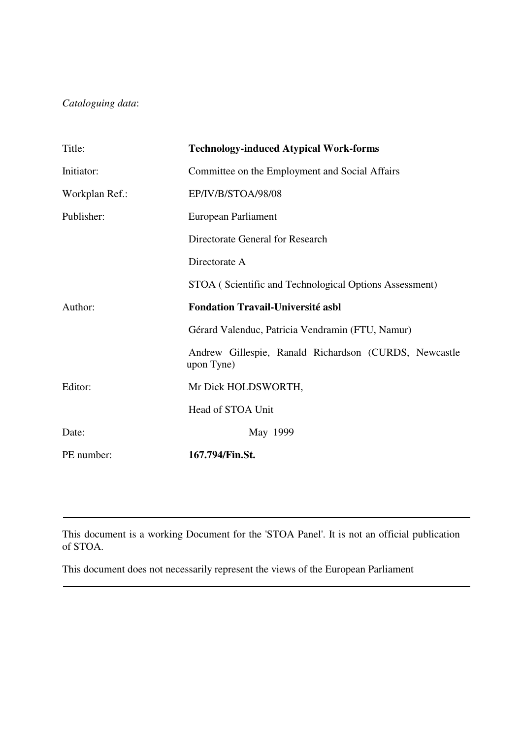*Cataloguing data*:

| | |
|---|---|
| Title: | **Technology-induced Atypical Work-forms** |
| Initiator: | Committee on the Employment and Social Affairs |
| Workplan Ref.: | EP/IV/B/STOA/98/08 |
| Publisher: | European Parliament |
| | Directorate General for Research |
| | Directorate A |
| | STOA ( Scientific and Technological Options Assessment) |
| Author: | **Fondation Travail-Université asbl** |
| | Gérard Valenduc, Patricia Vendramin (FTU, Namur) |
| | Andrew Gillespie, Ranald Richardson (CURDS, Newcastle upon Tyne) |
| Editor: | Mr Dick HOLDSWORTH, |
| | Head of STOA Unit |
| Date: | May 1999 |
| PE number: | **167.794/Fin.St.** |

---

This document is a working Document for the 'STOA Panel'. It is not an official publication of STOA.

This document does not necessarily represent the views of the European Parliament

---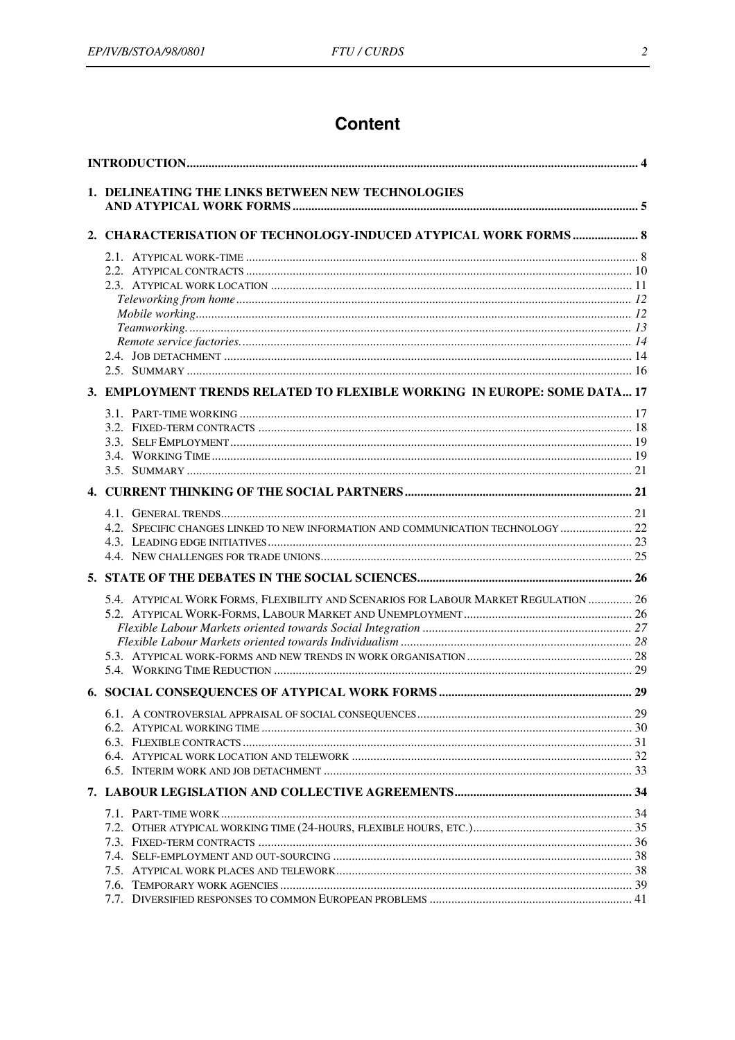# Content

| | |
|---|---|
| **INTRODUCTION** | **4** |
| **1. DELINEATING THE LINKS BETWEEN NEW TECHNOLOGIES AND ATYPICAL WORK FORMS** | **5** |
| **2. CHARACTERISATION OF TECHNOLOGY-INDUCED ATYPICAL WORK FORMS** | **8** |
| 2.1. ATYPICAL WORK-TIME | 8 |
| 2.2. ATYPICAL CONTRACTS | 10 |
| 2.3. ATYPICAL WORK LOCATION | 11 |
| *Teleworking from home* | *12* |
| *Mobile working* | *12* |
| *Teamworking.* | *13* |
| *Remote service factories.* | *14* |
| 2.4. JOB DETACHMENT | 14 |
| 2.5. SUMMARY | 16 |
| **3. EMPLOYMENT TRENDS RELATED TO FLEXIBLE WORKING IN EUROPE: SOME DATA** | **17** |
| 3.1. PART-TIME WORKING | 17 |
| 3.2. FIXED-TERM CONTRACTS | 18 |
| 3.3. SELF EMPLOYMENT | 19 |
| 3.4. WORKING TIME | 19 |
| 3.5. SUMMARY | 21 |
| **4. CURRENT THINKING OF THE SOCIAL PARTNERS** | **21** |
| 4.1. GENERAL TRENDS | 21 |
| 4.2. SPECIFIC CHANGES LINKED TO NEW INFORMATION AND COMMUNICATION TECHNOLOGY | 22 |
| 4.3. LEADING EDGE INITIATIVES | 23 |
| 4.4. NEW CHALLENGES FOR TRADE UNIONS | 25 |
| **5. STATE OF THE DEBATES IN THE SOCIAL SCIENCES** | **26** |
| 5.4. ATYPICAL WORK FORMS, FLEXIBILITY AND SCENARIOS FOR LABOUR MARKET REGULATION | 26 |
| 5.2. ATYPICAL WORK-FORMS, LABOUR MARKET AND UNEMPLOYMENT | 26 |
| *Flexible Labour Markets oriented towards Social Integration* | *27* |
| *Flexible Labour Markets oriented towards Individualism* | *28* |
| 5.3. ATYPICAL WORK-FORMS AND NEW TRENDS IN WORK ORGANISATION | 28 |
| 5.4. WORKING TIME REDUCTION | 29 |
| **6. SOCIAL CONSEQUENCES OF ATYPICAL WORK FORMS** | **29** |
| 6.1. A CONTROVERSIAL APPRAISAL OF SOCIAL CONSEQUENCES | 29 |
| 6.2. ATYPICAL WORKING TIME | 30 |
| 6.3. FLEXIBLE CONTRACTS | 31 |
| 6.4. ATYPICAL WORK LOCATION AND TELEWORK | 32 |
| 6.5. INTERIM WORK AND JOB DETACHMENT | 33 |
| **7. LABOUR LEGISLATION AND COLLECTIVE AGREEMENTS** | **34** |
| 7.1. PART-TIME WORK | 34 |
| 7.2. OTHER ATYPICAL WORKING TIME (24-HOURS, FLEXIBLE HOURS, ETC.) | 35 |
| 7.3. FIXED-TERM CONTRACTS | 36 |
| 7.4. SELF-EMPLOYMENT AND OUT-SOURCING | 38 |
| 7.5. ATYPICAL WORK PLACES AND TELEWORK | 38 |
| 7.6. TEMPORARY WORK AGENCIES | 39 |
| 7.7. DIVERSIFIED RESPONSES TO COMMON EUROPEAN PROBLEMS | 41 |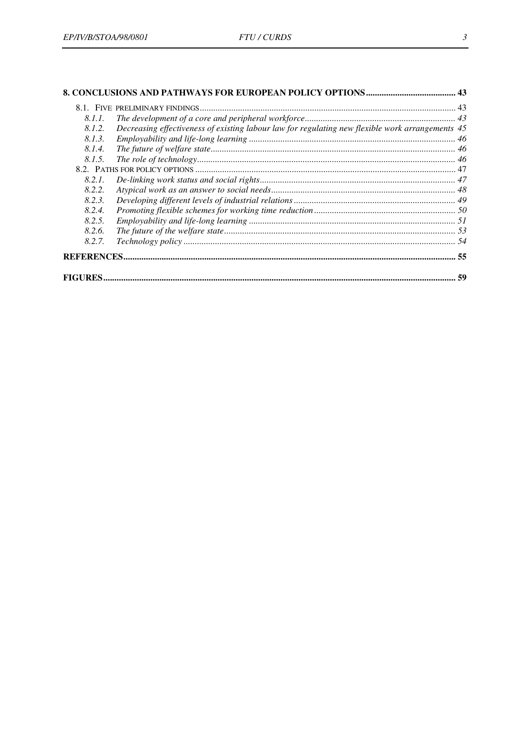**8. CONCLUSIONS AND PATHWAYS FOR EUROPEAN POLICY OPTIONS** ........................................ 43

8.1. FIVE PRELIMINARY FINDINGS ........................................ 43

*8.1.1. The development of a core and peripheral workforce* ........................................ 43

*8.1.2. Decreasing effectiveness of existing labour law for regulating new flexible work arrangements* 45

*8.1.3. Employability and life-long learning* ........................................ 46

*8.1.4. The future of welfare state* ........................................ 46

*8.1.5. The role of technology* ........................................ 46

8.2. PATHS FOR POLICY OPTIONS ........................................ 47

*8.2.1. De-linking work status and social rights* ........................................ 47

*8.2.2. Atypical work as an answer to social needs* ........................................ 48

*8.2.3. Developing different levels of industrial relations* ........................................ 49

*8.2.4. Promoting flexible schemes for working time reduction* ........................................ 50

*8.2.5. Employability and life-long learning* ........................................ 51

*8.2.6. The future of the welfare state* ........................................ 53

*8.2.7. Technology policy* ........................................ 54

**REFERENCES** ........................................ 55

**FIGURES** ........................................ 59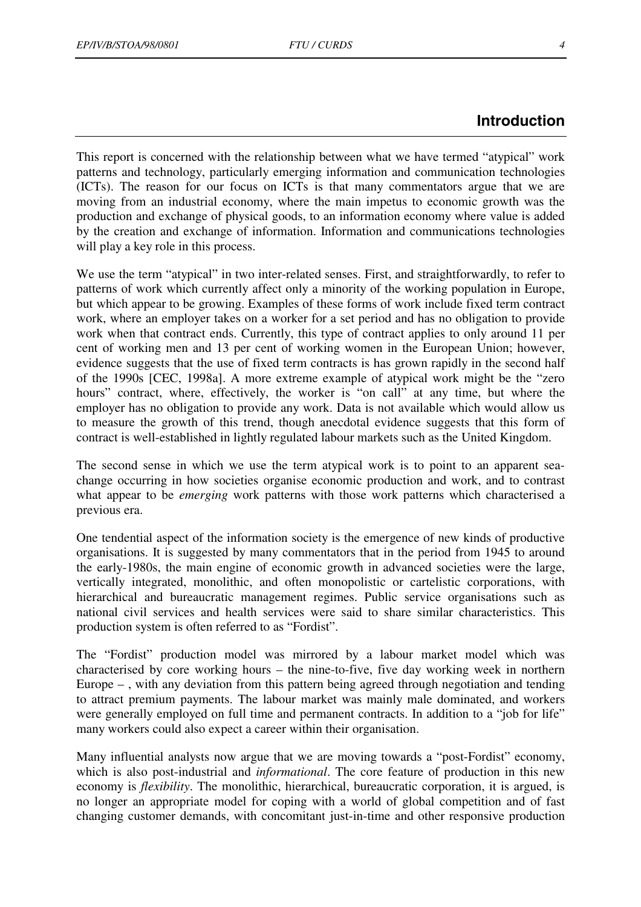# Introduction

This report is concerned with the relationship between what we have termed "atypical" work patterns and technology, particularly emerging information and communication technologies (ICTs). The reason for our focus on ICTs is that many commentators argue that we are moving from an industrial economy, where the main impetus to economic growth was the production and exchange of physical goods, to an information economy where value is added by the creation and exchange of information. Information and communications technologies will play a key role in this process.

We use the term "atypical" in two inter-related senses. First, and straightforwardly, to refer to patterns of work which currently affect only a minority of the working population in Europe, but which appear to be growing. Examples of these forms of work include fixed term contract work, where an employer takes on a worker for a set period and has no obligation to provide work when that contract ends. Currently, this type of contract applies to only around 11 per cent of working men and 13 per cent of working women in the European Union; however, evidence suggests that the use of fixed term contracts is has grown rapidly in the second half of the 1990s [CEC, 1998a]. A more extreme example of atypical work might be the "zero hours" contract, where, effectively, the worker is "on call" at any time, but where the employer has no obligation to provide any work. Data is not available which would allow us to measure the growth of this trend, though anecdotal evidence suggests that this form of contract is well-established in lightly regulated labour markets such as the United Kingdom.

The second sense in which we use the term atypical work is to point to an apparent sea-change occurring in how societies organise economic production and work, and to contrast what appear to be *emerging* work patterns with those work patterns which characterised a previous era.

One tendential aspect of the information society is the emergence of new kinds of productive organisations. It is suggested by many commentators that in the period from 1945 to around the early-1980s, the main engine of economic growth in advanced societies were the large, vertically integrated, monolithic, and often monopolistic or cartelistic corporations, with hierarchical and bureaucratic management regimes. Public service organisations such as national civil services and health services were said to share similar characteristics. This production system is often referred to as "Fordist".

The "Fordist" production model was mirrored by a labour market model which was characterised by core working hours – the nine-to-five, five day working week in northern Europe – , with any deviation from this pattern being agreed through negotiation and tending to attract premium payments. The labour market was mainly male dominated, and workers were generally employed on full time and permanent contracts. In addition to a "job for life" many workers could also expect a career within their organisation.

Many influential analysts now argue that we are moving towards a "post-Fordist" economy, which is also post-industrial and *informational*. The core feature of production in this new economy is *flexibility*. The monolithic, hierarchical, bureaucratic corporation, it is argued, is no longer an appropriate model for coping with a world of global competition and of fast changing customer demands, with concomitant just-in-time and other responsive production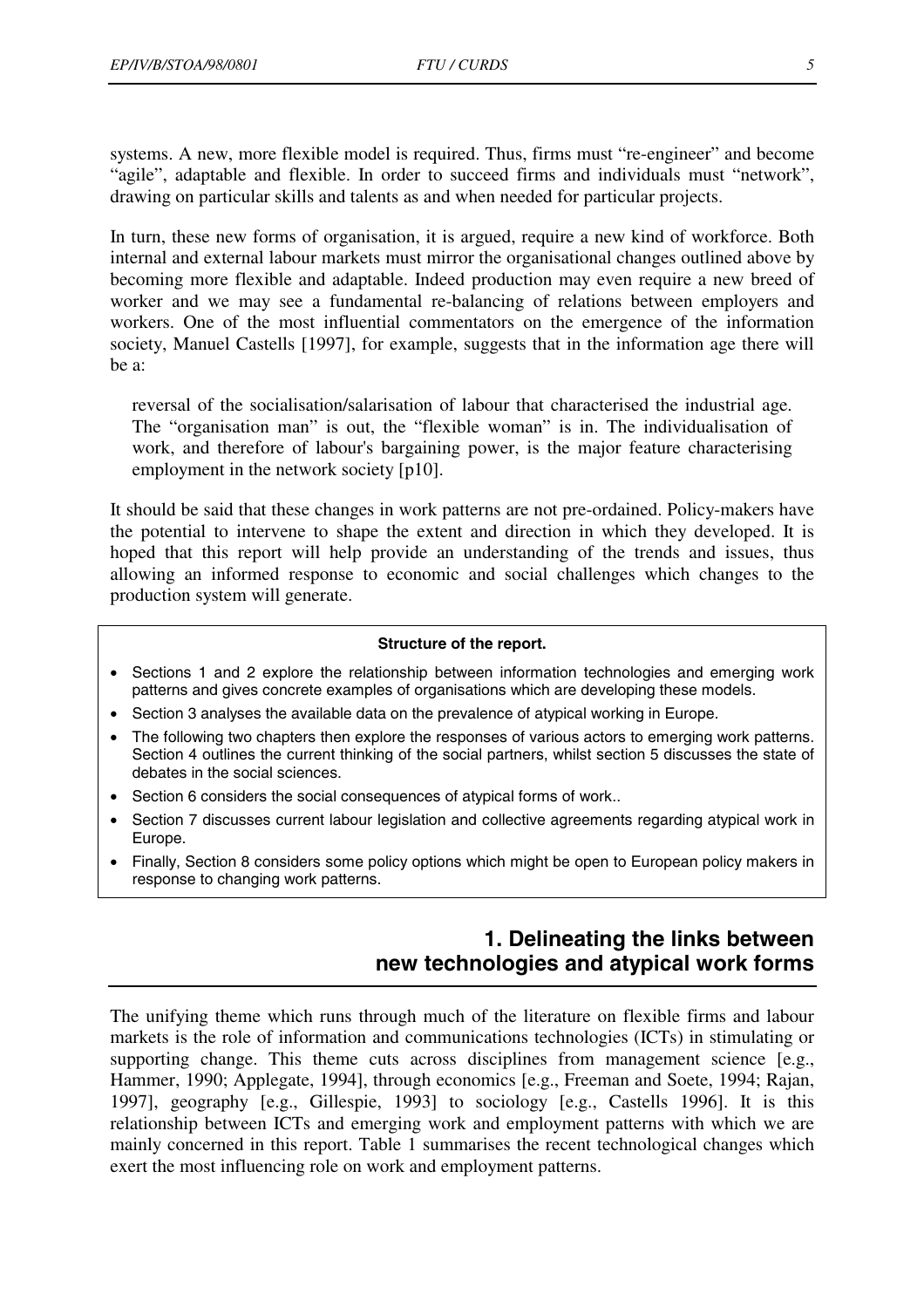systems. A new, more flexible model is required. Thus, firms must "re-engineer" and become "agile", adaptable and flexible. In order to succeed firms and individuals must "network", drawing on particular skills and talents as and when needed for particular projects.

In turn, these new forms of organisation, it is argued, require a new kind of workforce. Both internal and external labour markets must mirror the organisational changes outlined above by becoming more flexible and adaptable. Indeed production may even require a new breed of worker and we may see a fundamental re-balancing of relations between employers and workers. One of the most influential commentators on the emergence of the information society, Manuel Castells [1997], for example, suggests that in the information age there will be a:

> reversal of the socialisation/salarisation of labour that characterised the industrial age. The "organisation man" is out, the "flexible woman" is in. The individualisation of work, and therefore of labour's bargaining power, is the major feature characterising employment in the network society [p10].

It should be said that these changes in work patterns are not pre-ordained. Policy-makers have the potential to intervene to shape the extent and direction in which they developed. It is hoped that this report will help provide an understanding of the trends and issues, thus allowing an informed response to economic and social challenges which changes to the production system will generate.

**Structure of the report.**

- Sections 1 and 2 explore the relationship between information technologies and emerging work patterns and gives concrete examples of organisations which are developing these models.
- Section 3 analyses the available data on the prevalence of atypical working in Europe.
- The following two chapters then explore the responses of various actors to emerging work patterns. Section 4 outlines the current thinking of the social partners, whilst section 5 discusses the state of debates in the social sciences.
- Section 6 considers the social consequences of atypical forms of work..
- Section 7 discusses current labour legislation and collective agreements regarding atypical work in Europe.
- Finally, Section 8 considers some policy options which might be open to European policy makers in response to changing work patterns.

# 1. Delineating the links between new technologies and atypical work forms

The unifying theme which runs through much of the literature on flexible firms and labour markets is the role of information and communications technologies (ICTs) in stimulating or supporting change. This theme cuts across disciplines from management science [e.g., Hammer, 1990; Applegate, 1994], through economics [e.g., Freeman and Soete, 1994; Rajan, 1997], geography [e.g., Gillespie, 1993] to sociology [e.g., Castells 1996]. It is this relationship between ICTs and emerging work and employment patterns with which we are mainly concerned in this report. Table 1 summarises the recent technological changes which exert the most influencing role on work and employment patterns.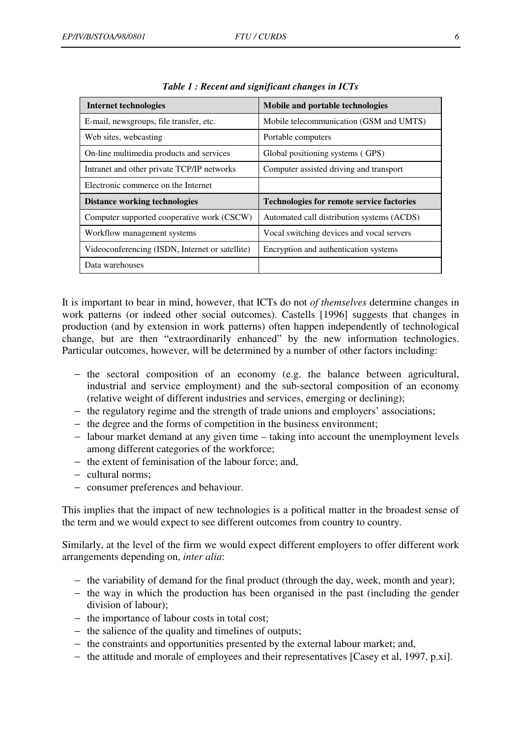***Table 1 : Recent and significant changes in ICTs***

| **Internet technologies** | **Mobile and portable technologies** |
|---|---|
| E-mail, newsgroups, file transfer, etc. | Mobile telecommunication (GSM and UMTS) |
| Web sites, webcasting | Portable computers |
| On-line multimedia products and services | Global positioning systems ( GPS) |
| Intranet and other private TCP/IP networks | Computer assisted driving and transport |
| Electronic commerce on the Internet | |
| **Distance working technologies** | **Technologies for remote service factories** |
| Computer supported cooperative work (CSCW) | Automated call distribution systems (ACDS) |
| Workflow management systems | Vocal switching devices and vocal servers |
| Videoconferencing (ISDN, Internet or satellite) | Encryption and authentication systems |
| Data warehouses | |

It is important to bear in mind, however, that ICTs do not *of themselves* determine changes in work patterns (or indeed other social outcomes). Castells [1996] suggests that changes in production (and by extension in work patterns) often happen independently of technological change, but are then "extraordinarily enhanced" by the new information technologies. Particular outcomes, however, will be determined by a number of other factors including:

- the sectoral composition of an economy (e.g. the balance between agricultural, industrial and service employment) and the sub-sectoral composition of an economy (relative weight of different industries and services, emerging or declining);
- the regulatory regime and the strength of trade unions and employers' associations;
- the degree and the forms of competition in the business environment;
- labour market demand at any given time – taking into account the unemployment levels among different categories of the workforce;
- the extent of feminisation of the labour force; and,
- cultural norms;
- consumer preferences and behaviour.

This implies that the impact of new technologies is a political matter in the broadest sense of the term and we would expect to see different outcomes from country to country.

Similarly, at the level of the firm we would expect different employers to offer different work arrangements depending on, *inter alia*:

- the variability of demand for the final product (through the day, week, month and year);
- the way in which the production has been organised in the past (including the gender division of labour);
- the importance of labour costs in total cost;
- the salience of the quality and timelines of outputs;
- the constraints and opportunities presented by the external labour market; and,
- the attitude and morale of employees and their representatives [Casey et al, 1997, p.xi].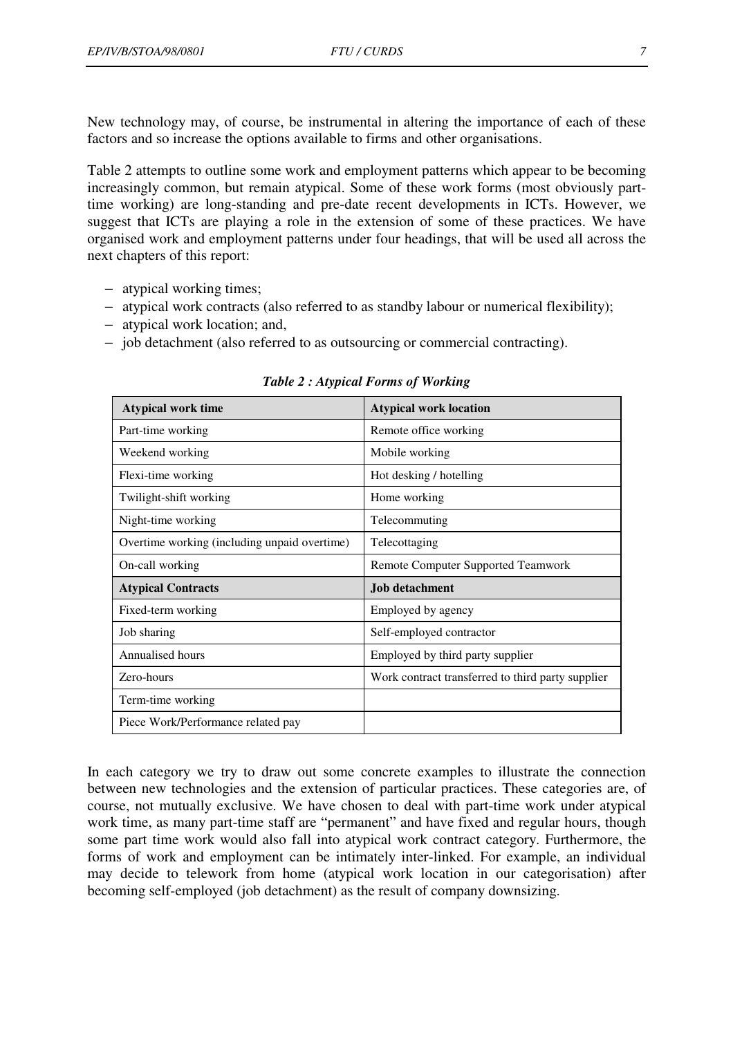New technology may, of course, be instrumental in altering the importance of each of these factors and so increase the options available to firms and other organisations.

Table 2 attempts to outline some work and employment patterns which appear to be becoming increasingly common, but remain atypical. Some of these work forms (most obviously part-time working) are long-standing and pre-date recent developments in ICTs. However, we suggest that ICTs are playing a role in the extension of some of these practices. We have organised work and employment patterns under four headings, that will be used all across the next chapters of this report:

- atypical working times;
- atypical work contracts (also referred to as standby labour or numerical flexibility);
- atypical work location; and,
- job detachment (also referred to as outsourcing or commercial contracting).

***Table 2 : Atypical Forms of Working***

| Atypical work time | Atypical work location |
|---|---|
| Part-time working | Remote office working |
| Weekend working | Mobile working |
| Flexi-time working | Hot desking / hotelling |
| Twilight-shift working | Home working |
| Night-time working | Telecommuting |
| Overtime working (including unpaid overtime) | Telecottaging |
| On-call working | Remote Computer Supported Teamwork |
| **Atypical Contracts** | **Job detachment** |
| Fixed-term working | Employed by agency |
| Job sharing | Self-employed contractor |
| Annualised hours | Employed by third party supplier |
| Zero-hours | Work contract transferred to third party supplier |
| Term-time working | |
| Piece Work/Performance related pay | |

In each category we try to draw out some concrete examples to illustrate the connection between new technologies and the extension of particular practices. These categories are, of course, not mutually exclusive. We have chosen to deal with part-time work under atypical work time, as many part-time staff are "permanent" and have fixed and regular hours, though some part time work would also fall into atypical work contract category. Furthermore, the forms of work and employment can be intimately inter-linked. For example, an individual may decide to telework from home (atypical work location in our categorisation) after becoming self-employed (job detachment) as the result of company downsizing.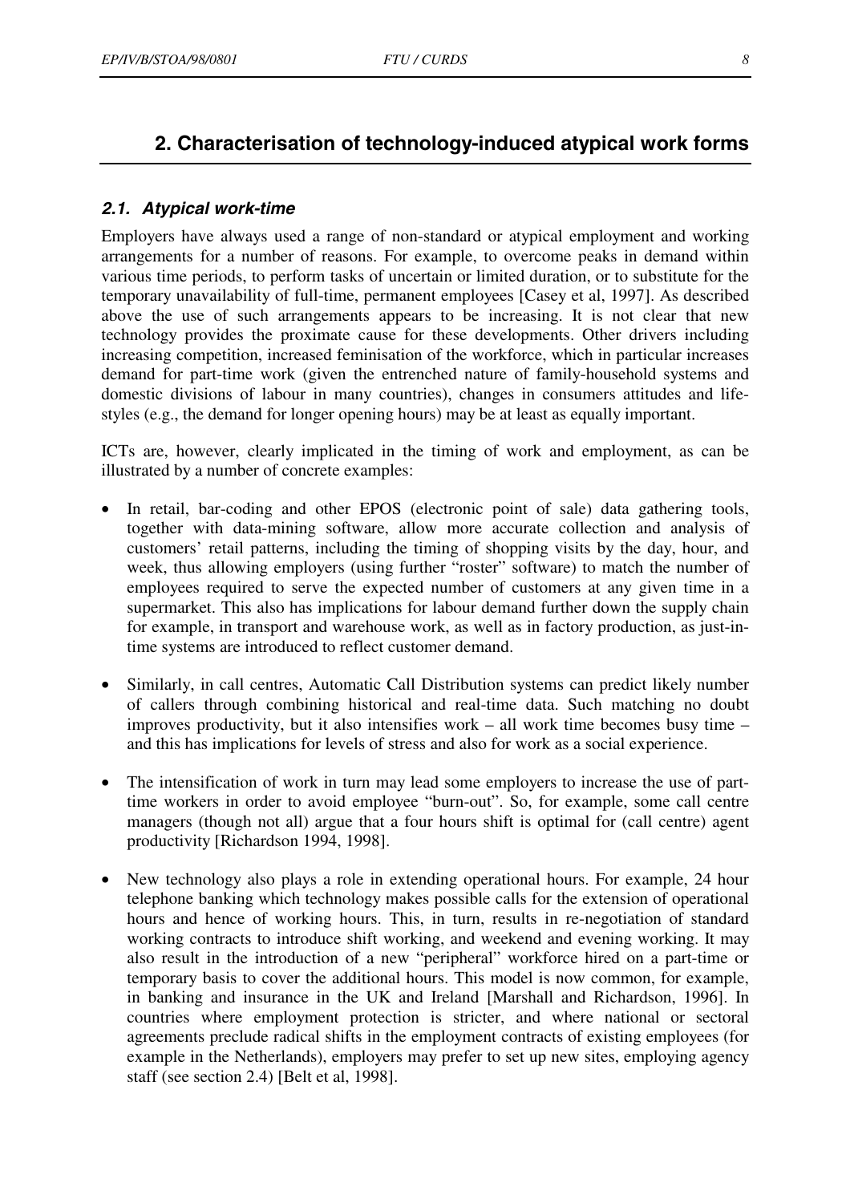## 2. Characterisation of technology-induced atypical work forms

### *2.1. Atypical work-time*

Employers have always used a range of non-standard or atypical employment and working arrangements for a number of reasons. For example, to overcome peaks in demand within various time periods, to perform tasks of uncertain or limited duration, or to substitute for the temporary unavailability of full-time, permanent employees [Casey et al, 1997]. As described above the use of such arrangements appears to be increasing. It is not clear that new technology provides the proximate cause for these developments. Other drivers including increasing competition, increased feminisation of the workforce, which in particular increases demand for part-time work (given the entrenched nature of family-household systems and domestic divisions of labour in many countries), changes in consumers attitudes and life-styles (e.g., the demand for longer opening hours) may be at least as equally important.

ICTs are, however, clearly implicated in the timing of work and employment, as can be illustrated by a number of concrete examples:

- In retail, bar-coding and other EPOS (electronic point of sale) data gathering tools, together with data-mining software, allow more accurate collection and analysis of customers' retail patterns, including the timing of shopping visits by the day, hour, and week, thus allowing employers (using further "roster" software) to match the number of employees required to serve the expected number of customers at any given time in a supermarket. This also has implications for labour demand further down the supply chain for example, in transport and warehouse work, as well as in factory production, as just-in-time systems are introduced to reflect customer demand.

- Similarly, in call centres, Automatic Call Distribution systems can predict likely number of callers through combining historical and real-time data. Such matching no doubt improves productivity, but it also intensifies work – all work time becomes busy time – and this has implications for levels of stress and also for work as a social experience.

- The intensification of work in turn may lead some employers to increase the use of part-time workers in order to avoid employee "burn-out". So, for example, some call centre managers (though not all) argue that a four hours shift is optimal for (call centre) agent productivity [Richardson 1994, 1998].

- New technology also plays a role in extending operational hours. For example, 24 hour telephone banking which technology makes possible calls for the extension of operational hours and hence of working hours. This, in turn, results in re-negotiation of standard working contracts to introduce shift working, and weekend and evening working. It may also result in the introduction of a new "peripheral" workforce hired on a part-time or temporary basis to cover the additional hours. This model is now common, for example, in banking and insurance in the UK and Ireland [Marshall and Richardson, 1996]. In countries where employment protection is stricter, and where national or sectoral agreements preclude radical shifts in the employment contracts of existing employees (for example in the Netherlands), employers may prefer to set up new sites, employing agency staff (see section 2.4) [Belt et al, 1998].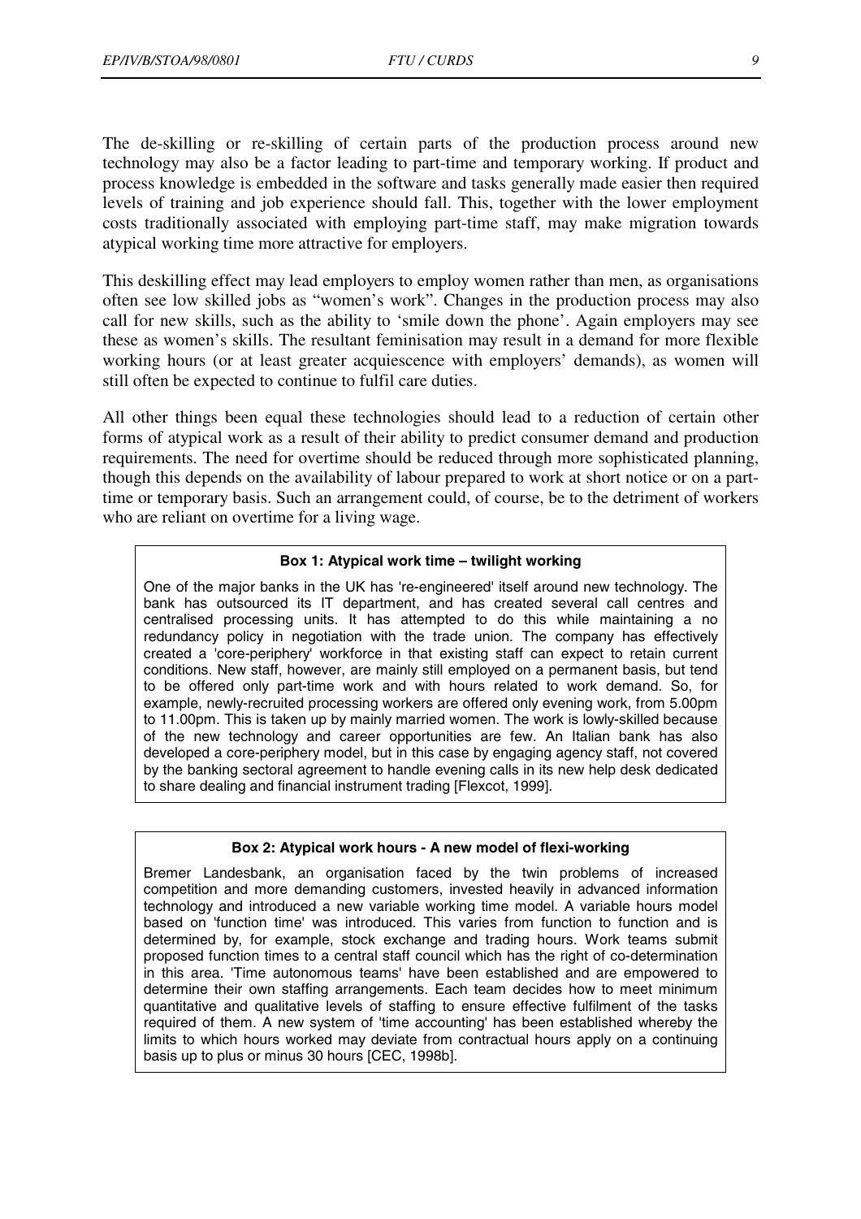The de-skilling or re-skilling of certain parts of the production process around new technology may also be a factor leading to part-time and temporary working. If product and process knowledge is embedded in the software and tasks generally made easier then required levels of training and job experience should fall. This, together with the lower employment costs traditionally associated with employing part-time staff, may make migration towards atypical working time more attractive for employers.

This deskilling effect may lead employers to employ women rather than men, as organisations often see low skilled jobs as "women's work". Changes in the production process may also call for new skills, such as the ability to 'smile down the phone'. Again employers may see these as women's skills. The resultant feminisation may result in a demand for more flexible working hours (or at least greater acquiescence with employers' demands), as women will still often be expected to continue to fulfil care duties.

All other things been equal these technologies should lead to a reduction of certain other forms of atypical work as a result of their ability to predict consumer demand and production requirements. The need for overtime should be reduced through more sophisticated planning, though this depends on the availability of labour prepared to work at short notice or on a part-time or temporary basis. Such an arrangement could, of course, be to the detriment of workers who are reliant on overtime for a living wage.

> **Box 1: Atypical work time – twilight working**
>
> One of the major banks in the UK has 're-engineered' itself around new technology. The bank has outsourced its IT department, and has created several call centres and centralised processing units. It has attempted to do this while maintaining a no redundancy policy in negotiation with the trade union. The company has effectively created a 'core-periphery' workforce in that existing staff can expect to retain current conditions. New staff, however, are mainly still employed on a permanent basis, but tend to be offered only part-time work and with hours related to work demand. So, for example, newly-recruited processing workers are offered only evening work, from 5.00pm to 11.00pm. This is taken up by mainly married women. The work is lowly-skilled because of the new technology and career opportunities are few. An Italian bank has also developed a core-periphery model, but in this case by engaging agency staff, not covered by the banking sectoral agreement to handle evening calls in its new help desk dedicated to share dealing and financial instrument trading [Flexcot, 1999].

> **Box 2: Atypical work hours - A new model of flexi-working**
>
> Bremer Landesbank, an organisation faced by the twin problems of increased competition and more demanding customers, invested heavily in advanced information technology and introduced a new variable working time model. A variable hours model based on 'function time' was introduced. This varies from function to function and is determined by, for example, stock exchange and trading hours. Work teams submit proposed function times to a central staff council which has the right of co-determination in this area. 'Time autonomous teams' have been established and are empowered to determine their own staffing arrangements. Each team decides how to meet minimum quantitative and qualitative levels of staffing to ensure effective fulfilment of the tasks required of them. A new system of 'time accounting' has been established whereby the limits to which hours worked may deviate from contractual hours apply on a continuing basis up to plus or minus 30 hours [CEC, 1998b].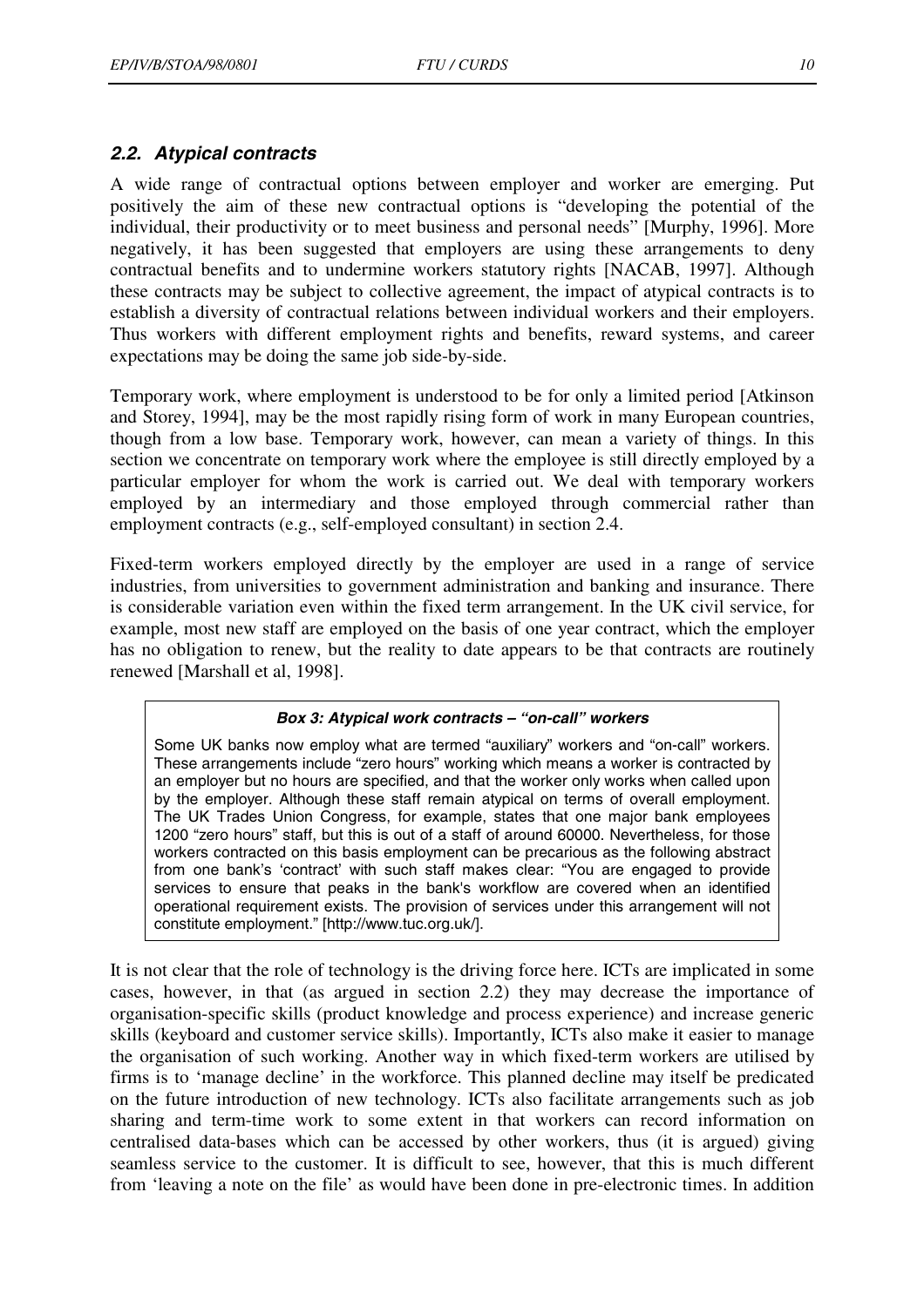### *2.2. Atypical contracts*

A wide range of contractual options between employer and worker are emerging. Put positively the aim of these new contractual options is "developing the potential of the individual, their productivity or to meet business and personal needs" [Murphy, 1996]. More negatively, it has been suggested that employers are using these arrangements to deny contractual benefits and to undermine workers statutory rights [NACAB, 1997]. Although these contracts may be subject to collective agreement, the impact of atypical contracts is to establish a diversity of contractual relations between individual workers and their employers. Thus workers with different employment rights and benefits, reward systems, and career expectations may be doing the same job side-by-side.

Temporary work, where employment is understood to be for only a limited period [Atkinson and Storey, 1994], may be the most rapidly rising form of work in many European countries, though from a low base. Temporary work, however, can mean a variety of things. In this section we concentrate on temporary work where the employee is still directly employed by a particular employer for whom the work is carried out. We deal with temporary workers employed by an intermediary and those employed through commercial rather than employment contracts (e.g., self-employed consultant) in section 2.4.

Fixed-term workers employed directly by the employer are used in a range of service industries, from universities to government administration and banking and insurance. There is considerable variation even within the fixed term arrangement. In the UK civil service, for example, most new staff are employed on the basis of one year contract, which the employer has no obligation to renew, but the reality to date appears to be that contracts are routinely renewed [Marshall et al, 1998].

> **Box 3: Atypical work contracts – "on-call" workers**
>
> Some UK banks now employ what are termed "auxiliary" workers and "on-call" workers. These arrangements include "zero hours" working which means a worker is contracted by an employer but no hours are specified, and that the worker only works when called upon by the employer. Although these staff remain atypical on terms of overall employment. The UK Trades Union Congress, for example, states that one major bank employees 1200 "zero hours" staff, but this is out of a staff of around 60000. Nevertheless, for those workers contracted on this basis employment can be precarious as the following abstract from one bank's 'contract' with such staff makes clear: "You are engaged to provide services to ensure that peaks in the bank's workflow are covered when an identified operational requirement exists. The provision of services under this arrangement will not constitute employment." [http://www.tuc.org.uk/].

It is not clear that the role of technology is the driving force here. ICTs are implicated in some cases, however, in that (as argued in section 2.2) they may decrease the importance of organisation-specific skills (product knowledge and process experience) and increase generic skills (keyboard and customer service skills). Importantly, ICTs also make it easier to manage the organisation of such working. Another way in which fixed-term workers are utilised by firms is to 'manage decline' in the workforce. This planned decline may itself be predicated on the future introduction of new technology. ICTs also facilitate arrangements such as job sharing and term-time work to some extent in that workers can record information on centralised data-bases which can be accessed by other workers, thus (it is argued) giving seamless service to the customer. It is difficult to see, however, that this is much different from 'leaving a note on the file' as would have been done in pre-electronic times. In addition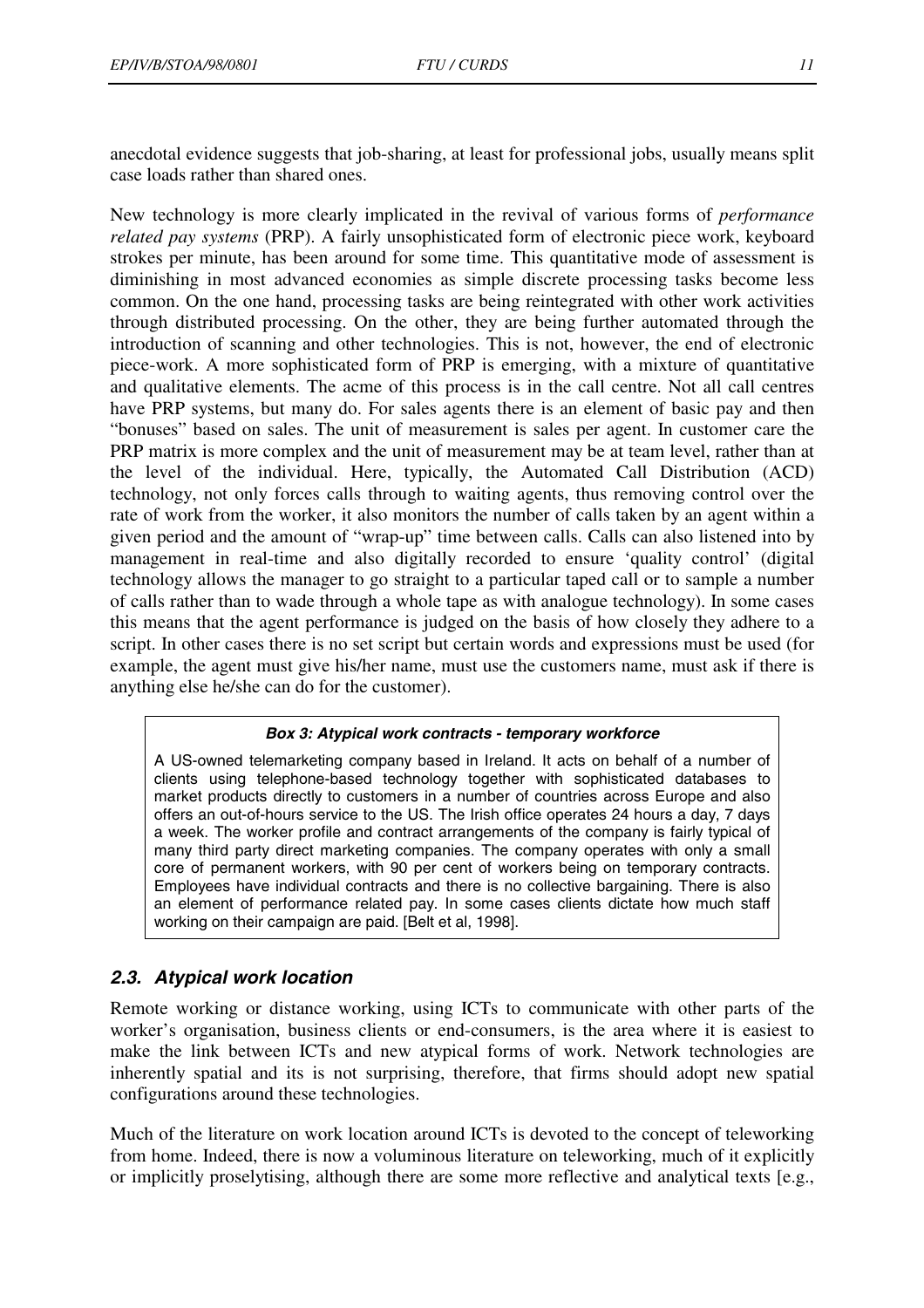anecdotal evidence suggests that job-sharing, at least for professional jobs, usually means split case loads rather than shared ones.

New technology is more clearly implicated in the revival of various forms of *performance related pay systems* (PRP). A fairly unsophisticated form of electronic piece work, keyboard strokes per minute, has been around for some time. This quantitative mode of assessment is diminishing in most advanced economies as simple discrete processing tasks become less common. On the one hand, processing tasks are being reintegrated with other work activities through distributed processing. On the other, they are being further automated through the introduction of scanning and other technologies. This is not, however, the end of electronic piece-work. A more sophisticated form of PRP is emerging, with a mixture of quantitative and qualitative elements. The acme of this process is in the call centre. Not all call centres have PRP systems, but many do. For sales agents there is an element of basic pay and then "bonuses" based on sales. The unit of measurement is sales per agent. In customer care the PRP matrix is more complex and the unit of measurement may be at team level, rather than at the level of the individual. Here, typically, the Automated Call Distribution (ACD) technology, not only forces calls through to waiting agents, thus removing control over the rate of work from the worker, it also monitors the number of calls taken by an agent within a given period and the amount of "wrap-up" time between calls. Calls can also listened into by management in real-time and also digitally recorded to ensure 'quality control' (digital technology allows the manager to go straight to a particular taped call or to sample a number of calls rather than to wade through a whole tape as with analogue technology). In some cases this means that the agent performance is judged on the basis of how closely they adhere to a script. In other cases there is no set script but certain words and expressions must be used (for example, the agent must give his/her name, must use the customers name, must ask if there is anything else he/she can do for the customer).

**Box 3: Atypical work contracts - temporary workforce**

A US-owned telemarketing company based in Ireland. It acts on behalf of a number of clients using telephone-based technology together with sophisticated databases to market products directly to customers in a number of countries across Europe and also offers an out-of-hours service to the US. The Irish office operates 24 hours a day, 7 days a week. The worker profile and contract arrangements of the company is fairly typical of many third party direct marketing companies. The company operates with only a small core of permanent workers, with 90 per cent of workers being on temporary contracts. Employees have individual contracts and there is no collective bargaining. There is also an element of performance related pay. In some cases clients dictate how much staff working on their campaign are paid. [Belt et al, 1998].

## 2.3. Atypical work location

Remote working or distance working, using ICTs to communicate with other parts of the worker's organisation, business clients or end-consumers, is the area where it is easiest to make the link between ICTs and new atypical forms of work. Network technologies are inherently spatial and its is not surprising, therefore, that firms should adopt new spatial configurations around these technologies.

Much of the literature on work location around ICTs is devoted to the concept of teleworking from home. Indeed, there is now a voluminous literature on teleworking, much of it explicitly or implicitly proselytising, although there are some more reflective and analytical texts [e.g.,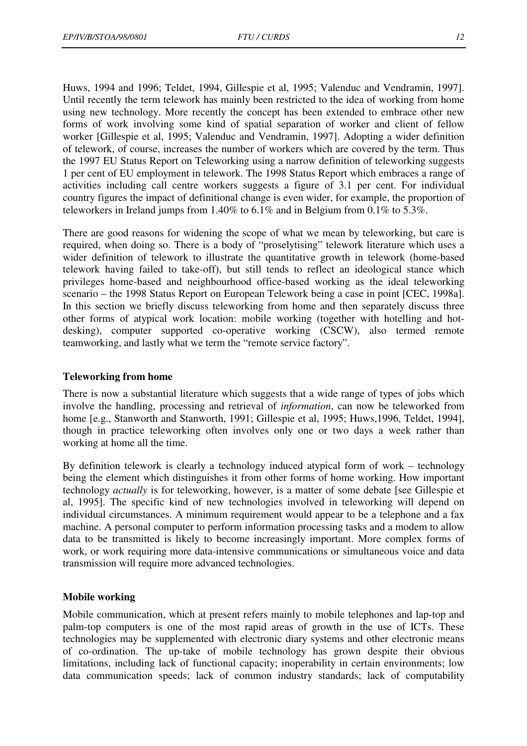Huws, 1994 and 1996; Teldet, 1994, Gillespie et al, 1995; Valenduc and Vendramin, 1997]. Until recently the term telework has mainly been restricted to the idea of working from home using new technology. More recently the concept has been extended to embrace other new forms of work involving some kind of spatial separation of worker and client of fellow worker [Gillespie et al, 1995; Valenduc and Vendramin, 1997]. Adopting a wider definition of telework, of course, increases the number of workers which are covered by the term. Thus the 1997 EU Status Report on Teleworking using a narrow definition of teleworking suggests 1 per cent of EU employment in telework. The 1998 Status Report which embraces a range of activities including call centre workers suggests a figure of 3.1 per cent. For individual country figures the impact of definitional change is even wider, for example, the proportion of teleworkers in Ireland jumps from 1.40% to 6.1% and in Belgium from 0.1% to 5.3%.

There are good reasons for widening the scope of what we mean by teleworking, but care is required, when doing so. There is a body of "proselytising" telework literature which uses a wider definition of telework to illustrate the quantitative growth in telework (home-based telework having failed to take-off), but still tends to reflect an ideological stance which privileges home-based and neighbourhood office-based working as the ideal teleworking scenario – the 1998 Status Report on European Telework being a case in point [CEC, 1998a]. In this section we briefly discuss teleworking from home and then separately discuss three other forms of atypical work location: mobile working (together with hotelling and hot-desking), computer supported co-operative working (CSCW), also termed remote teamworking, and lastly what we term the "remote service factory".

**Teleworking from home**

There is now a substantial literature which suggests that a wide range of types of jobs which involve the handling, processing and retrieval of *information*, can now be teleworked from home [e.g., Stanworth and Stanworth, 1991; Gillespie et al, 1995; Huws,1996, Teldet, 1994], though in practice teleworking often involves only one or two days a week rather than working at home all the time.

By definition telework is clearly a technology induced atypical form of work – technology being the element which distinguishes it from other forms of home working. How important technology *actually* is for teleworking, however, is a matter of some debate [see Gillespie et al, 1995]. The specific kind of new technologies involved in teleworking will depend on individual circumstances. A minimum requirement would appear to be a telephone and a fax machine. A personal computer to perform information processing tasks and a modem to allow data to be transmitted is likely to become increasingly important. More complex forms of work, or work requiring more data-intensive communications or simultaneous voice and data transmission will require more advanced technologies.

**Mobile working**

Mobile communication, which at present refers mainly to mobile telephones and lap-top and palm-top computers is one of the most rapid areas of growth in the use of ICTs. These technologies may be supplemented with electronic diary systems and other electronic means of co-ordination. The up-take of mobile technology has grown despite their obvious limitations, including lack of functional capacity; inoperability in certain environments; low data communication speeds; lack of common industry standards; lack of computability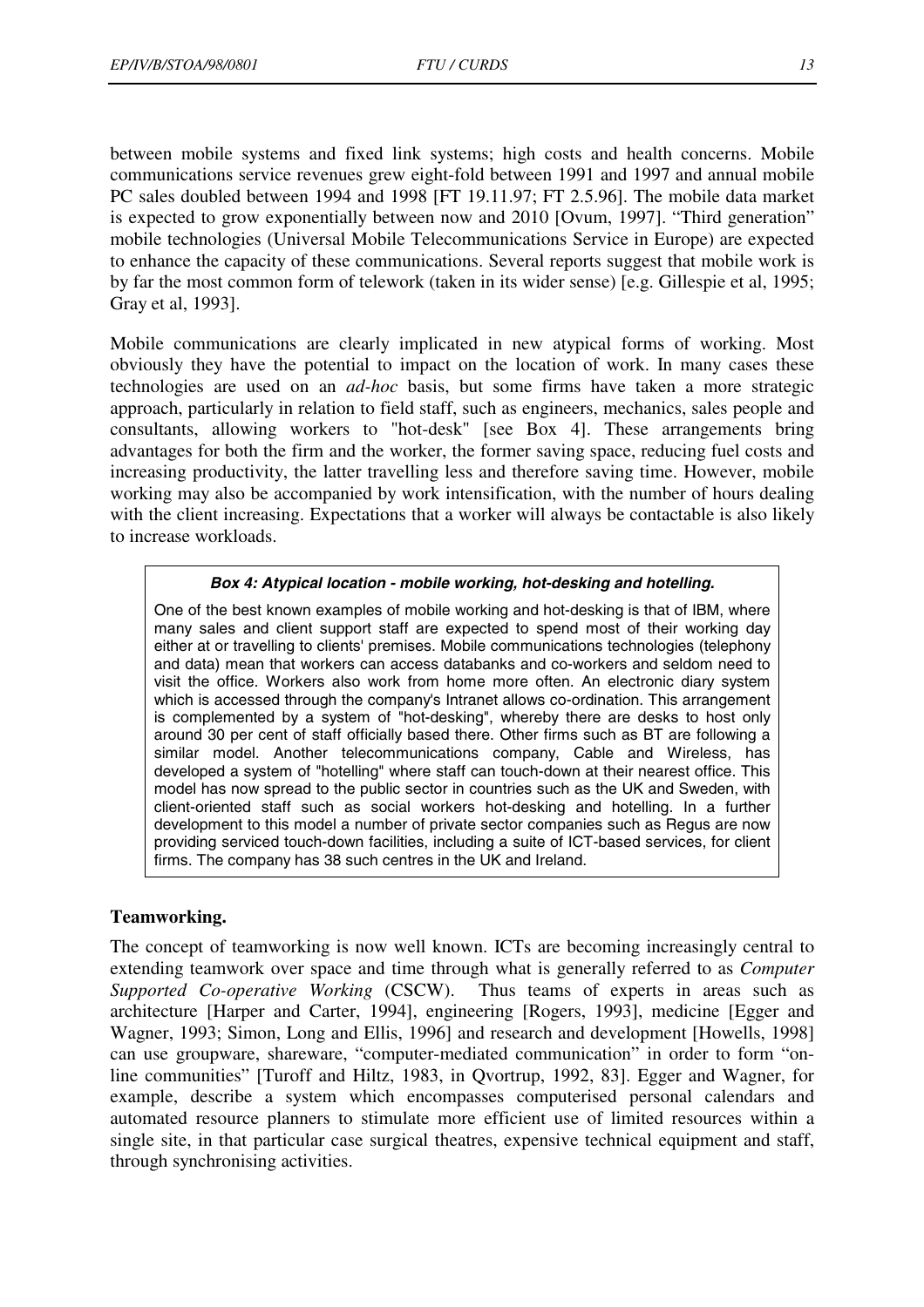between mobile systems and fixed link systems; high costs and health concerns. Mobile communications service revenues grew eight-fold between 1991 and 1997 and annual mobile PC sales doubled between 1994 and 1998 [FT 19.11.97; FT 2.5.96]. The mobile data market is expected to grow exponentially between now and 2010 [Ovum, 1997]. "Third generation" mobile technologies (Universal Mobile Telecommunications Service in Europe) are expected to enhance the capacity of these communications. Several reports suggest that mobile work is by far the most common form of telework (taken in its wider sense) [e.g. Gillespie et al, 1995; Gray et al, 1993].

Mobile communications are clearly implicated in new atypical forms of working. Most obviously they have the potential to impact on the location of work. In many cases these technologies are used on an *ad-hoc* basis, but some firms have taken a more strategic approach, particularly in relation to field staff, such as engineers, mechanics, sales people and consultants, allowing workers to "hot-desk" [see Box 4]. These arrangements bring advantages for both the firm and the worker, the former saving space, reducing fuel costs and increasing productivity, the latter travelling less and therefore saving time. However, mobile working may also be accompanied by work intensification, with the number of hours dealing with the client increasing. Expectations that a worker will always be contactable is also likely to increase workloads.

> ***Box 4: Atypical location - mobile working, hot-desking and hotelling.***
>
> One of the best known examples of mobile working and hot-desking is that of IBM, where many sales and client support staff are expected to spend most of their working day either at or travelling to clients' premises. Mobile communications technologies (telephony and data) mean that workers can access databanks and co-workers and seldom need to visit the office. Workers also work from home more often. An electronic diary system which is accessed through the company's Intranet allows co-ordination. This arrangement is complemented by a system of "hot-desking", whereby there are desks to host only around 30 per cent of staff officially based there. Other firms such as BT are following a similar model. Another telecommunications company, Cable and Wireless, has developed a system of "hotelling" where staff can touch-down at their nearest office. This model has now spread to the public sector in countries such as the UK and Sweden, with client-oriented staff such as social workers hot-desking and hotelling. In a further development to this model a number of private sector companies such as Regus are now providing serviced touch-down facilities, including a suite of ICT-based services, for client firms. The company has 38 such centres in the UK and Ireland.

**Teamworking.**

The concept of teamworking is now well known. ICTs are becoming increasingly central to extending teamwork over space and time through what is generally referred to as *Computer Supported Co-operative Working* (CSCW). Thus teams of experts in areas such as architecture [Harper and Carter, 1994], engineering [Rogers, 1993], medicine [Egger and Wagner, 1993; Simon, Long and Ellis, 1996] and research and development [Howells, 1998] can use groupware, shareware, "computer-mediated communication" in order to form "on-line communities" [Turoff and Hiltz, 1983, in Qvortrup, 1992, 83]. Egger and Wagner, for example, describe a system which encompasses computerised personal calendars and automated resource planners to stimulate more efficient use of limited resources within a single site, in that particular case surgical theatres, expensive technical equipment and staff, through synchronising activities.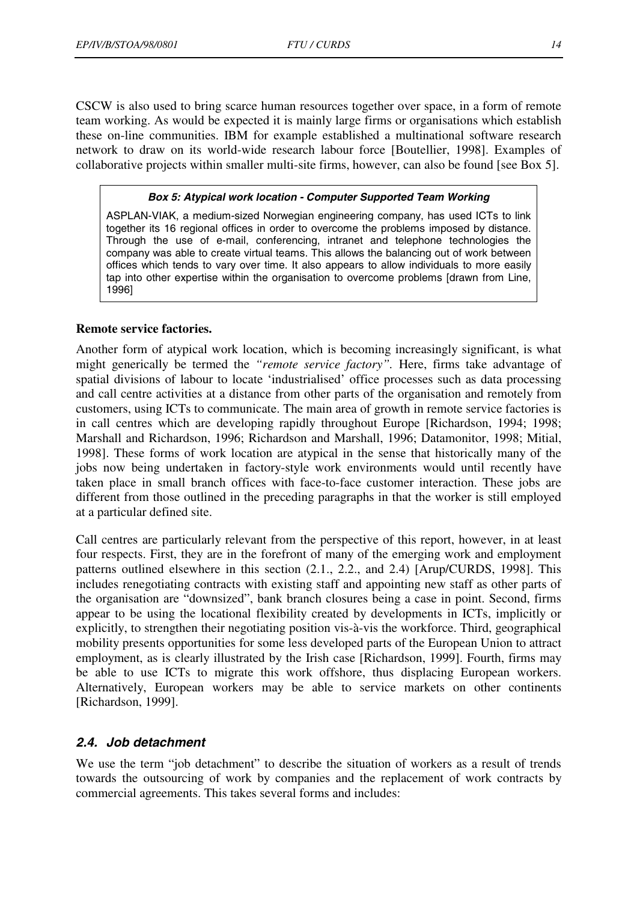CSCW is also used to bring scarce human resources together over space, in a form of remote team working. As would be expected it is mainly large firms or organisations which establish these on-line communities. IBM for example established a multinational software research network to draw on its world-wide research labour force [Boutellier, 1998]. Examples of collaborative projects within smaller multi-site firms, however, can also be found [see Box 5].

> ***Box 5: Atypical work location - Computer Supported Team Working***
>
> ASPLAN-VIAK, a medium-sized Norwegian engineering company, has used ICTs to link together its 16 regional offices in order to overcome the problems imposed by distance. Through the use of e-mail, conferencing, intranet and telephone technologies the company was able to create virtual teams. This allows the balancing out of work between offices which tends to vary over time. It also appears to allow individuals to more easily tap into other expertise within the organisation to overcome problems [drawn from Line, 1996]

**Remote service factories.**

Another form of atypical work location, which is becoming increasingly significant, is what might generically be termed the *"remote service factory"*. Here, firms take advantage of spatial divisions of labour to locate 'industrialised' office processes such as data processing and call centre activities at a distance from other parts of the organisation and remotely from customers, using ICTs to communicate. The main area of growth in remote service factories is in call centres which are developing rapidly throughout Europe [Richardson, 1994; 1998; Marshall and Richardson, 1996; Richardson and Marshall, 1996; Datamonitor, 1998; Mitial, 1998]. These forms of work location are atypical in the sense that historically many of the jobs now being undertaken in factory-style work environments would until recently have taken place in small branch offices with face-to-face customer interaction. These jobs are different from those outlined in the preceding paragraphs in that the worker is still employed at a particular defined site.

Call centres are particularly relevant from the perspective of this report, however, in at least four respects. First, they are in the forefront of many of the emerging work and employment patterns outlined elsewhere in this section (2.1., 2.2., and 2.4) [Arup/CURDS, 1998]. This includes renegotiating contracts with existing staff and appointing new staff as other parts of the organisation are "downsized", bank branch closures being a case in point. Second, firms appear to be using the locational flexibility created by developments in ICTs, implicitly or explicitly, to strengthen their negotiating position vis-à-vis the workforce. Third, geographical mobility presents opportunities for some less developed parts of the European Union to attract employment, as is clearly illustrated by the Irish case [Richardson, 1999]. Fourth, firms may be able to use ICTs to migrate this work offshore, thus displacing European workers. Alternatively, European workers may be able to service markets on other continents [Richardson, 1999].

### *2.4. Job detachment*

We use the term "job detachment" to describe the situation of workers as a result of trends towards the outsourcing of work by companies and the replacement of work contracts by commercial agreements. This takes several forms and includes: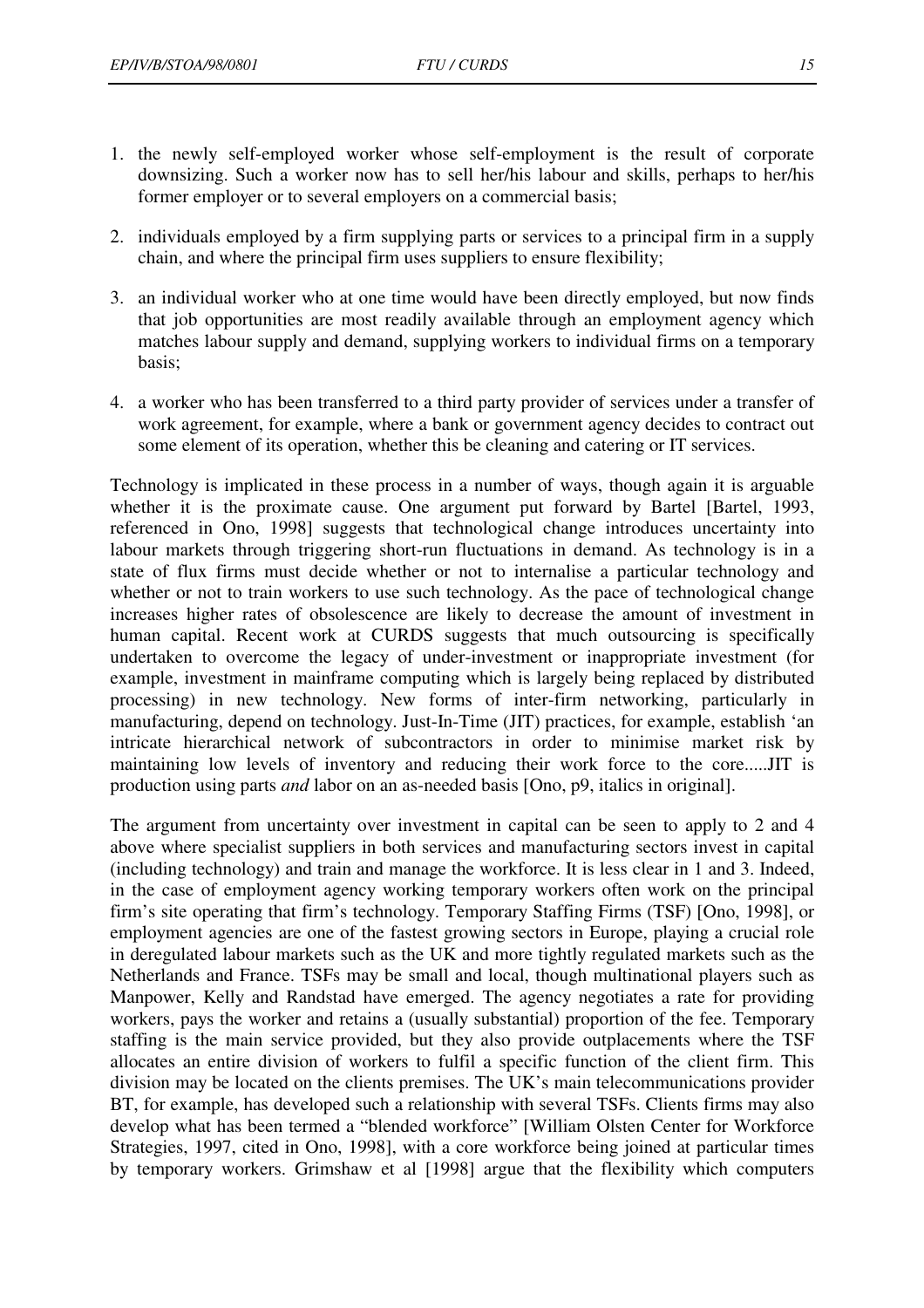1. the newly self-employed worker whose self-employment is the result of corporate downsizing. Such a worker now has to sell her/his labour and skills, perhaps to her/his former employer or to several employers on a commercial basis;

2. individuals employed by a firm supplying parts or services to a principal firm in a supply chain, and where the principal firm uses suppliers to ensure flexibility;

3. an individual worker who at one time would have been directly employed, but now finds that job opportunities are most readily available through an employment agency which matches labour supply and demand, supplying workers to individual firms on a temporary basis;

4. a worker who has been transferred to a third party provider of services under a transfer of work agreement, for example, where a bank or government agency decides to contract out some element of its operation, whether this be cleaning and catering or IT services.

Technology is implicated in these process in a number of ways, though again it is arguable whether it is the proximate cause. One argument put forward by Bartel [Bartel, 1993, referenced in Ono, 1998] suggests that technological change introduces uncertainty into labour markets through triggering short-run fluctuations in demand. As technology is in a state of flux firms must decide whether or not to internalise a particular technology and whether or not to train workers to use such technology. As the pace of technological change increases higher rates of obsolescence are likely to decrease the amount of investment in human capital. Recent work at CURDS suggests that much outsourcing is specifically undertaken to overcome the legacy of under-investment or inappropriate investment (for example, investment in mainframe computing which is largely being replaced by distributed processing) in new technology. New forms of inter-firm networking, particularly in manufacturing, depend on technology. Just-In-Time (JIT) practices, for example, establish 'an intricate hierarchical network of subcontractors in order to minimise market risk by maintaining low levels of inventory and reducing their work force to the core.....JIT is production using parts *and* labor on an as-needed basis [Ono, p9, italics in original].

The argument from uncertainty over investment in capital can be seen to apply to 2 and 4 above where specialist suppliers in both services and manufacturing sectors invest in capital (including technology) and train and manage the workforce. It is less clear in 1 and 3. Indeed, in the case of employment agency working temporary workers often work on the principal firm's site operating that firm's technology. Temporary Staffing Firms (TSF) [Ono, 1998], or employment agencies are one of the fastest growing sectors in Europe, playing a crucial role in deregulated labour markets such as the UK and more tightly regulated markets such as the Netherlands and France. TSFs may be small and local, though multinational players such as Manpower, Kelly and Randstad have emerged. The agency negotiates a rate for providing workers, pays the worker and retains a (usually substantial) proportion of the fee. Temporary staffing is the main service provided, but they also provide outplacements where the TSF allocates an entire division of workers to fulfil a specific function of the client firm. This division may be located on the clients premises. The UK's main telecommunications provider BT, for example, has developed such a relationship with several TSFs. Clients firms may also develop what has been termed a "blended workforce" [William Olsten Center for Workforce Strategies, 1997, cited in Ono, 1998], with a core workforce being joined at particular times by temporary workers. Grimshaw et al [1998] argue that the flexibility which computers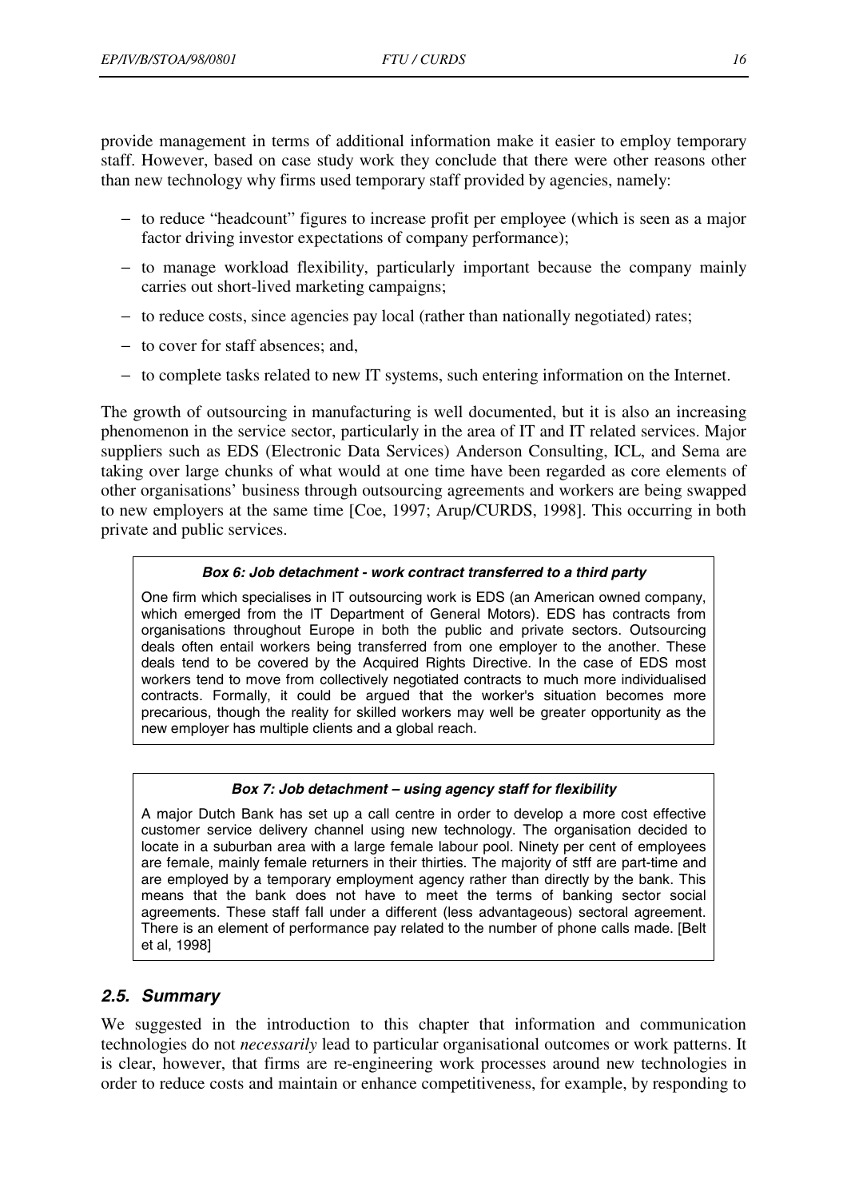provide management in terms of additional information make it easier to employ temporary staff. However, based on case study work they conclude that there were other reasons other than new technology why firms used temporary staff provided by agencies, namely:

- to reduce "headcount" figures to increase profit per employee (which is seen as a major factor driving investor expectations of company performance);
- to manage workload flexibility, particularly important because the company mainly carries out short-lived marketing campaigns;
- to reduce costs, since agencies pay local (rather than nationally negotiated) rates;
- to cover for staff absences; and,
- to complete tasks related to new IT systems, such entering information on the Internet.

The growth of outsourcing in manufacturing is well documented, but it is also an increasing phenomenon in the service sector, particularly in the area of IT and IT related services. Major suppliers such as EDS (Electronic Data Services) Anderson Consulting, ICL, and Sema are taking over large chunks of what would at one time have been regarded as core elements of other organisations' business through outsourcing agreements and workers are being swapped to new employers at the same time [Coe, 1997; Arup/CURDS, 1998]. This occurring in both private and public services.

> ***Box 6: Job detachment - work contract transferred to a third party***
>
> One firm which specialises in IT outsourcing work is EDS (an American owned company, which emerged from the IT Department of General Motors). EDS has contracts from organisations throughout Europe in both the public and private sectors. Outsourcing deals often entail workers being transferred from one employer to the another. These deals tend to be covered by the Acquired Rights Directive. In the case of EDS most workers tend to move from collectively negotiated contracts to much more individualised contracts. Formally, it could be argued that the worker's situation becomes more precarious, though the reality for skilled workers may well be greater opportunity as the new employer has multiple clients and a global reach.

> ***Box 7: Job detachment – using agency staff for flexibility***
>
> A major Dutch Bank has set up a call centre in order to develop a more cost effective customer service delivery channel using new technology. The organisation decided to locate in a suburban area with a large female labour pool. Ninety per cent of employees are female, mainly female returners in their thirties. The majority of stff are part-time and are employed by a temporary employment agency rather than directly by the bank. This means that the bank does not have to meet the terms of banking sector social agreements. These staff fall under a different (less advantageous) sectoral agreement. There is an element of performance pay related to the number of phone calls made. [Belt et al, 1998]

## *2.5. Summary*

We suggested in the introduction to this chapter that information and communication technologies do not *necessarily* lead to particular organisational outcomes or work patterns. It is clear, however, that firms are re-engineering work processes around new technologies in order to reduce costs and maintain or enhance competitiveness, for example, by responding to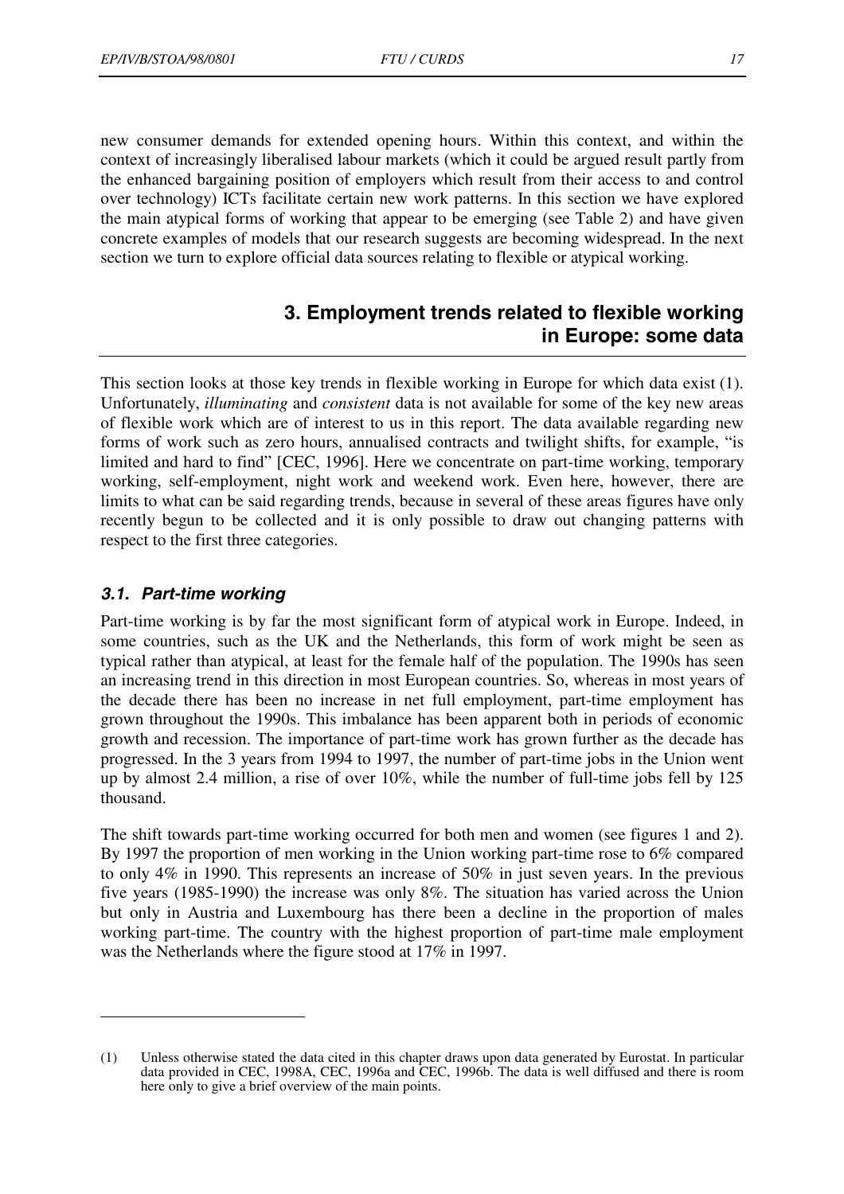new consumer demands for extended opening hours. Within this context, and within the context of increasingly liberalised labour markets (which it could be argued result partly from the enhanced bargaining position of employers which result from their access to and control over technology) ICTs facilitate certain new work patterns. In this section we have explored the main atypical forms of working that appear to be emerging (see Table 2) and have given concrete examples of models that our research suggests are becoming widespread. In the next section we turn to explore official data sources relating to flexible or atypical working.

## 3. Employment trends related to flexible working in Europe: some data

This section looks at those key trends in flexible working in Europe for which data exist (1). Unfortunately, *illuminating* and *consistent* data is not available for some of the key new areas of flexible work which are of interest to us in this report. The data available regarding new forms of work such as zero hours, annualised contracts and twilight shifts, for example, "is limited and hard to find" [CEC, 1996]. Here we concentrate on part-time working, temporary working, self-employment, night work and weekend work. Even here, however, there are limits to what can be said regarding trends, because in several of these areas figures have only recently begun to be collected and it is only possible to draw out changing patterns with respect to the first three categories.

### *3.1. Part-time working*

Part-time working is by far the most significant form of atypical work in Europe. Indeed, in some countries, such as the UK and the Netherlands, this form of work might be seen as typical rather than atypical, at least for the female half of the population. The 1990s has seen an increasing trend in this direction in most European countries. So, whereas in most years of the decade there has been no increase in net full employment, part-time employment has grown throughout the 1990s. This imbalance has been apparent both in periods of economic growth and recession. The importance of part-time work has grown further as the decade has progressed. In the 3 years from 1994 to 1997, the number of part-time jobs in the Union went up by almost 2.4 million, a rise of over 10%, while the number of full-time jobs fell by 125 thousand.

The shift towards part-time working occurred for both men and women (see figures 1 and 2). By 1997 the proportion of men working in the Union working part-time rose to 6% compared to only 4% in 1990. This represents an increase of 50% in just seven years. In the previous five years (1985-1990) the increase was only 8%. The situation has varied across the Union but only in Austria and Luxembourg has there been a decline in the proportion of males working part-time. The country with the highest proportion of part-time male employment was the Netherlands where the figure stood at 17% in 1997.

---

(1) Unless otherwise stated the data cited in this chapter draws upon data generated by Eurostat. In particular data provided in CEC, 1998A, CEC, 1996a and CEC, 1996b. The data is well diffused and there is room here only to give a brief overview of the main points.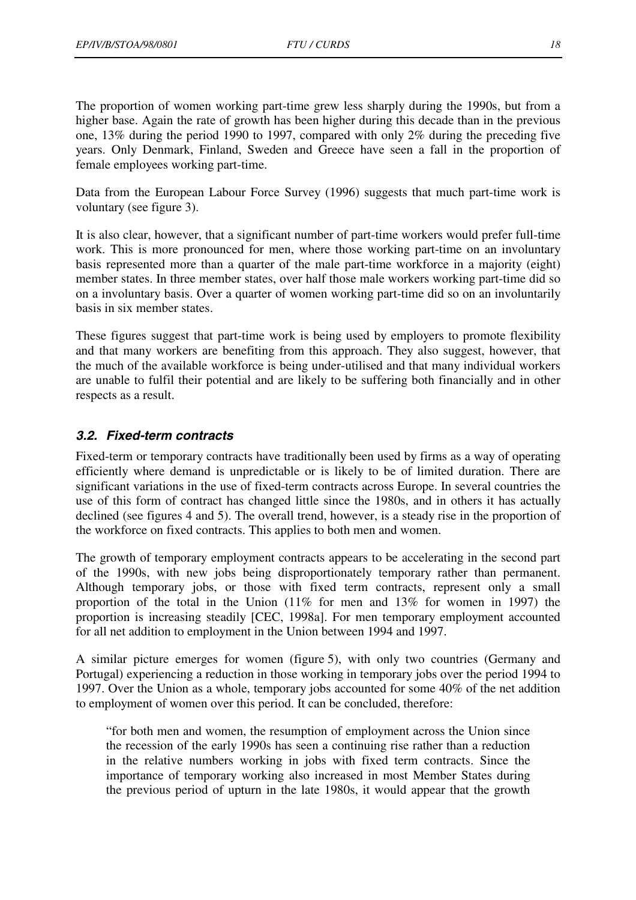The proportion of women working part-time grew less sharply during the 1990s, but from a higher base. Again the rate of growth has been higher during this decade than in the previous one, 13% during the period 1990 to 1997, compared with only 2% during the preceding five years. Only Denmark, Finland, Sweden and Greece have seen a fall in the proportion of female employees working part-time.

Data from the European Labour Force Survey (1996) suggests that much part-time work is voluntary (see figure 3).

It is also clear, however, that a significant number of part-time workers would prefer full-time work. This is more pronounced for men, where those working part-time on an involuntary basis represented more than a quarter of the male part-time workforce in a majority (eight) member states. In three member states, over half those male workers working part-time did so on a involuntary basis. Over a quarter of women working part-time did so on an involuntarily basis in six member states.

These figures suggest that part-time work is being used by employers to promote flexibility and that many workers are benefiting from this approach. They also suggest, however, that the much of the available workforce is being under-utilised and that many individual workers are unable to fulfil their potential and are likely to be suffering both financially and in other respects as a result.

### *3.2. Fixed-term contracts*

Fixed-term or temporary contracts have traditionally been used by firms as a way of operating efficiently where demand is unpredictable or is likely to be of limited duration. There are significant variations in the use of fixed-term contracts across Europe. In several countries the use of this form of contract has changed little since the 1980s, and in others it has actually declined (see figures 4 and 5). The overall trend, however, is a steady rise in the proportion of the workforce on fixed contracts. This applies to both men and women.

The growth of temporary employment contracts appears to be accelerating in the second part of the 1990s, with new jobs being disproportionately temporary rather than permanent. Although temporary jobs, or those with fixed term contracts, represent only a small proportion of the total in the Union (11% for men and 13% for women in 1997) the proportion is increasing steadily [CEC, 1998a]. For men temporary employment accounted for all net addition to employment in the Union between 1994 and 1997.

A similar picture emerges for women (figure 5), with only two countries (Germany and Portugal) experiencing a reduction in those working in temporary jobs over the period 1994 to 1997. Over the Union as a whole, temporary jobs accounted for some 40% of the net addition to employment of women over this period. It can be concluded, therefore:

> "for both men and women, the resumption of employment across the Union since the recession of the early 1990s has seen a continuing rise rather than a reduction in the relative numbers working in jobs with fixed term contracts. Since the importance of temporary working also increased in most Member States during the previous period of upturn in the late 1980s, it would appear that the growth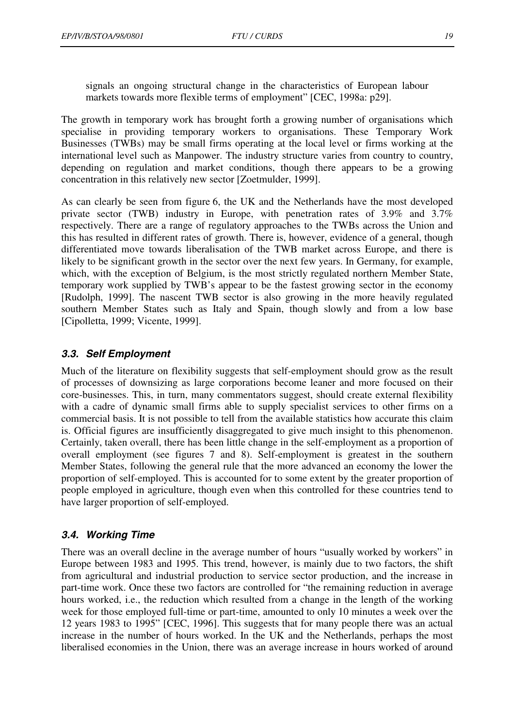signals an ongoing structural change in the characteristics of European labour markets towards more flexible terms of employment" [CEC, 1998a: p29].

The growth in temporary work has brought forth a growing number of organisations which specialise in providing temporary workers to organisations. These Temporary Work Businesses (TWBs) may be small firms operating at the local level or firms working at the international level such as Manpower. The industry structure varies from country to country, depending on regulation and market conditions, though there appears to be a growing concentration in this relatively new sector [Zoetmulder, 1999].

As can clearly be seen from figure 6, the UK and the Netherlands have the most developed private sector (TWB) industry in Europe, with penetration rates of 3.9% and 3.7% respectively. There are a range of regulatory approaches to the TWBs across the Union and this has resulted in different rates of growth. There is, however, evidence of a general, though differentiated move towards liberalisation of the TWB market across Europe, and there is likely to be significant growth in the sector over the next few years. In Germany, for example, which, with the exception of Belgium, is the most strictly regulated northern Member State, temporary work supplied by TWB's appear to be the fastest growing sector in the economy [Rudolph, 1999]. The nascent TWB sector is also growing in the more heavily regulated southern Member States such as Italy and Spain, though slowly and from a low base [Cipolletta, 1999; Vicente, 1999].

### *3.3. Self Employment*

Much of the literature on flexibility suggests that self-employment should grow as the result of processes of downsizing as large corporations become leaner and more focused on their core-businesses. This, in turn, many commentators suggest, should create external flexibility with a cadre of dynamic small firms able to supply specialist services to other firms on a commercial basis. It is not possible to tell from the available statistics how accurate this claim is. Official figures are insufficiently disaggregated to give much insight to this phenomenon. Certainly, taken overall, there has been little change in the self-employment as a proportion of overall employment (see figures 7 and 8). Self-employment is greatest in the southern Member States, following the general rule that the more advanced an economy the lower the proportion of self-employed. This is accounted for to some extent by the greater proportion of people employed in agriculture, though even when this controlled for these countries tend to have larger proportion of self-employed.

### *3.4. Working Time*

There was an overall decline in the average number of hours "usually worked by workers" in Europe between 1983 and 1995. This trend, however, is mainly due to two factors, the shift from agricultural and industrial production to service sector production, and the increase in part-time work. Once these two factors are controlled for "the remaining reduction in average hours worked, i.e., the reduction which resulted from a change in the length of the working week for those employed full-time or part-time, amounted to only 10 minutes a week over the 12 years 1983 to 1995" [CEC, 1996]. This suggests that for many people there was an actual increase in the number of hours worked. In the UK and the Netherlands, perhaps the most liberalised economies in the Union, there was an average increase in hours worked of around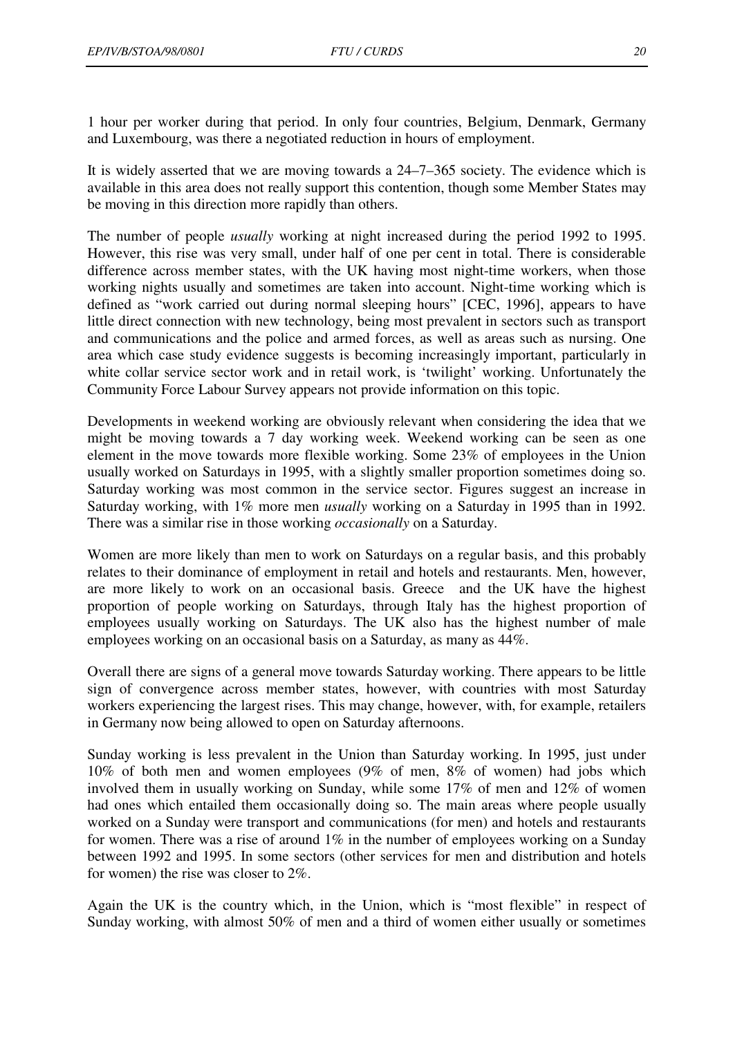1 hour per worker during that period. In only four countries, Belgium, Denmark, Germany and Luxembourg, was there a negotiated reduction in hours of employment.

It is widely asserted that we are moving towards a 24–7–365 society. The evidence which is available in this area does not really support this contention, though some Member States may be moving in this direction more rapidly than others.

The number of people *usually* working at night increased during the period 1992 to 1995. However, this rise was very small, under half of one per cent in total. There is considerable difference across member states, with the UK having most night-time workers, when those working nights usually and sometimes are taken into account. Night-time working which is defined as "work carried out during normal sleeping hours" [CEC, 1996], appears to have little direct connection with new technology, being most prevalent in sectors such as transport and communications and the police and armed forces, as well as areas such as nursing. One area which case study evidence suggests is becoming increasingly important, particularly in white collar service sector work and in retail work, is 'twilight' working. Unfortunately the Community Force Labour Survey appears not provide information on this topic.

Developments in weekend working are obviously relevant when considering the idea that we might be moving towards a 7 day working week. Weekend working can be seen as one element in the move towards more flexible working. Some 23% of employees in the Union usually worked on Saturdays in 1995, with a slightly smaller proportion sometimes doing so. Saturday working was most common in the service sector. Figures suggest an increase in Saturday working, with 1% more men *usually* working on a Saturday in 1995 than in 1992. There was a similar rise in those working *occasionally* on a Saturday.

Women are more likely than men to work on Saturdays on a regular basis, and this probably relates to their dominance of employment in retail and hotels and restaurants. Men, however, are more likely to work on an occasional basis. Greece and the UK have the highest proportion of people working on Saturdays, through Italy has the highest proportion of employees usually working on Saturdays. The UK also has the highest number of male employees working on an occasional basis on a Saturday, as many as 44%.

Overall there are signs of a general move towards Saturday working. There appears to be little sign of convergence across member states, however, with countries with most Saturday workers experiencing the largest rises. This may change, however, with, for example, retailers in Germany now being allowed to open on Saturday afternoons.

Sunday working is less prevalent in the Union than Saturday working. In 1995, just under 10% of both men and women employees (9% of men, 8% of women) had jobs which involved them in usually working on Sunday, while some 17% of men and 12% of women had ones which entailed them occasionally doing so. The main areas where people usually worked on a Sunday were transport and communications (for men) and hotels and restaurants for women. There was a rise of around 1% in the number of employees working on a Sunday between 1992 and 1995. In some sectors (other services for men and distribution and hotels for women) the rise was closer to 2%.

Again the UK is the country which, in the Union, which is "most flexible" in respect of Sunday working, with almost 50% of men and a third of women either usually or sometimes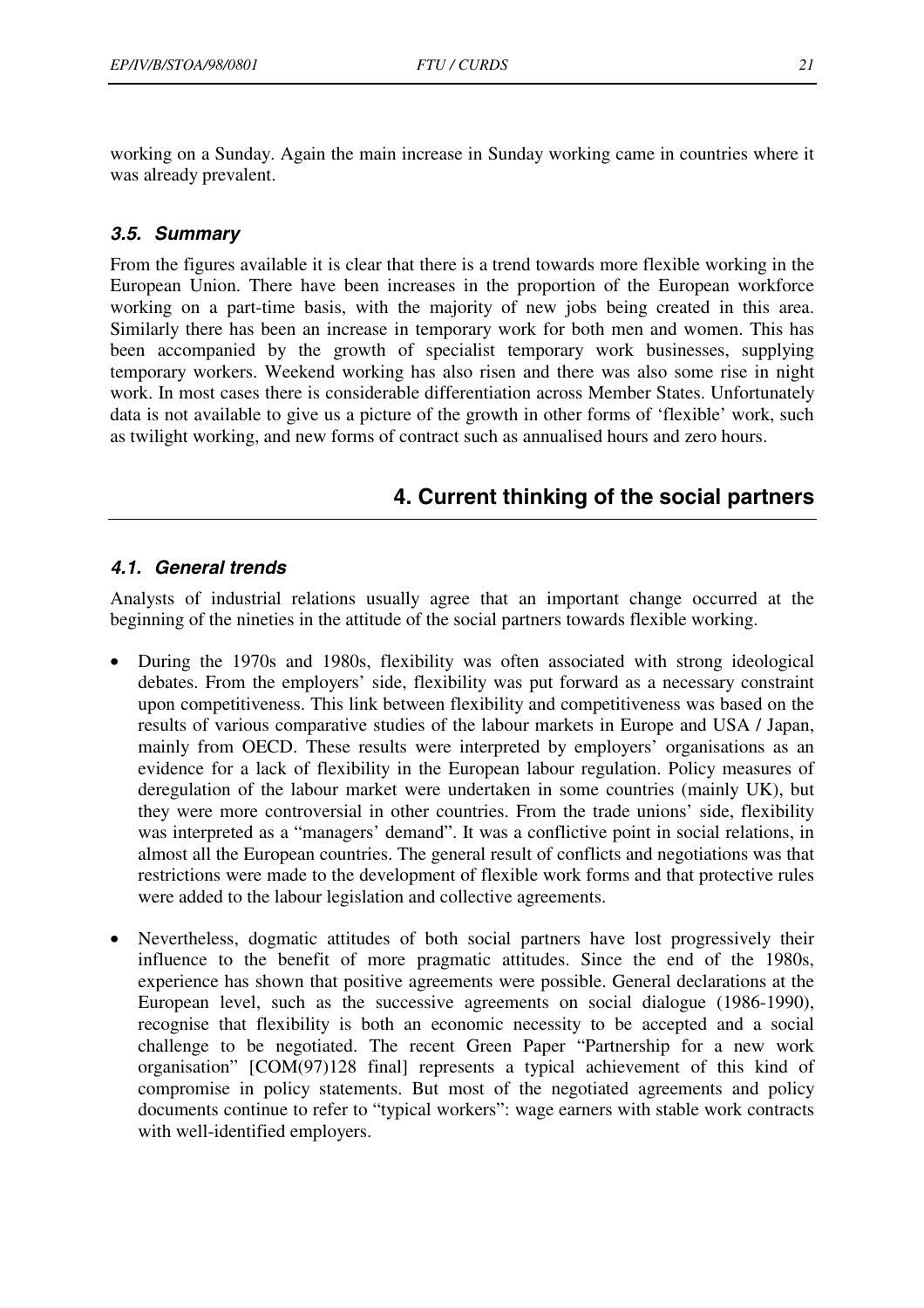working on a Sunday. Again the main increase in Sunday working came in countries where it was already prevalent.

### *3.5. Summary*

From the figures available it is clear that there is a trend towards more flexible working in the European Union. There have been increases in the proportion of the European workforce working on a part-time basis, with the majority of new jobs being created in this area. Similarly there has been an increase in temporary work for both men and women. This has been accompanied by the growth of specialist temporary work businesses, supplying temporary workers. Weekend working has also risen and there was also some rise in night work. In most cases there is considerable differentiation across Member States. Unfortunately data is not available to give us a picture of the growth in other forms of 'flexible' work, such as twilight working, and new forms of contract such as annualised hours and zero hours.

## 4. Current thinking of the social partners

### *4.1. General trends*

Analysts of industrial relations usually agree that an important change occurred at the beginning of the nineties in the attitude of the social partners towards flexible working.

- During the 1970s and 1980s, flexibility was often associated with strong ideological debates. From the employers' side, flexibility was put forward as a necessary constraint upon competitiveness. This link between flexibility and competitiveness was based on the results of various comparative studies of the labour markets in Europe and USA / Japan, mainly from OECD. These results were interpreted by employers' organisations as an evidence for a lack of flexibility in the European labour regulation. Policy measures of deregulation of the labour market were undertaken in some countries (mainly UK), but they were more controversial in other countries. From the trade unions' side, flexibility was interpreted as a "managers' demand". It was a conflictive point in social relations, in almost all the European countries. The general result of conflicts and negotiations was that restrictions were made to the development of flexible work forms and that protective rules were added to the labour legislation and collective agreements.

- Nevertheless, dogmatic attitudes of both social partners have lost progressively their influence to the benefit of more pragmatic attitudes. Since the end of the 1980s, experience has shown that positive agreements were possible. General declarations at the European level, such as the successive agreements on social dialogue (1986-1990), recognise that flexibility is both an economic necessity to be accepted and a social challenge to be negotiated. The recent Green Paper "Partnership for a new work organisation" [COM(97)128 final] represents a typical achievement of this kind of compromise in policy statements. But most of the negotiated agreements and policy documents continue to refer to "typical workers": wage earners with stable work contracts with well-identified employers.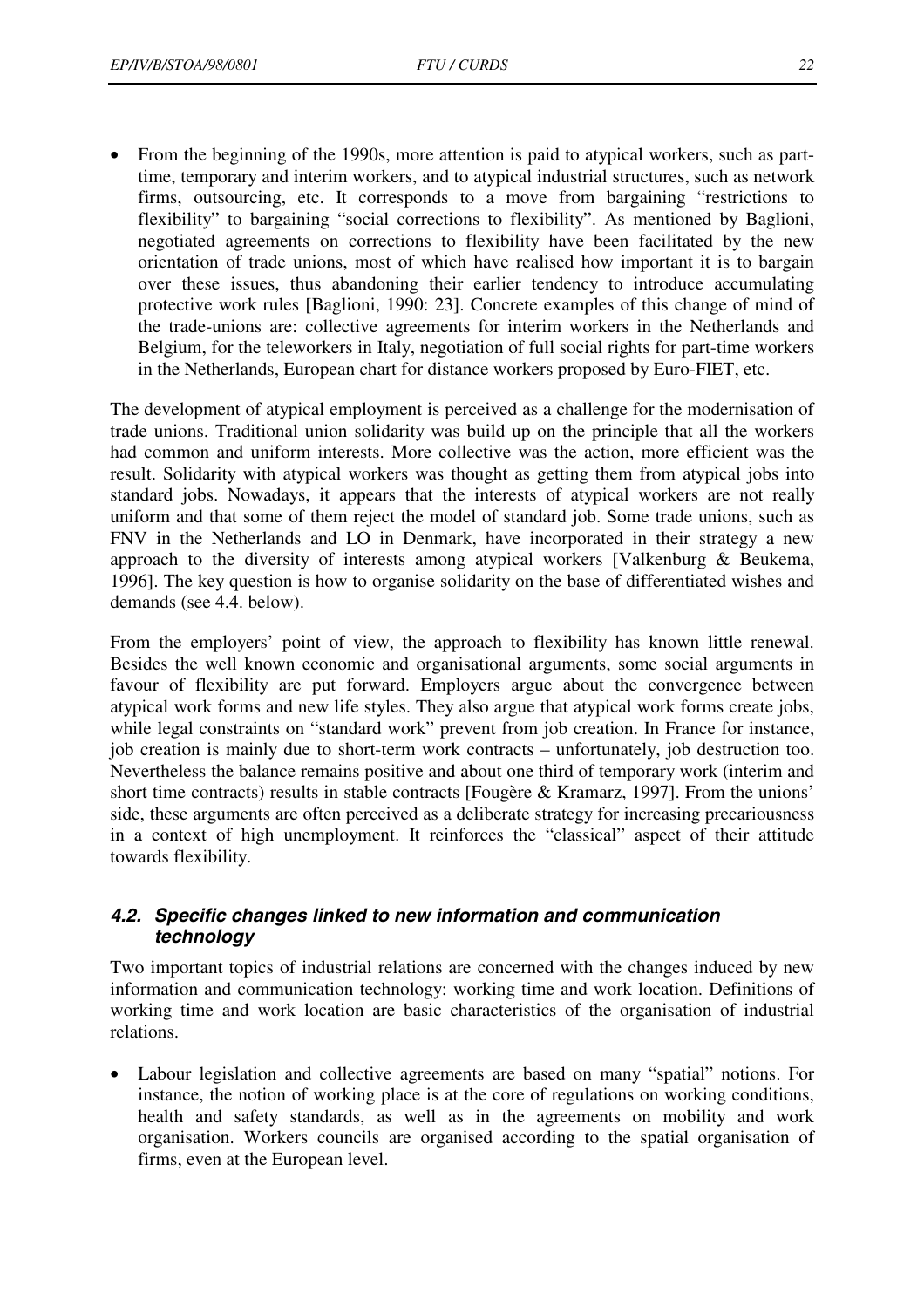- From the beginning of the 1990s, more attention is paid to atypical workers, such as part-time, temporary and interim workers, and to atypical industrial structures, such as network firms, outsourcing, etc. It corresponds to a move from bargaining "restrictions to flexibility" to bargaining "social corrections to flexibility". As mentioned by Baglioni, negotiated agreements on corrections to flexibility have been facilitated by the new orientation of trade unions, most of which have realised how important it is to bargain over these issues, thus abandoning their earlier tendency to introduce accumulating protective work rules [Baglioni, 1990: 23]. Concrete examples of this change of mind of the trade-unions are: collective agreements for interim workers in the Netherlands and Belgium, for the teleworkers in Italy, negotiation of full social rights for part-time workers in the Netherlands, European chart for distance workers proposed by Euro-FIET, etc.

The development of atypical employment is perceived as a challenge for the modernisation of trade unions. Traditional union solidarity was build up on the principle that all the workers had common and uniform interests. More collective was the action, more efficient was the result. Solidarity with atypical workers was thought as getting them from atypical jobs into standard jobs. Nowadays, it appears that the interests of atypical workers are not really uniform and that some of them reject the model of standard job. Some trade unions, such as FNV in the Netherlands and LO in Denmark, have incorporated in their strategy a new approach to the diversity of interests among atypical workers [Valkenburg & Beukema, 1996]. The key question is how to organise solidarity on the base of differentiated wishes and demands (see 4.4. below).

From the employers' point of view, the approach to flexibility has known little renewal. Besides the well known economic and organisational arguments, some social arguments in favour of flexibility are put forward. Employers argue about the convergence between atypical work forms and new life styles. They also argue that atypical work forms create jobs, while legal constraints on "standard work" prevent from job creation. In France for instance, job creation is mainly due to short-term work contracts – unfortunately, job destruction too. Nevertheless the balance remains positive and about one third of temporary work (interim and short time contracts) results in stable contracts [Fougère & Kramarz, 1997]. From the unions' side, these arguments are often perceived as a deliberate strategy for increasing precariousness in a context of high unemployment. It reinforces the "classical" aspect of their attitude towards flexibility.

### *4.2. Specific changes linked to new information and communication technology*

Two important topics of industrial relations are concerned with the changes induced by new information and communication technology: working time and work location. Definitions of working time and work location are basic characteristics of the organisation of industrial relations.

- Labour legislation and collective agreements are based on many "spatial" notions. For instance, the notion of working place is at the core of regulations on working conditions, health and safety standards, as well as in the agreements on mobility and work organisation. Workers councils are organised according to the spatial organisation of firms, even at the European level.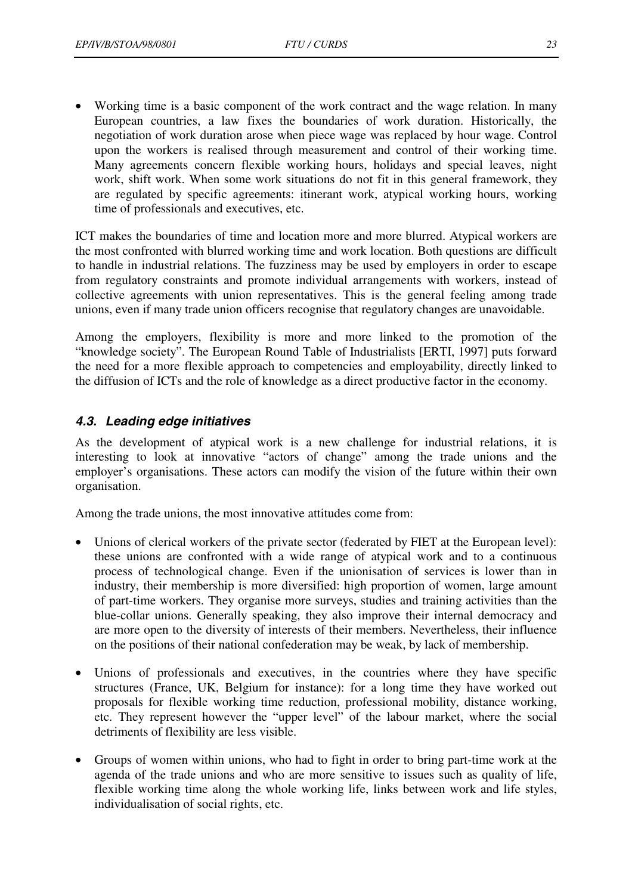- Working time is a basic component of the work contract and the wage relation. In many European countries, a law fixes the boundaries of work duration. Historically, the negotiation of work duration arose when piece wage was replaced by hour wage. Control upon the workers is realised through measurement and control of their working time. Many agreements concern flexible working hours, holidays and special leaves, night work, shift work. When some work situations do not fit in this general framework, they are regulated by specific agreements: itinerant work, atypical working hours, working time of professionals and executives, etc.

ICT makes the boundaries of time and location more and more blurred. Atypical workers are the most confronted with blurred working time and work location. Both questions are difficult to handle in industrial relations. The fuzziness may be used by employers in order to escape from regulatory constraints and promote individual arrangements with workers, instead of collective agreements with union representatives. This is the general feeling among trade unions, even if many trade union officers recognise that regulatory changes are unavoidable.

Among the employers, flexibility is more and more linked to the promotion of the "knowledge society". The European Round Table of Industrialists [ERTI, 1997] puts forward the need for a more flexible approach to competencies and employability, directly linked to the diffusion of ICTs and the role of knowledge as a direct productive factor in the economy.

### *4.3. Leading edge initiatives*

As the development of atypical work is a new challenge for industrial relations, it is interesting to look at innovative "actors of change" among the trade unions and the employer's organisations. These actors can modify the vision of the future within their own organisation.

Among the trade unions, the most innovative attitudes come from:

- Unions of clerical workers of the private sector (federated by FIET at the European level): these unions are confronted with a wide range of atypical work and to a continuous process of technological change. Even if the unionisation of services is lower than in industry, their membership is more diversified: high proportion of women, large amount of part-time workers. They organise more surveys, studies and training activities than the blue-collar unions. Generally speaking, they also improve their internal democracy and are more open to the diversity of interests of their members. Nevertheless, their influence on the positions of their national confederation may be weak, by lack of membership.

- Unions of professionals and executives, in the countries where they have specific structures (France, UK, Belgium for instance): for a long time they have worked out proposals for flexible working time reduction, professional mobility, distance working, etc. They represent however the "upper level" of the labour market, where the social detriments of flexibility are less visible.

- Groups of women within unions, who had to fight in order to bring part-time work at the agenda of the trade unions and who are more sensitive to issues such as quality of life, flexible working time along the whole working life, links between work and life styles, individualisation of social rights, etc.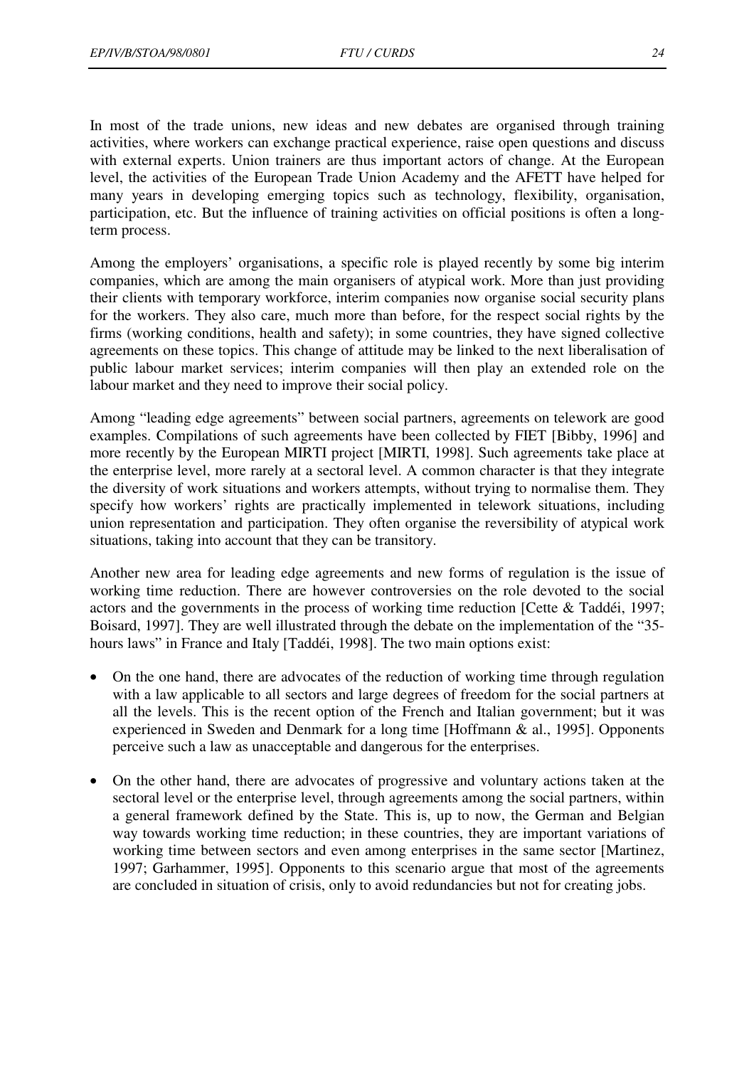In most of the trade unions, new ideas and new debates are organised through training activities, where workers can exchange practical experience, raise open questions and discuss with external experts. Union trainers are thus important actors of change. At the European level, the activities of the European Trade Union Academy and the AFETT have helped for many years in developing emerging topics such as technology, flexibility, organisation, participation, etc. But the influence of training activities on official positions is often a long-term process.

Among the employers' organisations, a specific role is played recently by some big interim companies, which are among the main organisers of atypical work. More than just providing their clients with temporary workforce, interim companies now organise social security plans for the workers. They also care, much more than before, for the respect social rights by the firms (working conditions, health and safety); in some countries, they have signed collective agreements on these topics. This change of attitude may be linked to the next liberalisation of public labour market services; interim companies will then play an extended role on the labour market and they need to improve their social policy.

Among "leading edge agreements" between social partners, agreements on telework are good examples. Compilations of such agreements have been collected by FIET [Bibby, 1996] and more recently by the European MIRTI project [MIRTI, 1998]. Such agreements take place at the enterprise level, more rarely at a sectoral level. A common character is that they integrate the diversity of work situations and workers attempts, without trying to normalise them. They specify how workers' rights are practically implemented in telework situations, including union representation and participation. They often organise the reversibility of atypical work situations, taking into account that they can be transitory.

Another new area for leading edge agreements and new forms of regulation is the issue of working time reduction. There are however controversies on the role devoted to the social actors and the governments in the process of working time reduction [Cette & Taddéi, 1997; Boisard, 1997]. They are well illustrated through the debate on the implementation of the "35-hours laws" in France and Italy [Taddéi, 1998]. The two main options exist:

- On the one hand, there are advocates of the reduction of working time through regulation with a law applicable to all sectors and large degrees of freedom for the social partners at all the levels. This is the recent option of the French and Italian government; but it was experienced in Sweden and Denmark for a long time [Hoffmann & al., 1995]. Opponents perceive such a law as unacceptable and dangerous for the enterprises.

- On the other hand, there are advocates of progressive and voluntary actions taken at the sectoral level or the enterprise level, through agreements among the social partners, within a general framework defined by the State. This is, up to now, the German and Belgian way towards working time reduction; in these countries, they are important variations of working time between sectors and even among enterprises in the same sector [Martinez, 1997; Garhammer, 1995]. Opponents to this scenario argue that most of the agreements are concluded in situation of crisis, only to avoid redundancies but not for creating jobs.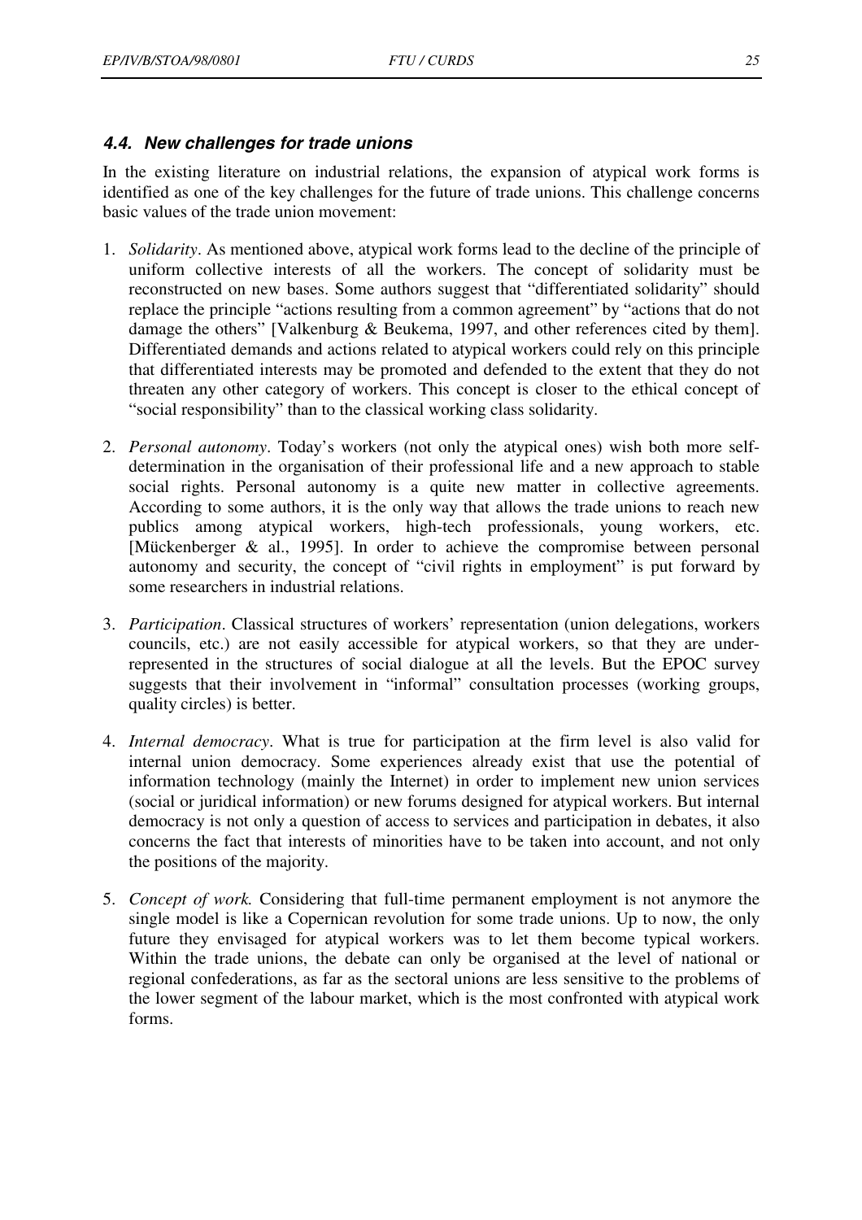### *4.4. New challenges for trade unions*

In the existing literature on industrial relations, the expansion of atypical work forms is identified as one of the key challenges for the future of trade unions. This challenge concerns basic values of the trade union movement:

1. *Solidarity*. As mentioned above, atypical work forms lead to the decline of the principle of uniform collective interests of all the workers. The concept of solidarity must be reconstructed on new bases. Some authors suggest that "differentiated solidarity" should replace the principle "actions resulting from a common agreement" by "actions that do not damage the others" [Valkenburg & Beukema, 1997, and other references cited by them]. Differentiated demands and actions related to atypical workers could rely on this principle that differentiated interests may be promoted and defended to the extent that they do not threaten any other category of workers. This concept is closer to the ethical concept of "social responsibility" than to the classical working class solidarity.

2. *Personal autonomy*. Today's workers (not only the atypical ones) wish both more self-determination in the organisation of their professional life and a new approach to stable social rights. Personal autonomy is a quite new matter in collective agreements. According to some authors, it is the only way that allows the trade unions to reach new publics among atypical workers, high-tech professionals, young workers, etc. [Mückenberger & al., 1995]. In order to achieve the compromise between personal autonomy and security, the concept of "civil rights in employment" is put forward by some researchers in industrial relations.

3. *Participation*. Classical structures of workers' representation (union delegations, workers councils, etc.) are not easily accessible for atypical workers, so that they are under-represented in the structures of social dialogue at all the levels. But the EPOC survey suggests that their involvement in "informal" consultation processes (working groups, quality circles) is better.

4. *Internal democracy*. What is true for participation at the firm level is also valid for internal union democracy. Some experiences already exist that use the potential of information technology (mainly the Internet) in order to implement new union services (social or juridical information) or new forums designed for atypical workers. But internal democracy is not only a question of access to services and participation in debates, it also concerns the fact that interests of minorities have to be taken into account, and not only the positions of the majority.

5. *Concept of work.* Considering that full-time permanent employment is not anymore the single model is like a Copernican revolution for some trade unions. Up to now, the only future they envisaged for atypical workers was to let them become typical workers. Within the trade unions, the debate can only be organised at the level of national or regional confederations, as far as the sectoral unions are less sensitive to the problems of the lower segment of the labour market, which is the most confronted with atypical work forms.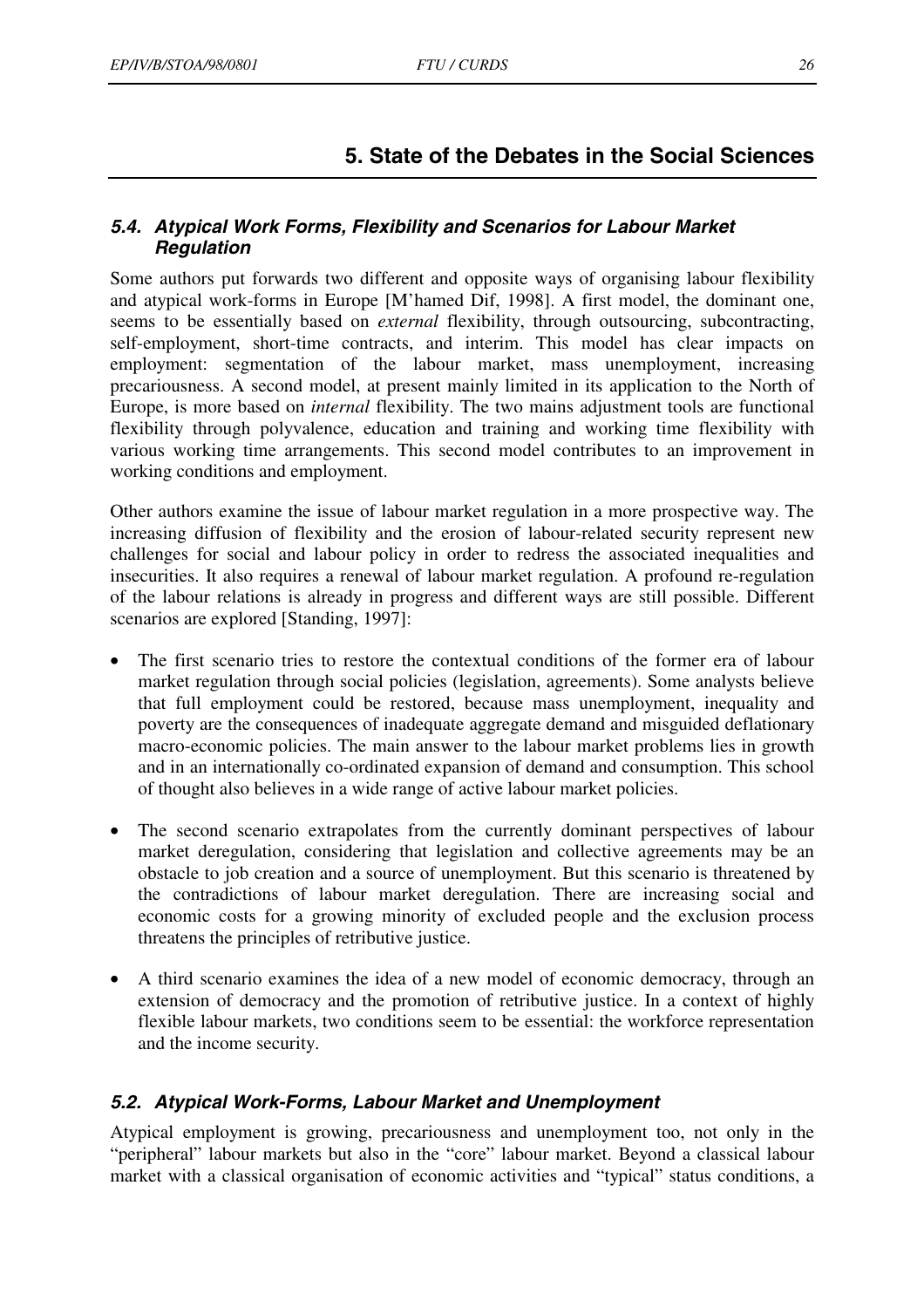# 5. State of the Debates in the Social Sciences

### *5.4. Atypical Work Forms, Flexibility and Scenarios for Labour Market Regulation*

Some authors put forwards two different and opposite ways of organising labour flexibility and atypical work-forms in Europe [M'hamed Dif, 1998]. A first model, the dominant one, seems to be essentially based on *external* flexibility, through outsourcing, subcontracting, self-employment, short-time contracts, and interim. This model has clear impacts on employment: segmentation of the labour market, mass unemployment, increasing precariousness. A second model, at present mainly limited in its application to the North of Europe, is more based on *internal* flexibility. The two mains adjustment tools are functional flexibility through polyvalence, education and training and working time flexibility with various working time arrangements. This second model contributes to an improvement in working conditions and employment.

Other authors examine the issue of labour market regulation in a more prospective way. The increasing diffusion of flexibility and the erosion of labour-related security represent new challenges for social and labour policy in order to redress the associated inequalities and insecurities. It also requires a renewal of labour market regulation. A profound re-regulation of the labour relations is already in progress and different ways are still possible. Different scenarios are explored [Standing, 1997]:

- The first scenario tries to restore the contextual conditions of the former era of labour market regulation through social policies (legislation, agreements). Some analysts believe that full employment could be restored, because mass unemployment, inequality and poverty are the consequences of inadequate aggregate demand and misguided deflationary macro-economic policies. The main answer to the labour market problems lies in growth and in an internationally co-ordinated expansion of demand and consumption. This school of thought also believes in a wide range of active labour market policies.

- The second scenario extrapolates from the currently dominant perspectives of labour market deregulation, considering that legislation and collective agreements may be an obstacle to job creation and a source of unemployment. But this scenario is threatened by the contradictions of labour market deregulation. There are increasing social and economic costs for a growing minority of excluded people and the exclusion process threatens the principles of retributive justice.

- A third scenario examines the idea of a new model of economic democracy, through an extension of democracy and the promotion of retributive justice. In a context of highly flexible labour markets, two conditions seem to be essential: the workforce representation and the income security.

### *5.2. Atypical Work-Forms, Labour Market and Unemployment*

Atypical employment is growing, precariousness and unemployment too, not only in the "peripheral" labour markets but also in the "core" labour market. Beyond a classical labour market with a classical organisation of economic activities and "typical" status conditions, a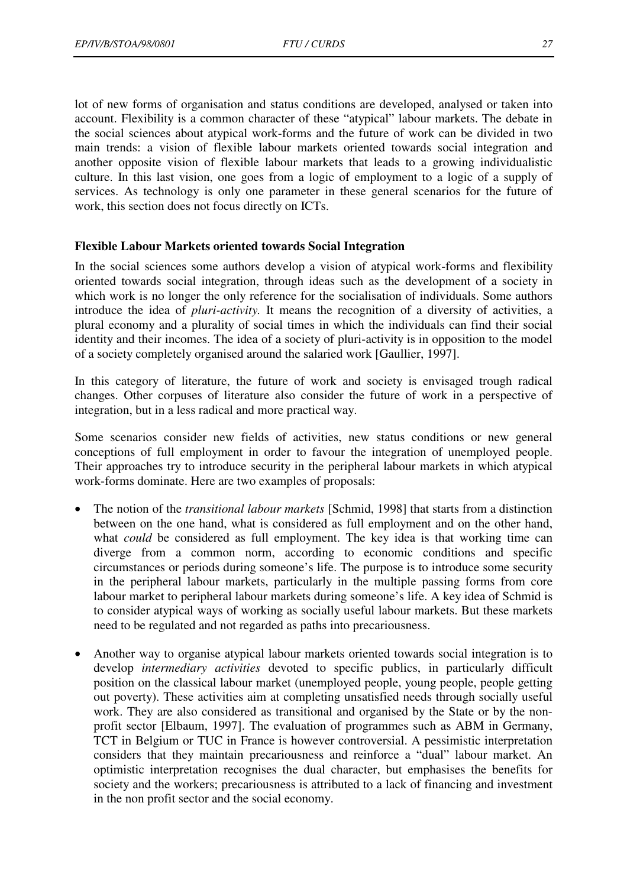lot of new forms of organisation and status conditions are developed, analysed or taken into account. Flexibility is a common character of these "atypical" labour markets. The debate in the social sciences about atypical work-forms and the future of work can be divided in two main trends: a vision of flexible labour markets oriented towards social integration and another opposite vision of flexible labour markets that leads to a growing individualistic culture. In this last vision, one goes from a logic of employment to a logic of a supply of services. As technology is only one parameter in these general scenarios for the future of work, this section does not focus directly on ICTs.

### Flexible Labour Markets oriented towards Social Integration

In the social sciences some authors develop a vision of atypical work-forms and flexibility oriented towards social integration, through ideas such as the development of a society in which work is no longer the only reference for the socialisation of individuals. Some authors introduce the idea of *pluri-activity.* It means the recognition of a diversity of activities, a plural economy and a plurality of social times in which the individuals can find their social identity and their incomes. The idea of a society of pluri-activity is in opposition to the model of a society completely organised around the salaried work [Gaullier, 1997].

In this category of literature, the future of work and society is envisaged trough radical changes. Other corpuses of literature also consider the future of work in a perspective of integration, but in a less radical and more practical way.

Some scenarios consider new fields of activities, new status conditions or new general conceptions of full employment in order to favour the integration of unemployed people. Their approaches try to introduce security in the peripheral labour markets in which atypical work-forms dominate. Here are two examples of proposals:

- The notion of the *transitional labour markets* [Schmid, 1998] that starts from a distinction between on the one hand, what is considered as full employment and on the other hand, what *could* be considered as full employment. The key idea is that working time can diverge from a common norm, according to economic conditions and specific circumstances or periods during someone's life. The purpose is to introduce some security in the peripheral labour markets, particularly in the multiple passing forms from core labour market to peripheral labour markets during someone's life. A key idea of Schmid is to consider atypical ways of working as socially useful labour markets. But these markets need to be regulated and not regarded as paths into precariousness.

- Another way to organise atypical labour markets oriented towards social integration is to develop *intermediary activities* devoted to specific publics, in particularly difficult position on the classical labour market (unemployed people, young people, people getting out poverty). These activities aim at completing unsatisfied needs through socially useful work. They are also considered as transitional and organised by the State or by the non-profit sector [Elbaum, 1997]. The evaluation of programmes such as ABM in Germany, TCT in Belgium or TUC in France is however controversial. A pessimistic interpretation considers that they maintain precariousness and reinforce a "dual" labour market. An optimistic interpretation recognises the dual character, but emphasises the benefits for society and the workers; precariousness is attributed to a lack of financing and investment in the non profit sector and the social economy.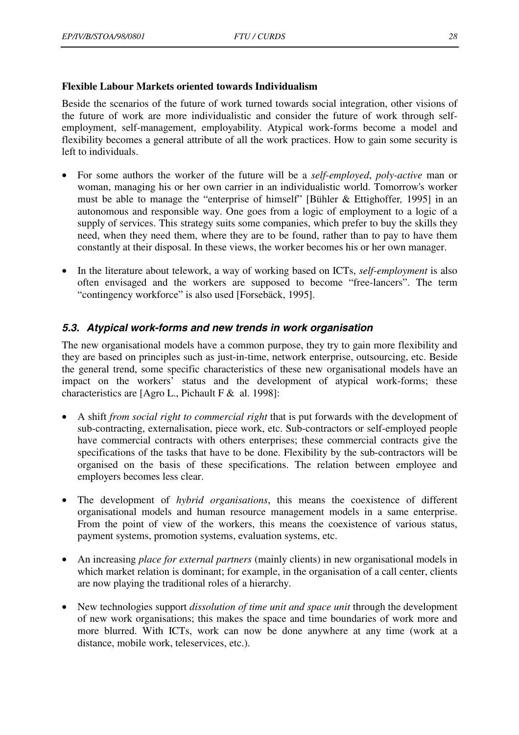**Flexible Labour Markets oriented towards Individualism**

Beside the scenarios of the future of work turned towards social integration, other visions of the future of work are more individualistic and consider the future of work through self-employment, self-management, employability. Atypical work-forms become a model and flexibility becomes a general attribute of all the work practices. How to gain some security is left to individuals.

- For some authors the worker of the future will be a *self-employed*, *poly-active* man or woman, managing his or her own carrier in an individualistic world. Tomorrow's worker must be able to manage the "enterprise of himself" [Bühler & Ettighoffer, 1995] in an autonomous and responsible way. One goes from a logic of employment to a logic of a supply of services. This strategy suits some companies, which prefer to buy the skills they need, when they need them, where they are to be found, rather than to pay to have them constantly at their disposal. In these views, the worker becomes his or her own manager.

- In the literature about telework, a way of working based on ICTs, *self-employment* is also often envisaged and the workers are supposed to become "free-lancers". The term "contingency workforce" is also used [Forsebäck, 1995].

### *5.3. Atypical work-forms and new trends in work organisation*

The new organisational models have a common purpose, they try to gain more flexibility and they are based on principles such as just-in-time, network enterprise, outsourcing, etc. Beside the general trend, some specific characteristics of these new organisational models have an impact on the workers' status and the development of atypical work-forms; these characteristics are [Agro L., Pichault F & al. 1998]:

- A shift *from social right to commercial right* that is put forwards with the development of sub-contracting, externalisation, piece work, etc. Sub-contractors or self-employed people have commercial contracts with others enterprises; these commercial contracts give the specifications of the tasks that have to be done. Flexibility by the sub-contractors will be organised on the basis of these specifications. The relation between employee and employers becomes less clear.

- The development of *hybrid organisations*, this means the coexistence of different organisational models and human resource management models in a same enterprise. From the point of view of the workers, this means the coexistence of various status, payment systems, promotion systems, evaluation systems, etc.

- An increasing *place for external partners* (mainly clients) in new organisational models in which market relation is dominant; for example, in the organisation of a call center, clients are now playing the traditional roles of a hierarchy.

- New technologies support *dissolution of time unit and space unit* through the development of new work organisations; this makes the space and time boundaries of work more and more blurred. With ICTs, work can now be done anywhere at any time (work at a distance, mobile work, teleservices, etc.).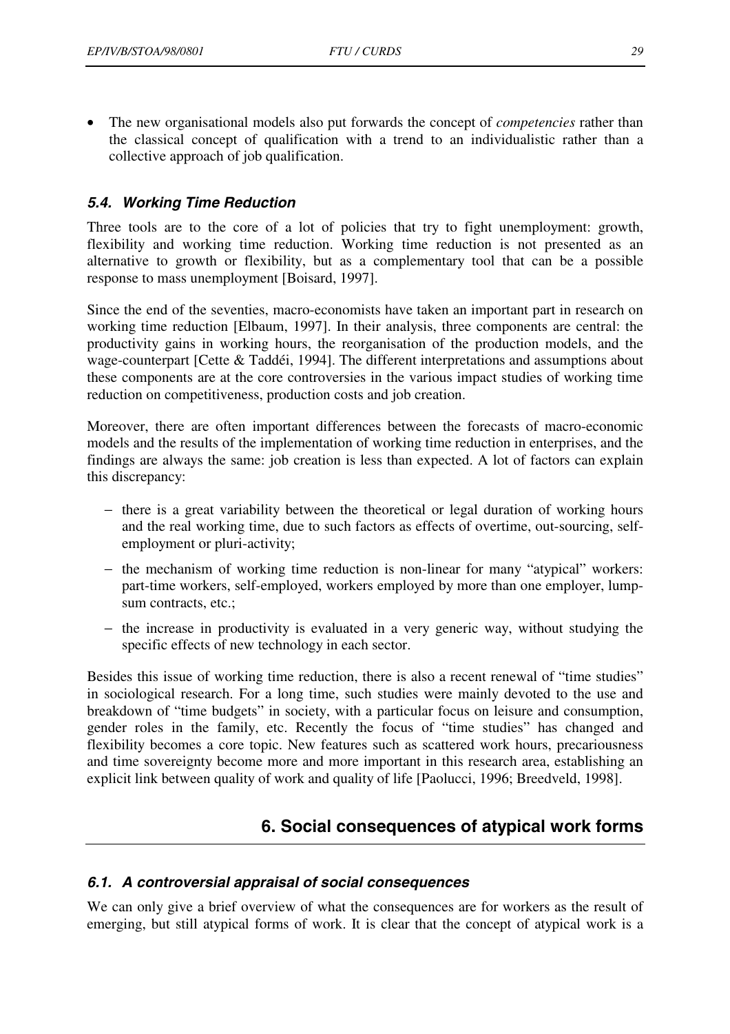- The new organisational models also put forwards the concept of *competencies* rather than the classical concept of qualification with a trend to an individualistic rather than a collective approach of job qualification.

### *5.4. Working Time Reduction*

Three tools are to the core of a lot of policies that try to fight unemployment: growth, flexibility and working time reduction. Working time reduction is not presented as an alternative to growth or flexibility, but as a complementary tool that can be a possible response to mass unemployment [Boisard, 1997].

Since the end of the seventies, macro-economists have taken an important part in research on working time reduction [Elbaum, 1997]. In their analysis, three components are central: the productivity gains in working hours, the reorganisation of the production models, and the wage-counterpart [Cette & Taddéi, 1994]. The different interpretations and assumptions about these components are at the core controversies in the various impact studies of working time reduction on competitiveness, production costs and job creation.

Moreover, there are often important differences between the forecasts of macro-economic models and the results of the implementation of working time reduction in enterprises, and the findings are always the same: job creation is less than expected. A lot of factors can explain this discrepancy:

- there is a great variability between the theoretical or legal duration of working hours and the real working time, due to such factors as effects of overtime, out-sourcing, self-employment or pluri-activity;
- the mechanism of working time reduction is non-linear for many "atypical" workers: part-time workers, self-employed, workers employed by more than one employer, lump-sum contracts, etc.;
- the increase in productivity is evaluated in a very generic way, without studying the specific effects of new technology in each sector.

Besides this issue of working time reduction, there is also a recent renewal of "time studies" in sociological research. For a long time, such studies were mainly devoted to the use and breakdown of "time budgets" in society, with a particular focus on leisure and consumption, gender roles in the family, etc. Recently the focus of "time studies" has changed and flexibility becomes a core topic. New features such as scattered work hours, precariousness and time sovereignty become more and more important in this research area, establishing an explicit link between quality of work and quality of life [Paolucci, 1996; Breedveld, 1998].

## 6. Social consequences of atypical work forms

### *6.1. A controversial appraisal of social consequences*

We can only give a brief overview of what the consequences are for workers as the result of emerging, but still atypical forms of work. It is clear that the concept of atypical work is a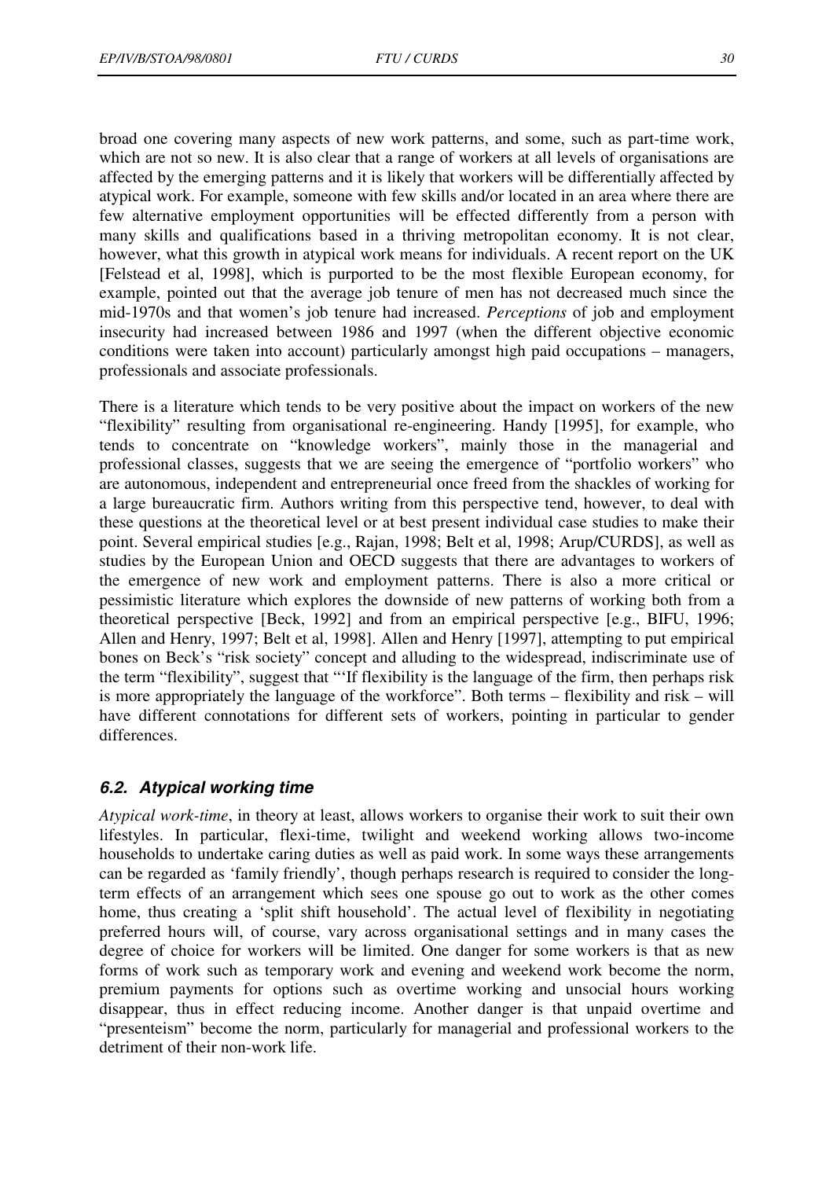broad one covering many aspects of new work patterns, and some, such as part-time work, which are not so new. It is also clear that a range of workers at all levels of organisations are affected by the emerging patterns and it is likely that workers will be differentially affected by atypical work. For example, someone with few skills and/or located in an area where there are few alternative employment opportunities will be effected differently from a person with many skills and qualifications based in a thriving metropolitan economy. It is not clear, however, what this growth in atypical work means for individuals. A recent report on the UK [Felstead et al, 1998], which is purported to be the most flexible European economy, for example, pointed out that the average job tenure of men has not decreased much since the mid-1970s and that women's job tenure had increased. *Perceptions* of job and employment insecurity had increased between 1986 and 1997 (when the different objective economic conditions were taken into account) particularly amongst high paid occupations – managers, professionals and associate professionals.

There is a literature which tends to be very positive about the impact on workers of the new "flexibility" resulting from organisational re-engineering. Handy [1995], for example, who tends to concentrate on "knowledge workers", mainly those in the managerial and professional classes, suggests that we are seeing the emergence of "portfolio workers" who are autonomous, independent and entrepreneurial once freed from the shackles of working for a large bureaucratic firm. Authors writing from this perspective tend, however, to deal with these questions at the theoretical level or at best present individual case studies to make their point. Several empirical studies [e.g., Rajan, 1998; Belt et al, 1998; Arup/CURDS], as well as studies by the European Union and OECD suggests that there are advantages to workers of the emergence of new work and employment patterns. There is also a more critical or pessimistic literature which explores the downside of new patterns of working both from a theoretical perspective [Beck, 1992] and from an empirical perspective [e.g., BIFU, 1996; Allen and Henry, 1997; Belt et al, 1998]. Allen and Henry [1997], attempting to put empirical bones on Beck's "risk society" concept and alluding to the widespread, indiscriminate use of the term "flexibility", suggest that "'If flexibility is the language of the firm, then perhaps risk is more appropriately the language of the workforce". Both terms – flexibility and risk – will have different connotations for different sets of workers, pointing in particular to gender differences.

### *6.2. Atypical working time*

*Atypical work-time*, in theory at least, allows workers to organise their work to suit their own lifestyles. In particular, flexi-time, twilight and weekend working allows two-income households to undertake caring duties as well as paid work. In some ways these arrangements can be regarded as 'family friendly', though perhaps research is required to consider the long-term effects of an arrangement which sees one spouse go out to work as the other comes home, thus creating a 'split shift household'. The actual level of flexibility in negotiating preferred hours will, of course, vary across organisational settings and in many cases the degree of choice for workers will be limited. One danger for some workers is that as new forms of work such as temporary work and evening and weekend work become the norm, premium payments for options such as overtime working and unsocial hours working disappear, thus in effect reducing income. Another danger is that unpaid overtime and "presenteism" become the norm, particularly for managerial and professional workers to the detriment of their non-work life.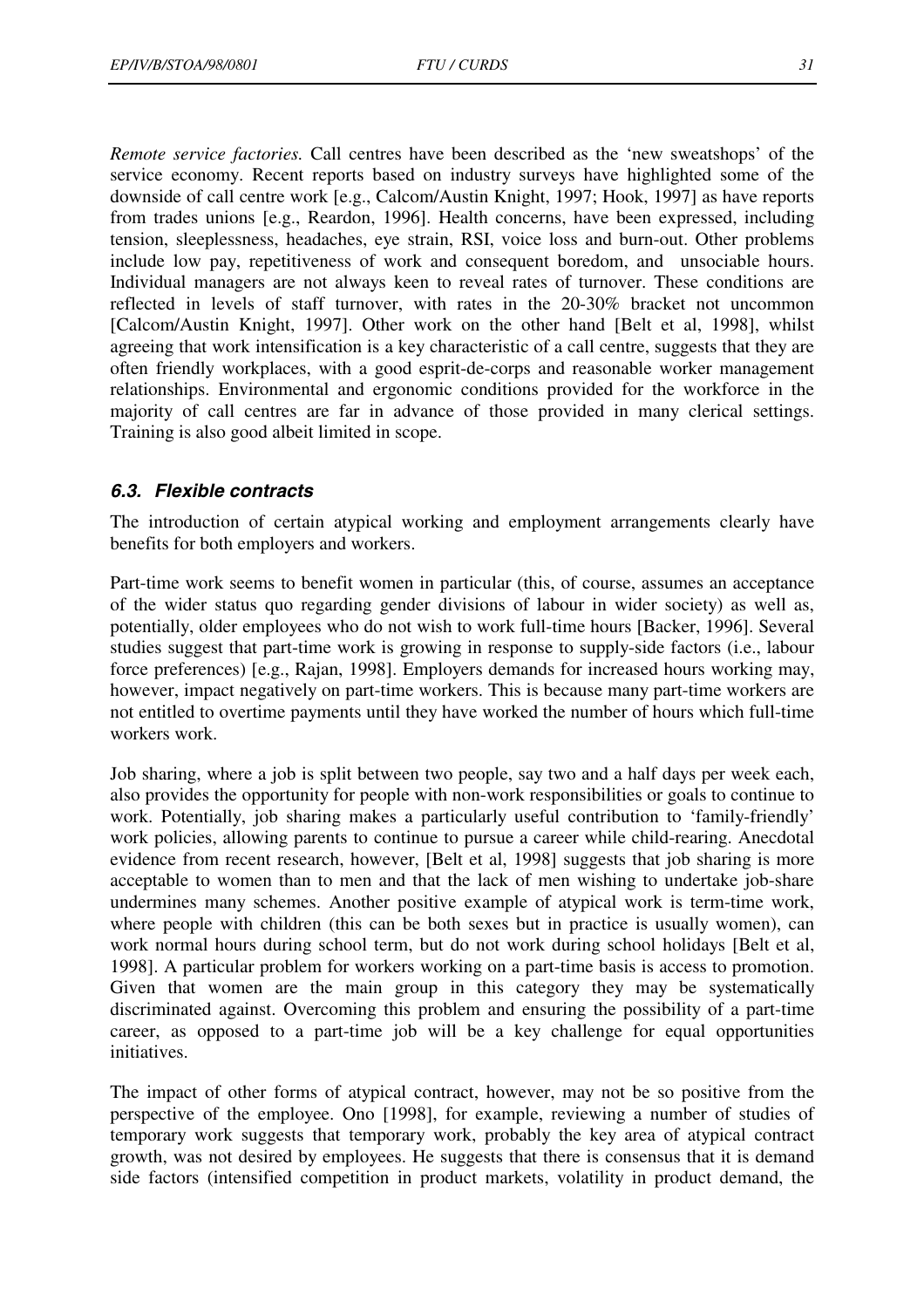*Remote service factories.* Call centres have been described as the 'new sweatshops' of the service economy. Recent reports based on industry surveys have highlighted some of the downside of call centre work [e.g., Calcom/Austin Knight, 1997; Hook, 1997] as have reports from trades unions [e.g., Reardon, 1996]. Health concerns, have been expressed, including tension, sleeplessness, headaches, eye strain, RSI, voice loss and burn-out. Other problems include low pay, repetitiveness of work and consequent boredom, and unsociable hours. Individual managers are not always keen to reveal rates of turnover. These conditions are reflected in levels of staff turnover, with rates in the 20-30% bracket not uncommon [Calcom/Austin Knight, 1997]. Other work on the other hand [Belt et al, 1998], whilst agreeing that work intensification is a key characteristic of a call centre, suggests that they are often friendly workplaces, with a good esprit-de-corps and reasonable worker management relationships. Environmental and ergonomic conditions provided for the workforce in the majority of call centres are far in advance of those provided in many clerical settings. Training is also good albeit limited in scope.

### *6.3. Flexible contracts*

The introduction of certain atypical working and employment arrangements clearly have benefits for both employers and workers.

Part-time work seems to benefit women in particular (this, of course, assumes an acceptance of the wider status quo regarding gender divisions of labour in wider society) as well as, potentially, older employees who do not wish to work full-time hours [Backer, 1996]. Several studies suggest that part-time work is growing in response to supply-side factors (i.e., labour force preferences) [e.g., Rajan, 1998]. Employers demands for increased hours working may, however, impact negatively on part-time workers. This is because many part-time workers are not entitled to overtime payments until they have worked the number of hours which full-time workers work.

Job sharing, where a job is split between two people, say two and a half days per week each, also provides the opportunity for people with non-work responsibilities or goals to continue to work. Potentially, job sharing makes a particularly useful contribution to 'family-friendly' work policies, allowing parents to continue to pursue a career while child-rearing. Anecdotal evidence from recent research, however, [Belt et al, 1998] suggests that job sharing is more acceptable to women than to men and that the lack of men wishing to undertake job-share undermines many schemes. Another positive example of atypical work is term-time work, where people with children (this can be both sexes but in practice is usually women), can work normal hours during school term, but do not work during school holidays [Belt et al, 1998]. A particular problem for workers working on a part-time basis is access to promotion. Given that women are the main group in this category they may be systematically discriminated against. Overcoming this problem and ensuring the possibility of a part-time career, as opposed to a part-time job will be a key challenge for equal opportunities initiatives.

The impact of other forms of atypical contract, however, may not be so positive from the perspective of the employee. Ono [1998], for example, reviewing a number of studies of temporary work suggests that temporary work, probably the key area of atypical contract growth, was not desired by employees. He suggests that there is consensus that it is demand side factors (intensified competition in product markets, volatility in product demand, the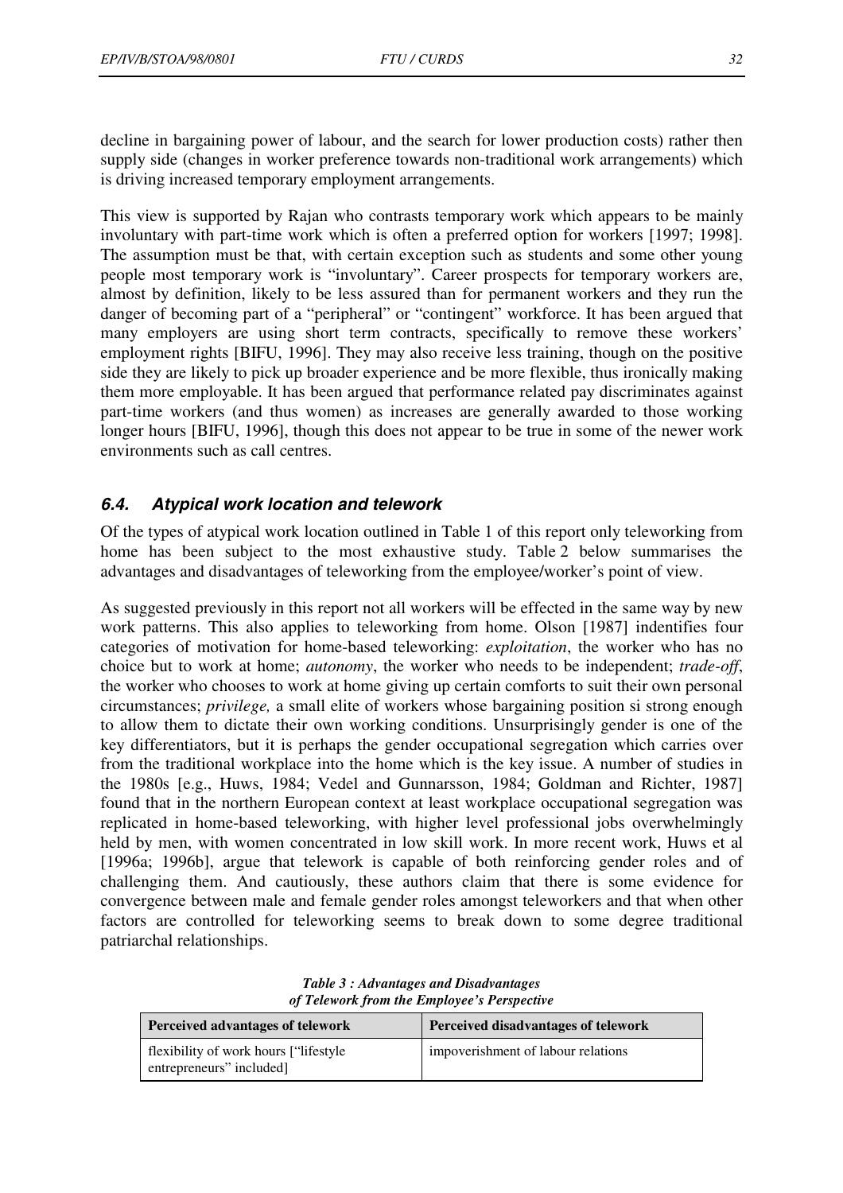decline in bargaining power of labour, and the search for lower production costs) rather then supply side (changes in worker preference towards non-traditional work arrangements) which is driving increased temporary employment arrangements.

This view is supported by Rajan who contrasts temporary work which appears to be mainly involuntary with part-time work which is often a preferred option for workers [1997; 1998]. The assumption must be that, with certain exception such as students and some other young people most temporary work is "involuntary". Career prospects for temporary workers are, almost by definition, likely to be less assured than for permanent workers and they run the danger of becoming part of a "peripheral" or "contingent" workforce. It has been argued that many employers are using short term contracts, specifically to remove these workers' employment rights [BIFU, 1996]. They may also receive less training, though on the positive side they are likely to pick up broader experience and be more flexible, thus ironically making them more employable. It has been argued that performance related pay discriminates against part-time workers (and thus women) as increases are generally awarded to those working longer hours [BIFU, 1996], though this does not appear to be true in some of the newer work environments such as call centres.

### *6.4. Atypical work location and telework*

Of the types of atypical work location outlined in Table 1 of this report only teleworking from home has been subject to the most exhaustive study. Table 2 below summarises the advantages and disadvantages of teleworking from the employee/worker's point of view.

As suggested previously in this report not all workers will be effected in the same way by new work patterns. This also applies to teleworking from home. Olson [1987] indentifies four categories of motivation for home-based teleworking: *exploitation*, the worker who has no choice but to work at home; *autonomy*, the worker who needs to be independent; *trade-off*, the worker who chooses to work at home giving up certain comforts to suit their own personal circumstances; *privilege,* a small elite of workers whose bargaining position si strong enough to allow them to dictate their own working conditions. Unsurprisingly gender is one of the key differentiators, but it is perhaps the gender occupational segregation which carries over from the traditional workplace into the home which is the key issue. A number of studies in the 1980s [e.g., Huws, 1984; Vedel and Gunnarsson, 1984; Goldman and Richter, 1987] found that in the northern European context at least workplace occupational segregation was replicated in home-based teleworking, with higher level professional jobs overwhelmingly held by men, with women concentrated in low skill work. In more recent work, Huws et al [1996a; 1996b], argue that telework is capable of both reinforcing gender roles and of challenging them. And cautiously, these authors claim that there is some evidence for convergence between male and female gender roles amongst teleworkers and that when other factors are controlled for teleworking seems to break down to some degree traditional patriarchal relationships.

***Table 3 : Advantages and Disadvantages of Telework from the Employee's Perspective***

| Perceived advantages of telework | Perceived disadvantages of telework |
|---|---|
| flexibility of work hours ["lifestyle entrepreneurs" included] | impoverishment of labour relations |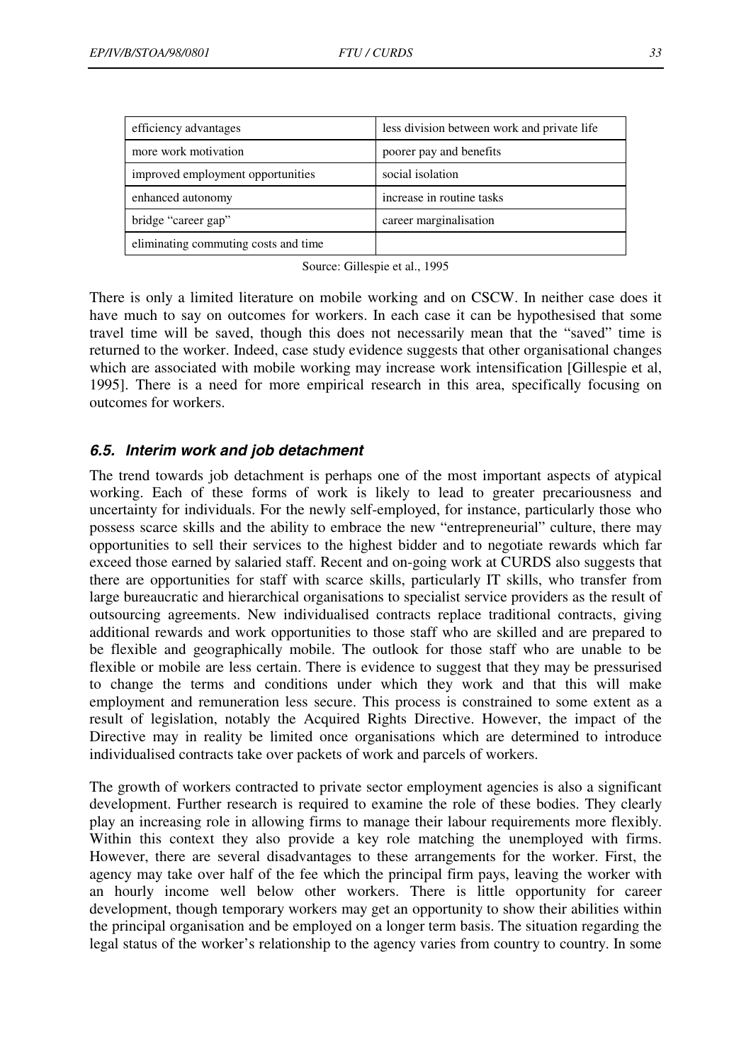| | |
|---|---|
| efficiency advantages | less division between work and private life |
| more work motivation | poorer pay and benefits |
| improved employment opportunities | social isolation |
| enhanced autonomy | increase in routine tasks |
| bridge "career gap" | career marginalisation |
| eliminating commuting costs and time | |

Source: Gillespie et al., 1995

There is only a limited literature on mobile working and on CSCW. In neither case does it have much to say on outcomes for workers. In each case it can be hypothesised that some travel time will be saved, though this does not necessarily mean that the "saved" time is returned to the worker. Indeed, case study evidence suggests that other organisational changes which are associated with mobile working may increase work intensification [Gillespie et al, 1995]. There is a need for more empirical research in this area, specifically focusing on outcomes for workers.

### *6.5. Interim work and job detachment*

The trend towards job detachment is perhaps one of the most important aspects of atypical working. Each of these forms of work is likely to lead to greater precariousness and uncertainty for individuals. For the newly self-employed, for instance, particularly those who possess scarce skills and the ability to embrace the new "entrepreneurial" culture, there may opportunities to sell their services to the highest bidder and to negotiate rewards which far exceed those earned by salaried staff. Recent and on-going work at CURDS also suggests that there are opportunities for staff with scarce skills, particularly IT skills, who transfer from large bureaucratic and hierarchical organisations to specialist service providers as the result of outsourcing agreements. New individualised contracts replace traditional contracts, giving additional rewards and work opportunities to those staff who are skilled and are prepared to be flexible and geographically mobile. The outlook for those staff who are unable to be flexible or mobile are less certain. There is evidence to suggest that they may be pressurised to change the terms and conditions under which they work and that this will make employment and remuneration less secure. This process is constrained to some extent as a result of legislation, notably the Acquired Rights Directive. However, the impact of the Directive may in reality be limited once organisations which are determined to introduce individualised contracts take over packets of work and parcels of workers.

The growth of workers contracted to private sector employment agencies is also a significant development. Further research is required to examine the role of these bodies. They clearly play an increasing role in allowing firms to manage their labour requirements more flexibly. Within this context they also provide a key role matching the unemployed with firms. However, there are several disadvantages to these arrangements for the worker. First, the agency may take over half of the fee which the principal firm pays, leaving the worker with an hourly income well below other workers. There is little opportunity for career development, though temporary workers may get an opportunity to show their abilities within the principal organisation and be employed on a longer term basis. The situation regarding the legal status of the worker's relationship to the agency varies from country to country. In some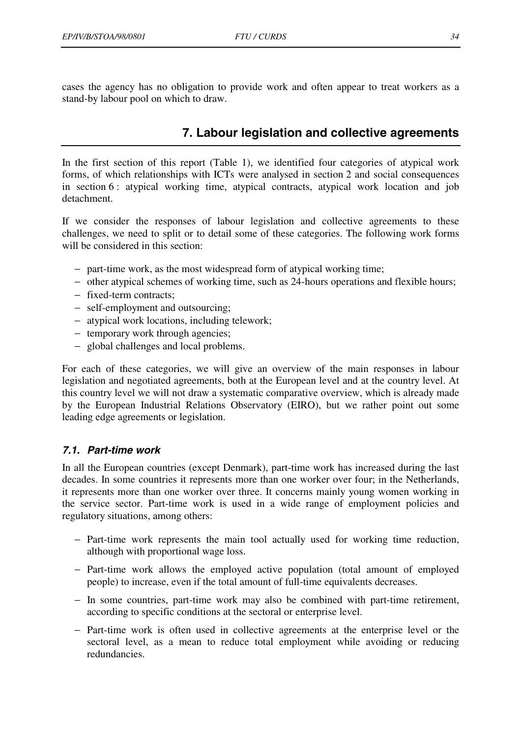cases the agency has no obligation to provide work and often appear to treat workers as a stand-by labour pool on which to draw.

## 7. Labour legislation and collective agreements

In the first section of this report (Table 1), we identified four categories of atypical work forms, of which relationships with ICTs were analysed in section 2 and social consequences in section 6 : atypical working time, atypical contracts, atypical work location and job detachment.

If we consider the responses of labour legislation and collective agreements to these challenges, we need to split or to detail some of these categories. The following work forms will be considered in this section:

- part-time work, as the most widespread form of atypical working time;
- other atypical schemes of working time, such as 24-hours operations and flexible hours;
- fixed-term contracts;
- self-employment and outsourcing;
- atypical work locations, including telework;
- temporary work through agencies;
- global challenges and local problems.

For each of these categories, we will give an overview of the main responses in labour legislation and negotiated agreements, both at the European level and at the country level. At this country level we will not draw a systematic comparative overview, which is already made by the European Industrial Relations Observatory (EIRO), but we rather point out some leading edge agreements or legislation.

### *7.1. Part-time work*

In all the European countries (except Denmark), part-time work has increased during the last decades. In some countries it represents more than one worker over four; in the Netherlands, it represents more than one worker over three. It concerns mainly young women working in the service sector. Part-time work is used in a wide range of employment policies and regulatory situations, among others:

- Part-time work represents the main tool actually used for working time reduction, although with proportional wage loss.
- Part-time work allows the employed active population (total amount of employed people) to increase, even if the total amount of full-time equivalents decreases.
- In some countries, part-time work may also be combined with part-time retirement, according to specific conditions at the sectoral or enterprise level.
- Part-time work is often used in collective agreements at the enterprise level or the sectoral level, as a mean to reduce total employment while avoiding or reducing redundancies.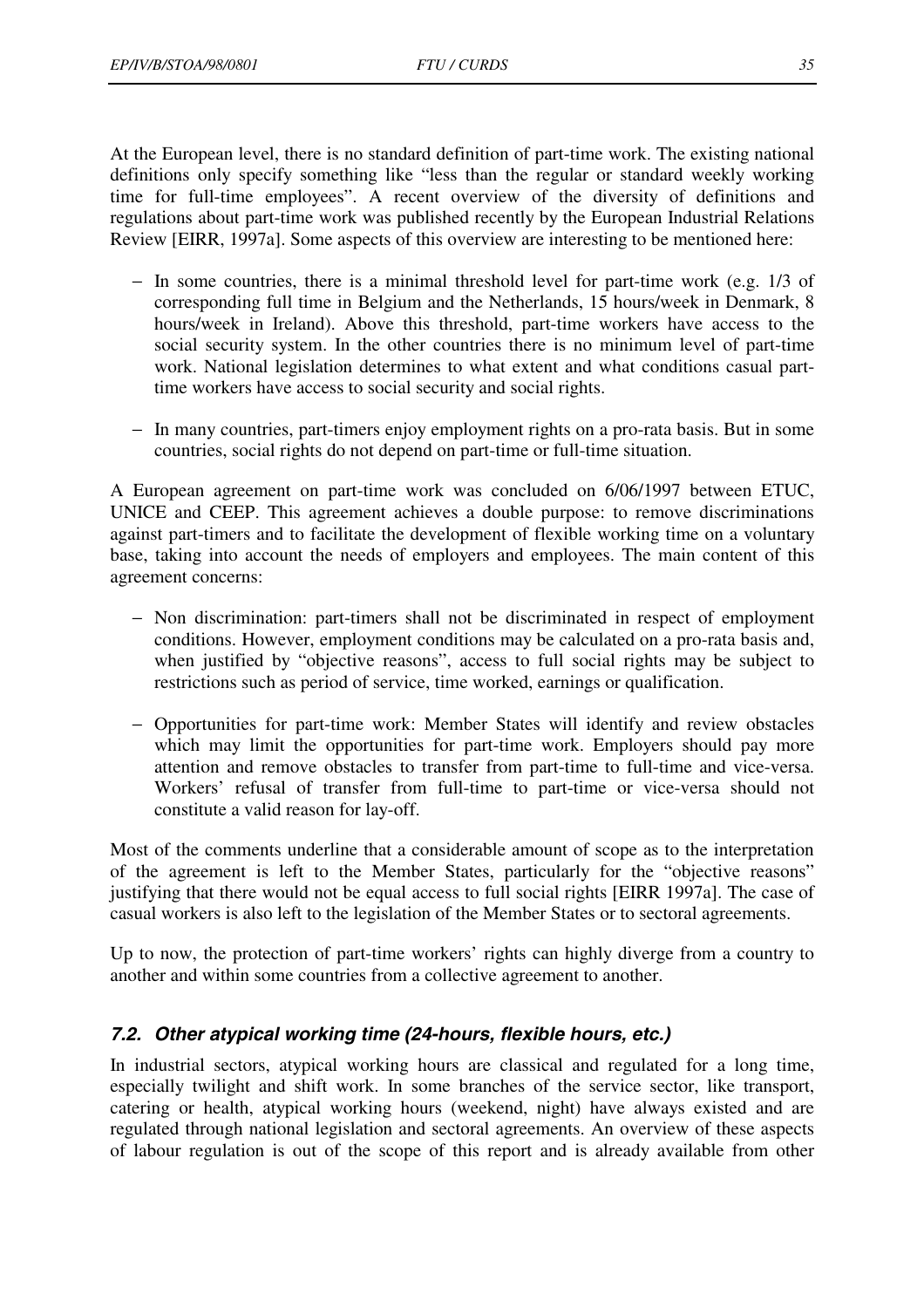At the European level, there is no standard definition of part-time work. The existing national definitions only specify something like "less than the regular or standard weekly working time for full-time employees". A recent overview of the diversity of definitions and regulations about part-time work was published recently by the European Industrial Relations Review [EIRR, 1997a]. Some aspects of this overview are interesting to be mentioned here:

- In some countries, there is a minimal threshold level for part-time work (e.g. 1/3 of corresponding full time in Belgium and the Netherlands, 15 hours/week in Denmark, 8 hours/week in Ireland). Above this threshold, part-time workers have access to the social security system. In the other countries there is no minimum level of part-time work. National legislation determines to what extent and what conditions casual part-time workers have access to social security and social rights.
- In many countries, part-timers enjoy employment rights on a pro-rata basis. But in some countries, social rights do not depend on part-time or full-time situation.

A European agreement on part-time work was concluded on 6/06/1997 between ETUC, UNICE and CEEP. This agreement achieves a double purpose: to remove discriminations against part-timers and to facilitate the development of flexible working time on a voluntary base, taking into account the needs of employers and employees. The main content of this agreement concerns:

- Non discrimination: part-timers shall not be discriminated in respect of employment conditions. However, employment conditions may be calculated on a pro-rata basis and, when justified by "objective reasons", access to full social rights may be subject to restrictions such as period of service, time worked, earnings or qualification.
- Opportunities for part-time work: Member States will identify and review obstacles which may limit the opportunities for part-time work. Employers should pay more attention and remove obstacles to transfer from part-time to full-time and vice-versa. Workers' refusal of transfer from full-time to part-time or vice-versa should not constitute a valid reason for lay-off.

Most of the comments underline that a considerable amount of scope as to the interpretation of the agreement is left to the Member States, particularly for the "objective reasons" justifying that there would not be equal access to full social rights [EIRR 1997a]. The case of casual workers is also left to the legislation of the Member States or to sectoral agreements.

Up to now, the protection of part-time workers' rights can highly diverge from a country to another and within some countries from a collective agreement to another.

### 7.2. Other atypical working time (24-hours, flexible hours, etc.)

In industrial sectors, atypical working hours are classical and regulated for a long time, especially twilight and shift work. In some branches of the service sector, like transport, catering or health, atypical working hours (weekend, night) have always existed and are regulated through national legislation and sectoral agreements. An overview of these aspects of labour regulation is out of the scope of this report and is already available from other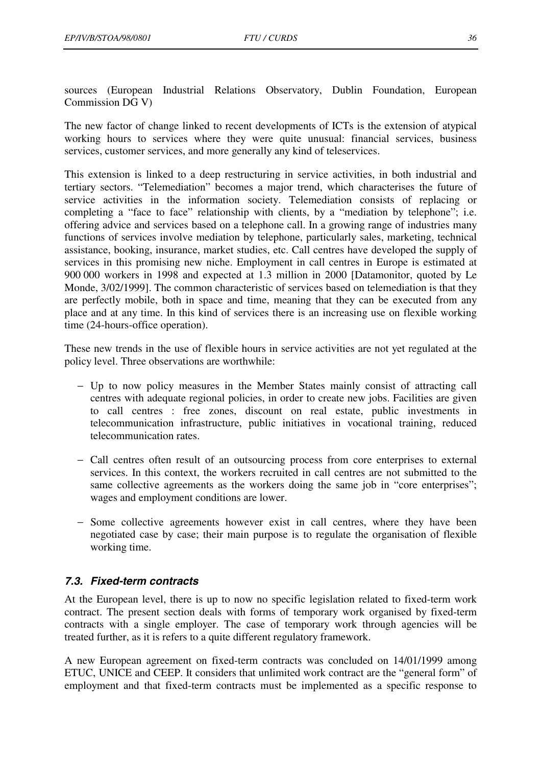sources (European Industrial Relations Observatory, Dublin Foundation, European Commission DG V)

The new factor of change linked to recent developments of ICTs is the extension of atypical working hours to services where they were quite unusual: financial services, business services, customer services, and more generally any kind of teleservices.

This extension is linked to a deep restructuring in service activities, in both industrial and tertiary sectors. "Telemediation" becomes a major trend, which characterises the future of service activities in the information society. Telemediation consists of replacing or completing a "face to face" relationship with clients, by a "mediation by telephone"; i.e. offering advice and services based on a telephone call. In a growing range of industries many functions of services involve mediation by telephone, particularly sales, marketing, technical assistance, booking, insurance, market studies, etc. Call centres have developed the supply of services in this promising new niche. Employment in call centres in Europe is estimated at 900 000 workers in 1998 and expected at 1.3 million in 2000 [Datamonitor, quoted by Le Monde, 3/02/1999]. The common characteristic of services based on telemediation is that they are perfectly mobile, both in space and time, meaning that they can be executed from any place and at any time. In this kind of services there is an increasing use on flexible working time (24-hours-office operation).

These new trends in the use of flexible hours in service activities are not yet regulated at the policy level. Three observations are worthwhile:

- Up to now policy measures in the Member States mainly consist of attracting call centres with adequate regional policies, in order to create new jobs. Facilities are given to call centres : free zones, discount on real estate, public investments in telecommunication infrastructure, public initiatives in vocational training, reduced telecommunication rates.
- Call centres often result of an outsourcing process from core enterprises to external services. In this context, the workers recruited in call centres are not submitted to the same collective agreements as the workers doing the same job in "core enterprises"; wages and employment conditions are lower.
- Some collective agreements however exist in call centres, where they have been negotiated case by case; their main purpose is to regulate the organisation of flexible working time.

### *7.3. Fixed-term contracts*

At the European level, there is up to now no specific legislation related to fixed-term work contract. The present section deals with forms of temporary work organised by fixed-term contracts with a single employer. The case of temporary work through agencies will be treated further, as it is refers to a quite different regulatory framework.

A new European agreement on fixed-term contracts was concluded on 14/01/1999 among ETUC, UNICE and CEEP. It considers that unlimited work contract are the "general form" of employment and that fixed-term contracts must be implemented as a specific response to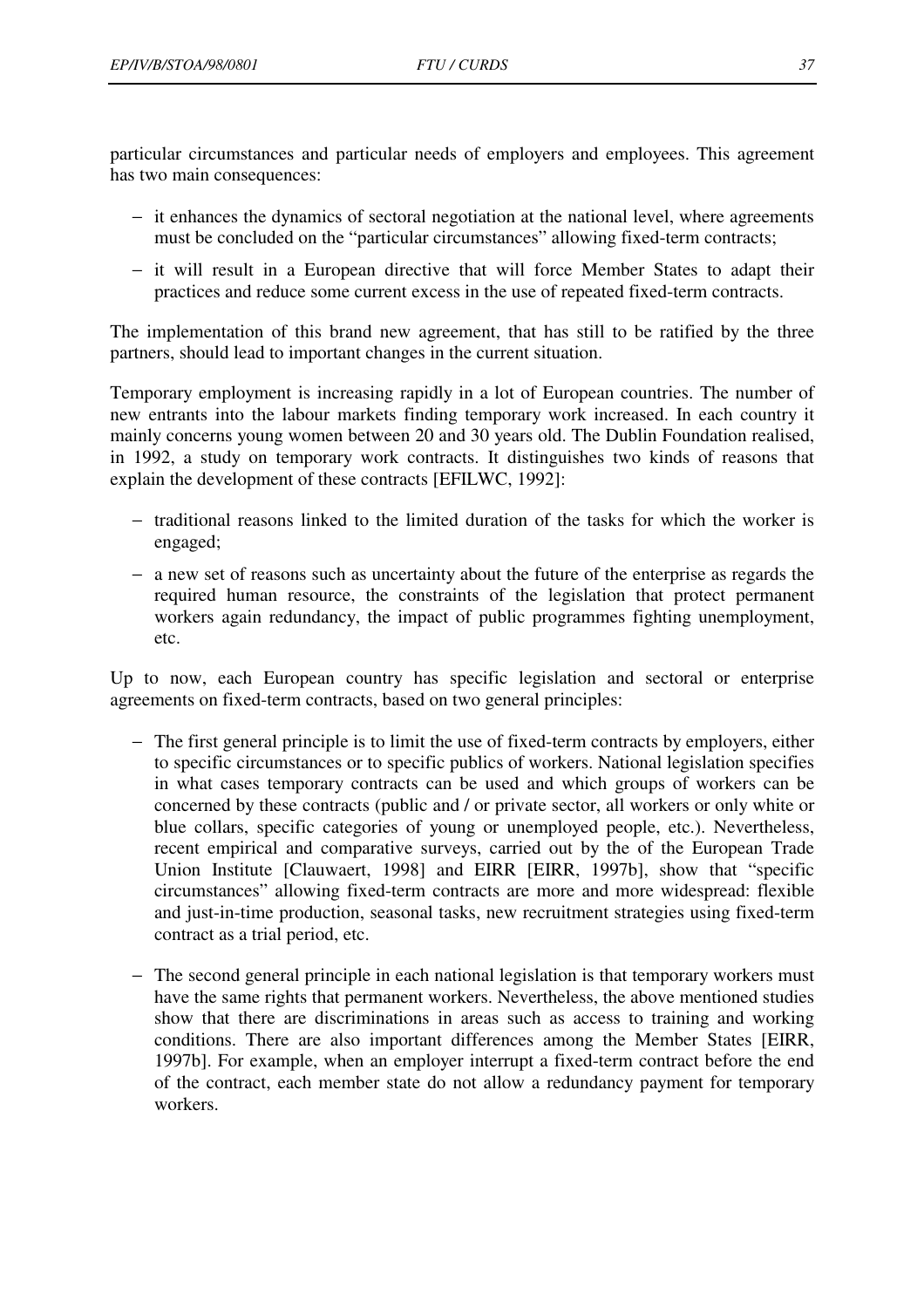particular circumstances and particular needs of employers and employees. This agreement has two main consequences:

- it enhances the dynamics of sectoral negotiation at the national level, where agreements must be concluded on the "particular circumstances" allowing fixed-term contracts;
- it will result in a European directive that will force Member States to adapt their practices and reduce some current excess in the use of repeated fixed-term contracts.

The implementation of this brand new agreement, that has still to be ratified by the three partners, should lead to important changes in the current situation.

Temporary employment is increasing rapidly in a lot of European countries. The number of new entrants into the labour markets finding temporary work increased. In each country it mainly concerns young women between 20 and 30 years old. The Dublin Foundation realised, in 1992, a study on temporary work contracts. It distinguishes two kinds of reasons that explain the development of these contracts [EFILWC, 1992]:

- traditional reasons linked to the limited duration of the tasks for which the worker is engaged;
- a new set of reasons such as uncertainty about the future of the enterprise as regards the required human resource, the constraints of the legislation that protect permanent workers again redundancy, the impact of public programmes fighting unemployment, etc.

Up to now, each European country has specific legislation and sectoral or enterprise agreements on fixed-term contracts, based on two general principles:

- The first general principle is to limit the use of fixed-term contracts by employers, either to specific circumstances or to specific publics of workers. National legislation specifies in what cases temporary contracts can be used and which groups of workers can be concerned by these contracts (public and / or private sector, all workers or only white or blue collars, specific categories of young or unemployed people, etc.). Nevertheless, recent empirical and comparative surveys, carried out by the of the European Trade Union Institute [Clauwaert, 1998] and EIRR [EIRR, 1997b], show that "specific circumstances" allowing fixed-term contracts are more and more widespread: flexible and just-in-time production, seasonal tasks, new recruitment strategies using fixed-term contract as a trial period, etc.

- The second general principle in each national legislation is that temporary workers must have the same rights that permanent workers. Nevertheless, the above mentioned studies show that there are discriminations in areas such as access to training and working conditions. There are also important differences among the Member States [EIRR, 1997b]. For example, when an employer interrupt a fixed-term contract before the end of the contract, each member state do not allow a redundancy payment for temporary workers.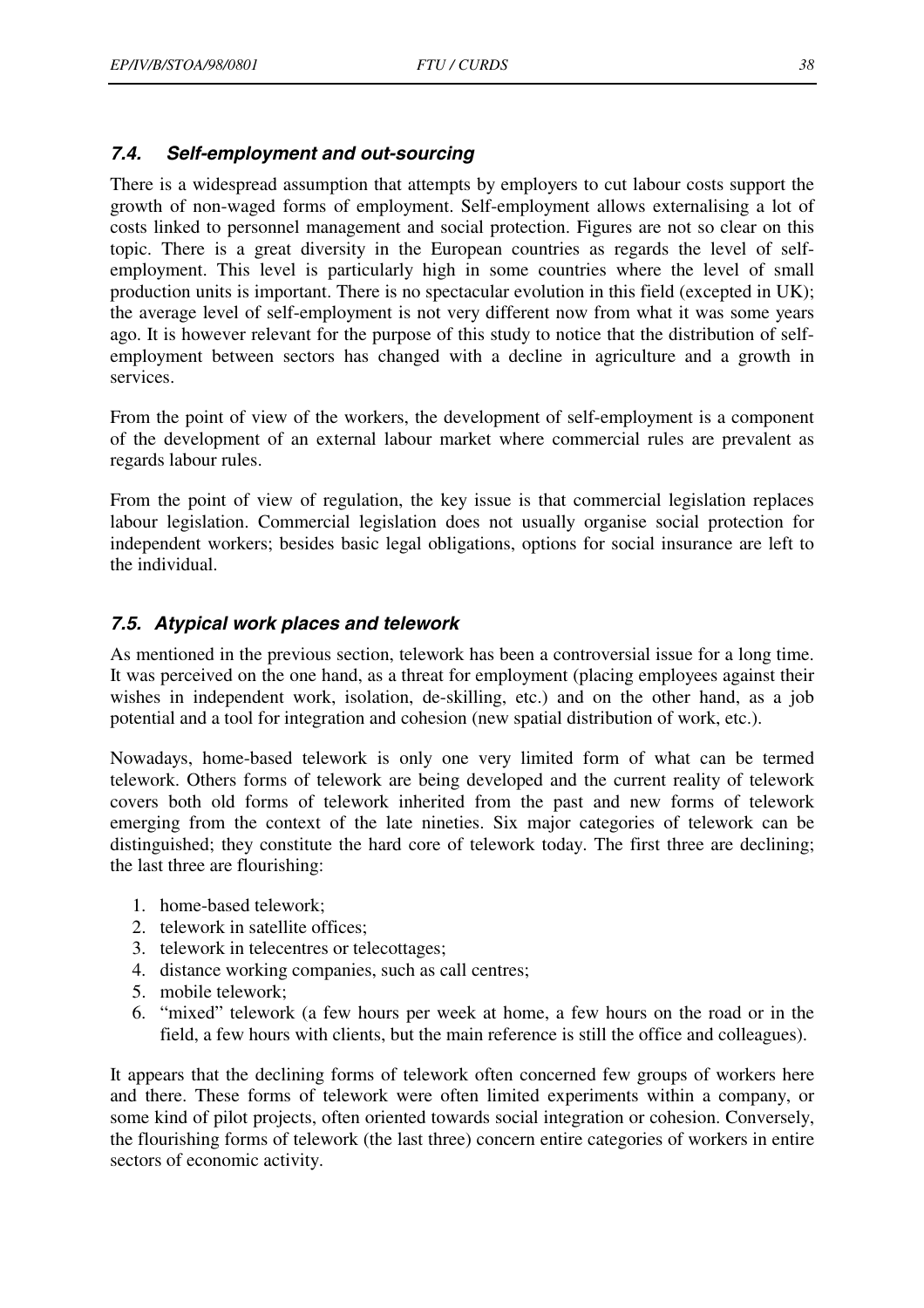### *7.4. Self-employment and out-sourcing*

There is a widespread assumption that attempts by employers to cut labour costs support the growth of non-waged forms of employment. Self-employment allows externalising a lot of costs linked to personnel management and social protection. Figures are not so clear on this topic. There is a great diversity in the European countries as regards the level of self-employment. This level is particularly high in some countries where the level of small production units is important. There is no spectacular evolution in this field (excepted in UK); the average level of self-employment is not very different now from what it was some years ago. It is however relevant for the purpose of this study to notice that the distribution of self-employment between sectors has changed with a decline in agriculture and a growth in services.

From the point of view of the workers, the development of self-employment is a component of the development of an external labour market where commercial rules are prevalent as regards labour rules.

From the point of view of regulation, the key issue is that commercial legislation replaces labour legislation. Commercial legislation does not usually organise social protection for independent workers; besides basic legal obligations, options for social insurance are left to the individual.

### *7.5. Atypical work places and telework*

As mentioned in the previous section, telework has been a controversial issue for a long time. It was perceived on the one hand, as a threat for employment (placing employees against their wishes in independent work, isolation, de-skilling, etc.) and on the other hand, as a job potential and a tool for integration and cohesion (new spatial distribution of work, etc.).

Nowadays, home-based telework is only one very limited form of what can be termed telework. Others forms of telework are being developed and the current reality of telework covers both old forms of telework inherited from the past and new forms of telework emerging from the context of the late nineties. Six major categories of telework can be distinguished; they constitute the hard core of telework today. The first three are declining; the last three are flourishing:

1. home-based telework;
2. telework in satellite offices;
3. telework in telecentres or telecottages;
4. distance working companies, such as call centres;
5. mobile telework;
6. "mixed" telework (a few hours per week at home, a few hours on the road or in the field, a few hours with clients, but the main reference is still the office and colleagues).

It appears that the declining forms of telework often concerned few groups of workers here and there. These forms of telework were often limited experiments within a company, or some kind of pilot projects, often oriented towards social integration or cohesion. Conversely, the flourishing forms of telework (the last three) concern entire categories of workers in entire sectors of economic activity.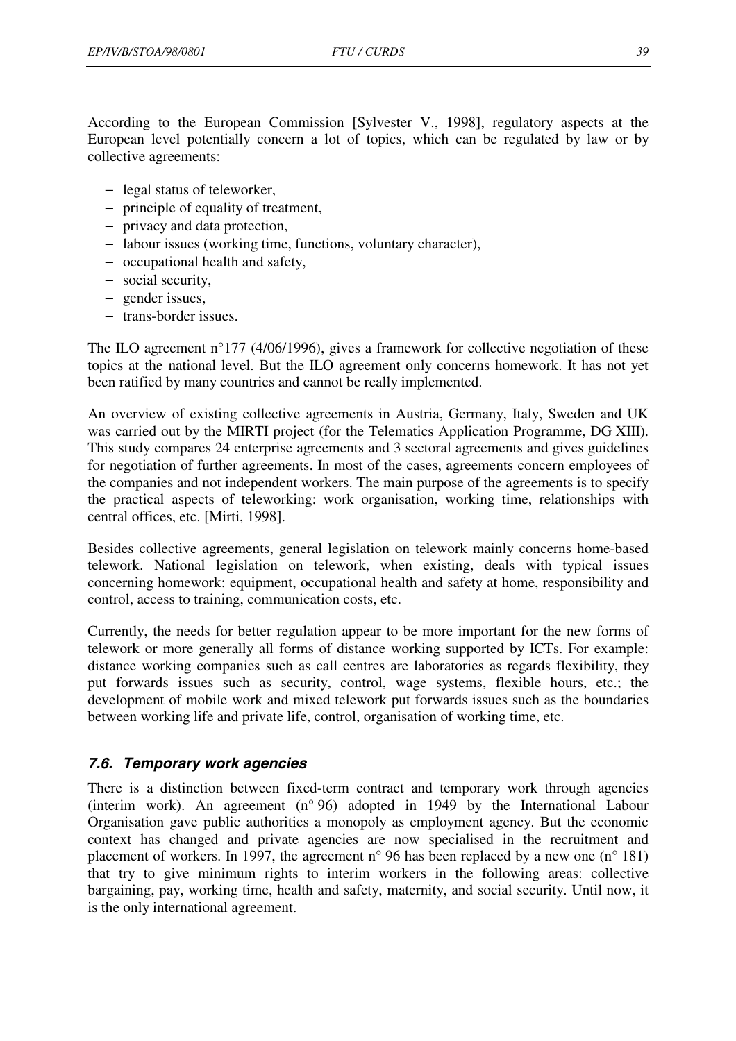According to the European Commission [Sylvester V., 1998], regulatory aspects at the European level potentially concern a lot of topics, which can be regulated by law or by collective agreements:

- legal status of teleworker,
- principle of equality of treatment,
- privacy and data protection,
- labour issues (working time, functions, voluntary character),
- occupational health and safety,
- social security,
- gender issues,
- trans-border issues.

The ILO agreement n°177 (4/06/1996), gives a framework for collective negotiation of these topics at the national level. But the ILO agreement only concerns homework. It has not yet been ratified by many countries and cannot be really implemented.

An overview of existing collective agreements in Austria, Germany, Italy, Sweden and UK was carried out by the MIRTI project (for the Telematics Application Programme, DG XIII). This study compares 24 enterprise agreements and 3 sectoral agreements and gives guidelines for negotiation of further agreements. In most of the cases, agreements concern employees of the companies and not independent workers. The main purpose of the agreements is to specify the practical aspects of teleworking: work organisation, working time, relationships with central offices, etc. [Mirti, 1998].

Besides collective agreements, general legislation on telework mainly concerns home-based telework. National legislation on telework, when existing, deals with typical issues concerning homework: equipment, occupational health and safety at home, responsibility and control, access to training, communication costs, etc.

Currently, the needs for better regulation appear to be more important for the new forms of telework or more generally all forms of distance working supported by ICTs. For example: distance working companies such as call centres are laboratories as regards flexibility, they put forwards issues such as security, control, wage systems, flexible hours, etc.; the development of mobile work and mixed telework put forwards issues such as the boundaries between working life and private life, control, organisation of working time, etc.

### *7.6. Temporary work agencies*

There is a distinction between fixed-term contract and temporary work through agencies (interim work). An agreement (n° 96) adopted in 1949 by the International Labour Organisation gave public authorities a monopoly as employment agency. But the economic context has changed and private agencies are now specialised in the recruitment and placement of workers. In 1997, the agreement n° 96 has been replaced by a new one (n° 181) that try to give minimum rights to interim workers in the following areas: collective bargaining, pay, working time, health and safety, maternity, and social security. Until now, it is the only international agreement.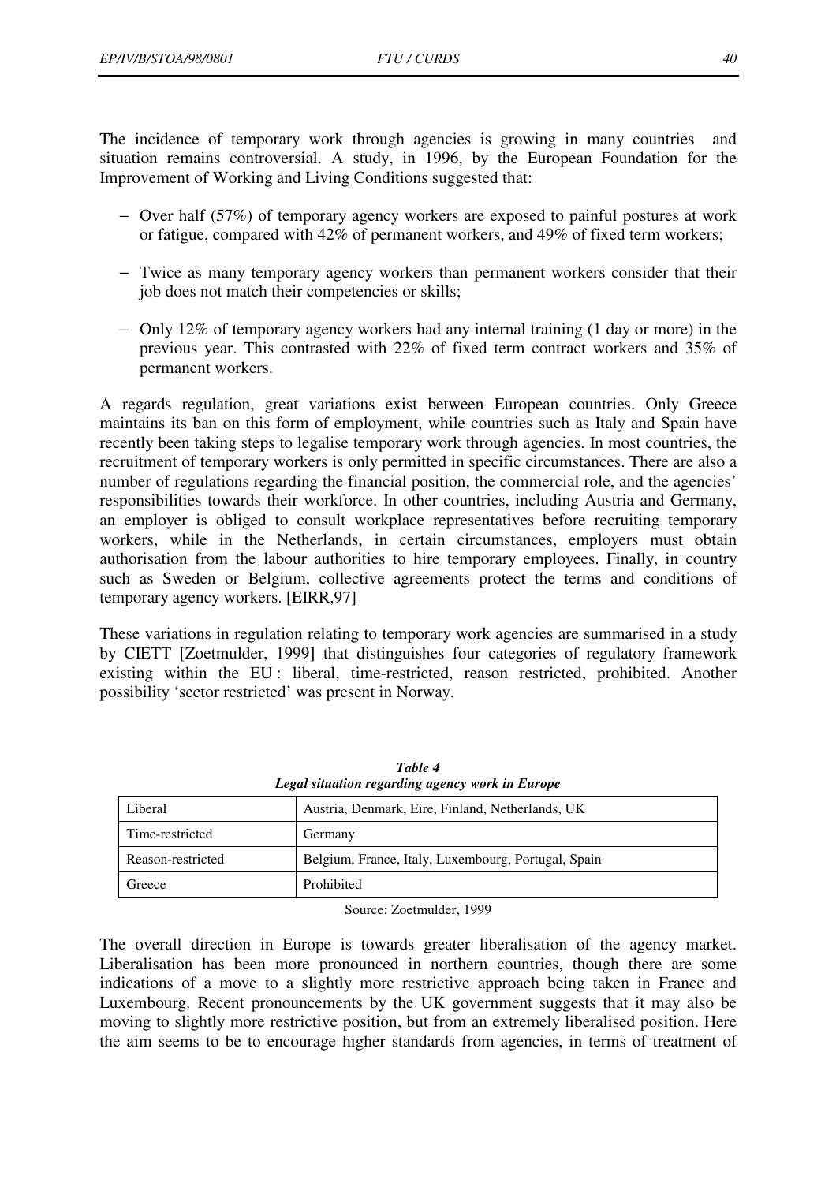The incidence of temporary work through agencies is growing in many countries and situation remains controversial. A study, in 1996, by the European Foundation for the Improvement of Working and Living Conditions suggested that:

- Over half (57%) of temporary agency workers are exposed to painful postures at work or fatigue, compared with 42% of permanent workers, and 49% of fixed term workers;
- Twice as many temporary agency workers than permanent workers consider that their job does not match their competencies or skills;
- Only 12% of temporary agency workers had any internal training (1 day or more) in the previous year. This contrasted with 22% of fixed term contract workers and 35% of permanent workers.

A regards regulation, great variations exist between European countries. Only Greece maintains its ban on this form of employment, while countries such as Italy and Spain have recently been taking steps to legalise temporary work through agencies. In most countries, the recruitment of temporary workers is only permitted in specific circumstances. There are also a number of regulations regarding the financial position, the commercial role, and the agencies' responsibilities towards their workforce. In other countries, including Austria and Germany, an employer is obliged to consult workplace representatives before recruiting temporary workers, while in the Netherlands, in certain circumstances, employers must obtain authorisation from the labour authorities to hire temporary employees. Finally, in country such as Sweden or Belgium, collective agreements protect the terms and conditions of temporary agency workers. [EIRR,97]

These variations in regulation relating to temporary work agencies are summarised in a study by CIETT [Zoetmulder, 1999] that distinguishes four categories of regulatory framework existing within the EU : liberal, time-restricted, reason restricted, prohibited. Another possibility 'sector restricted' was present in Norway.

***Table 4***
***Legal situation regarding agency work in Europe***

| | |
|---|---|
| Liberal | Austria, Denmark, Eire, Finland, Netherlands, UK |
| Time-restricted | Germany |
| Reason-restricted | Belgium, France, Italy, Luxembourg, Portugal, Spain |
| Greece | Prohibited |

Source: Zoetmulder, 1999

The overall direction in Europe is towards greater liberalisation of the agency market. Liberalisation has been more pronounced in northern countries, though there are some indications of a move to a slightly more restrictive approach being taken in France and Luxembourg. Recent pronouncements by the UK government suggests that it may also be moving to slightly more restrictive position, but from an extremely liberalised position. Here the aim seems to be to encourage higher standards from agencies, in terms of treatment of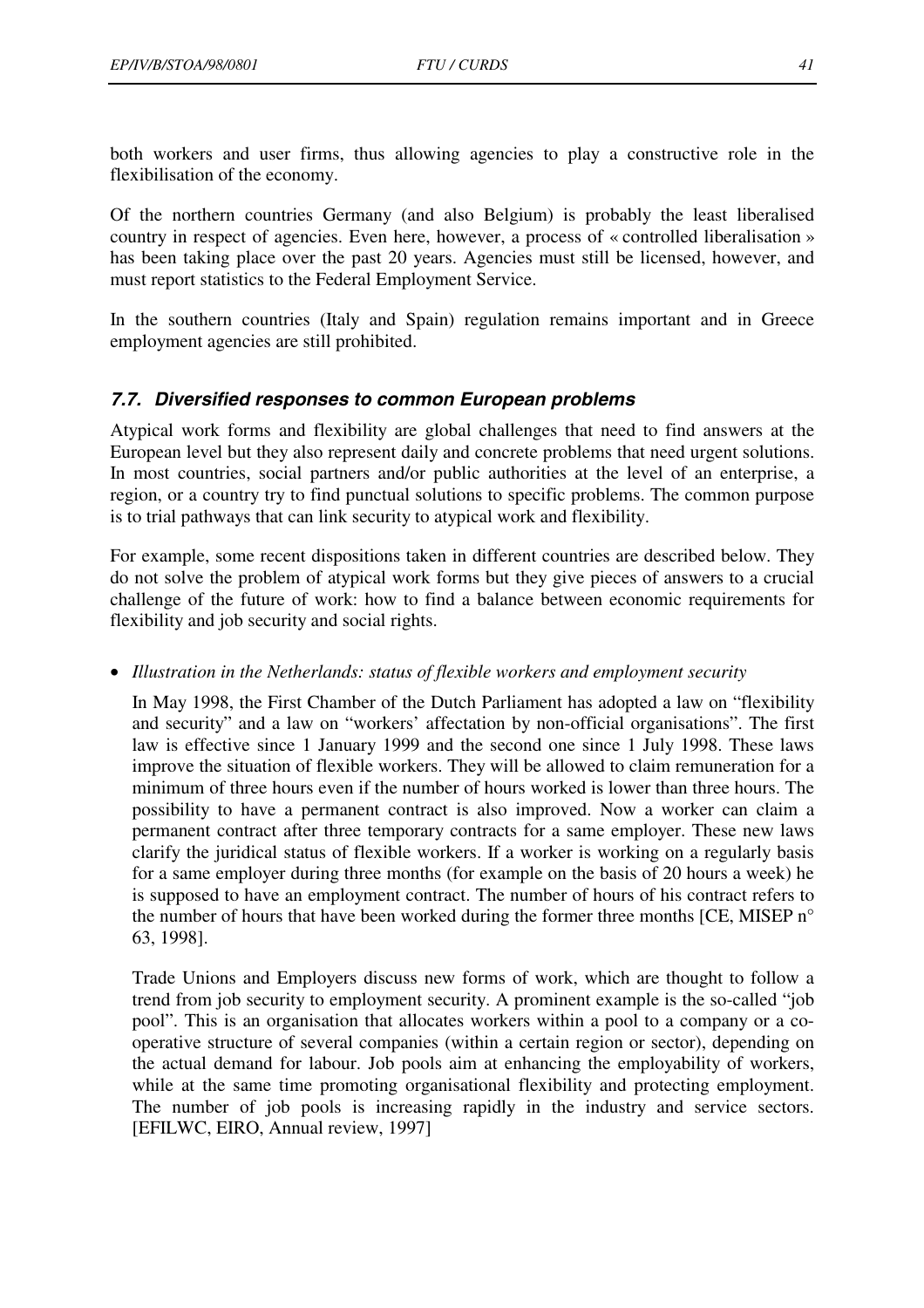both workers and user firms, thus allowing agencies to play a constructive role in the flexibilisation of the economy.

Of the northern countries Germany (and also Belgium) is probably the least liberalised country in respect of agencies. Even here, however, a process of « controlled liberalisation » has been taking place over the past 20 years. Agencies must still be licensed, however, and must report statistics to the Federal Employment Service.

In the southern countries (Italy and Spain) regulation remains important and in Greece employment agencies are still prohibited.

### *7.7. Diversified responses to common European problems*

Atypical work forms and flexibility are global challenges that need to find answers at the European level but they also represent daily and concrete problems that need urgent solutions. In most countries, social partners and/or public authorities at the level of an enterprise, a region, or a country try to find punctual solutions to specific problems. The common purpose is to trial pathways that can link security to atypical work and flexibility.

For example, some recent dispositions taken in different countries are described below. They do not solve the problem of atypical work forms but they give pieces of answers to a crucial challenge of the future of work: how to find a balance between economic requirements for flexibility and job security and social rights.

- *Illustration in the Netherlands: status of flexible workers and employment security*

  In May 1998, the First Chamber of the Dutch Parliament has adopted a law on "flexibility and security" and a law on "workers' affectation by non-official organisations". The first law is effective since 1 January 1999 and the second one since 1 July 1998. These laws improve the situation of flexible workers. They will be allowed to claim remuneration for a minimum of three hours even if the number of hours worked is lower than three hours. The possibility to have a permanent contract is also improved. Now a worker can claim a permanent contract after three temporary contracts for a same employer. These new laws clarify the juridical status of flexible workers. If a worker is working on a regularly basis for a same employer during three months (for example on the basis of 20 hours a week) he is supposed to have an employment contract. The number of hours of his contract refers to the number of hours that have been worked during the former three months [CE, MISEP n° 63, 1998].

  Trade Unions and Employers discuss new forms of work, which are thought to follow a trend from job security to employment security. A prominent example is the so-called "job pool". This is an organisation that allocates workers within a pool to a company or a co-operative structure of several companies (within a certain region or sector), depending on the actual demand for labour. Job pools aim at enhancing the employability of workers, while at the same time promoting organisational flexibility and protecting employment. The number of job pools is increasing rapidly in the industry and service sectors. [EFILWC, EIRO, Annual review, 1997]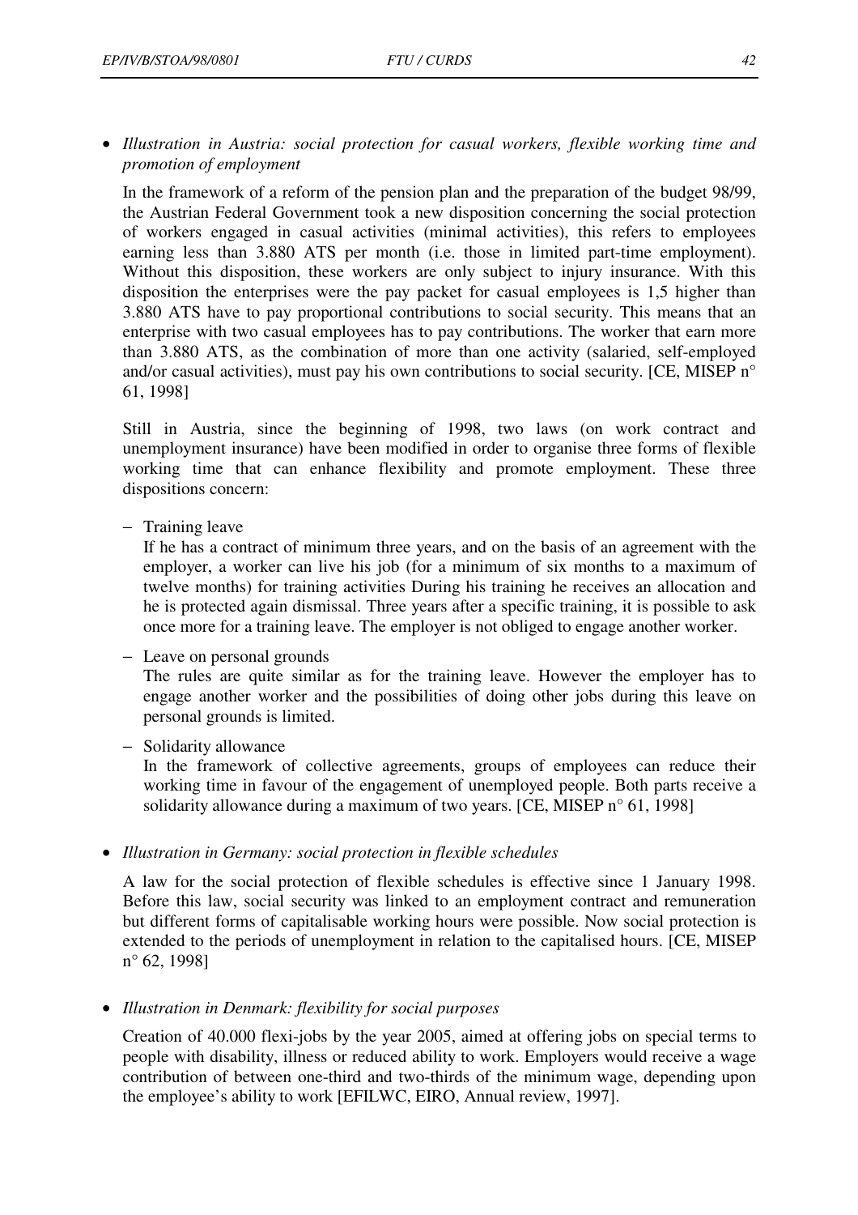- *Illustration in Austria: social protection for casual workers, flexible working time and promotion of employment*

  In the framework of a reform of the pension plan and the preparation of the budget 98/99, the Austrian Federal Government took a new disposition concerning the social protection of workers engaged in casual activities (minimal activities), this refers to employees earning less than 3.880 ATS per month (i.e. those in limited part-time employment). Without this disposition, these workers are only subject to injury insurance. With this disposition the enterprises were the pay packet for casual employees is 1,5 higher than 3.880 ATS have to pay proportional contributions to social security. This means that an enterprise with two casual employees has to pay contributions. The worker that earn more than 3.880 ATS, as the combination of more than one activity (salaried, self-employed and/or casual activities), must pay his own contributions to social security. [CE, MISEP n° 61, 1998]

  Still in Austria, since the beginning of 1998, two laws (on work contract and unemployment insurance) have been modified in order to organise three forms of flexible working time that can enhance flexibility and promote employment. These three dispositions concern:

  - Training leave
    If he has a contract of minimum three years, and on the basis of an agreement with the employer, a worker can live his job (for a minimum of six months to a maximum of twelve months) for training activities During his training he receives an allocation and he is protected again dismissal. Three years after a specific training, it is possible to ask once more for a training leave. The employer is not obliged to engage another worker.
  - Leave on personal grounds
    The rules are quite similar as for the training leave. However the employer has to engage another worker and the possibilities of doing other jobs during this leave on personal grounds is limited.
  - Solidarity allowance
    In the framework of collective agreements, groups of employees can reduce their working time in favour of the engagement of unemployed people. Both parts receive a solidarity allowance during a maximum of two years. [CE, MISEP n° 61, 1998]

- *Illustration in Germany: social protection in flexible schedules*

  A law for the social protection of flexible schedules is effective since 1 January 1998. Before this law, social security was linked to an employment contract and remuneration but different forms of capitalisable working hours were possible. Now social protection is extended to the periods of unemployment in relation to the capitalised hours. [CE, MISEP n° 62, 1998]

- *Illustration in Denmark: flexibility for social purposes*

  Creation of 40.000 flexi-jobs by the year 2005, aimed at offering jobs on special terms to people with disability, illness or reduced ability to work. Employers would receive a wage contribution of between one-third and two-thirds of the minimum wage, depending upon the employee's ability to work [EFILWC, EIRO, Annual review, 1997].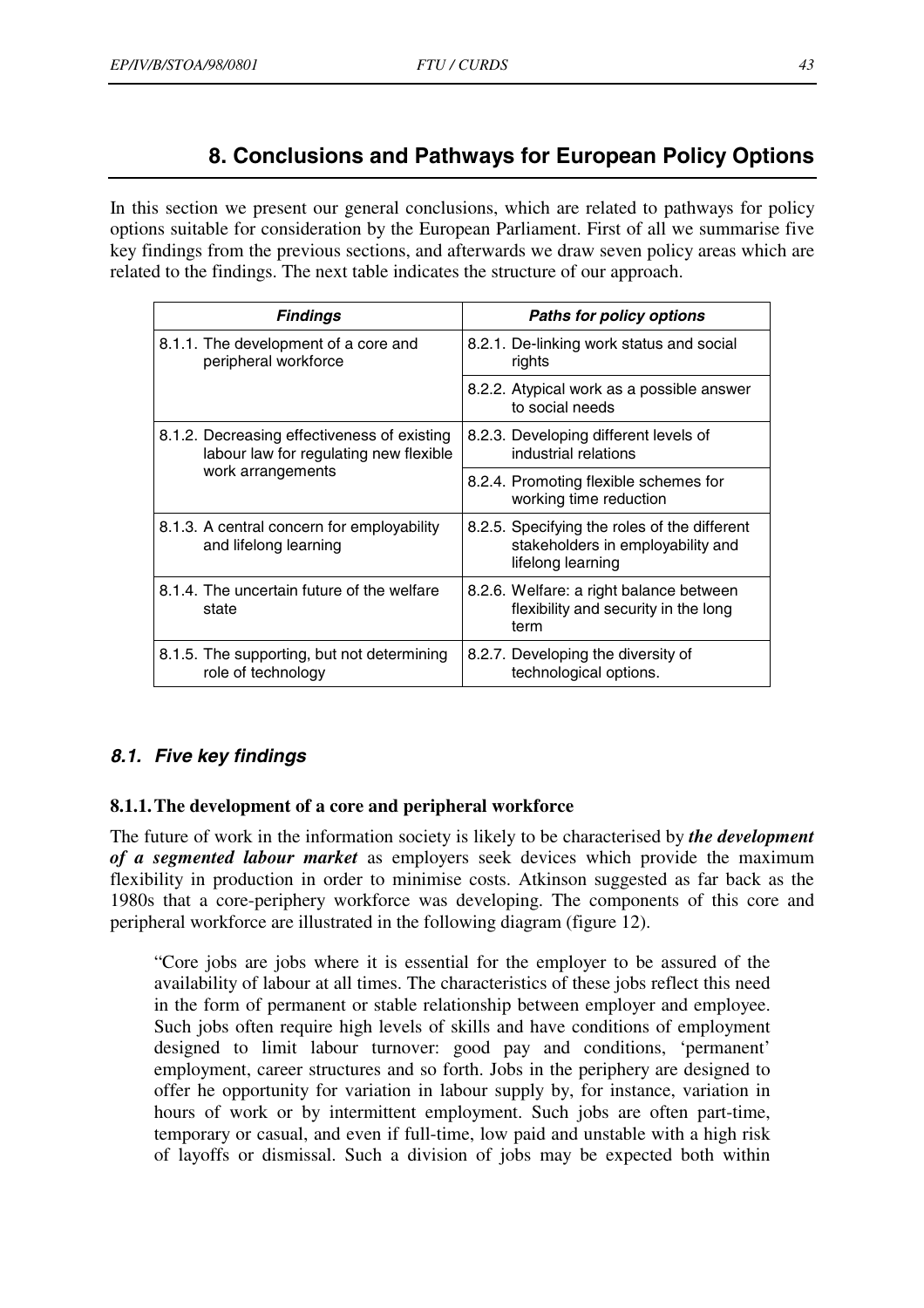# 8. Conclusions and Pathways for European Policy Options

In this section we present our general conclusions, which are related to pathways for policy options suitable for consideration by the European Parliament. First of all we summarise five key findings from the previous sections, and afterwards we draw seven policy areas which are related to the findings. The next table indicates the structure of our approach.

| ***Findings*** | ***Paths for policy options*** |
|---|---|
| 8.1.1. The development of a core and peripheral workforce | 8.2.1. De-linking work status and social rights |
| | 8.2.2. Atypical work as a possible answer to social needs |
| 8.1.2. Decreasing effectiveness of existing labour law for regulating new flexible work arrangements | 8.2.3. Developing different levels of industrial relations |
| | 8.2.4. Promoting flexible schemes for working time reduction |
| 8.1.3. A central concern for employability and lifelong learning | 8.2.5. Specifying the roles of the different stakeholders in employability and lifelong learning |
| 8.1.4. The uncertain future of the welfare state | 8.2.6. Welfare: a right balance between flexibility and security in the long term |
| 8.1.5. The supporting, but not determining role of technology | 8.2.7. Developing the diversity of technological options. |

## *8.1. Five key findings*

### 8.1.1. The development of a core and peripheral workforce

The future of work in the information society is likely to be characterised by ***the development of a segmented labour market*** as employers seek devices which provide the maximum flexibility in production in order to minimise costs. Atkinson suggested as far back as the 1980s that a core-periphery workforce was developing. The components of this core and peripheral workforce are illustrated in the following diagram (figure 12).

> "Core jobs are jobs where it is essential for the employer to be assured of the availability of labour at all times. The characteristics of these jobs reflect this need in the form of permanent or stable relationship between employer and employee. Such jobs often require high levels of skills and have conditions of employment designed to limit labour turnover: good pay and conditions, 'permanent' employment, career structures and so forth. Jobs in the periphery are designed to offer he opportunity for variation in labour supply by, for instance, variation in hours of work or by intermittent employment. Such jobs are often part-time, temporary or casual, and even if full-time, low paid and unstable with a high risk of layoffs or dismissal. Such a division of jobs may be expected both within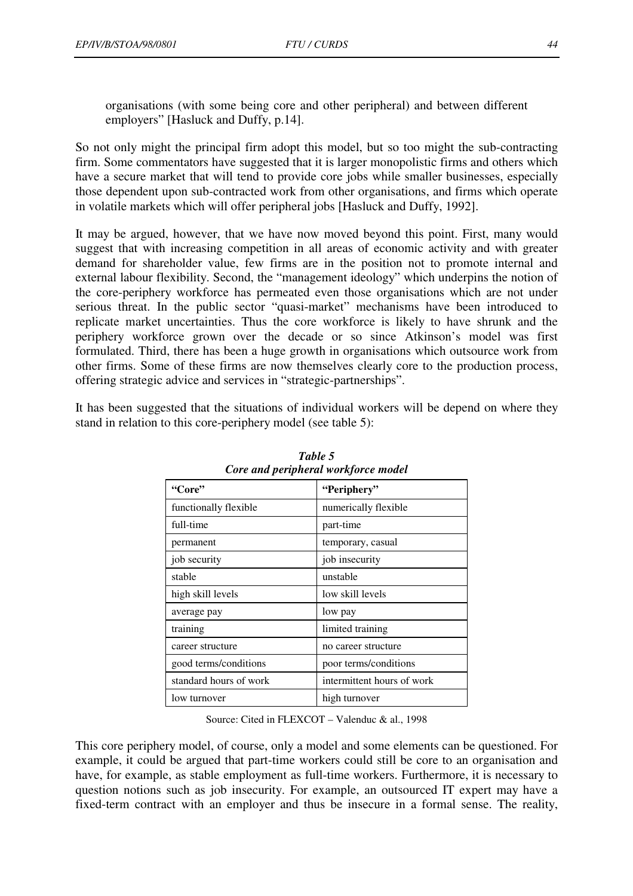organisations (with some being core and other peripheral) and between different employers" [Hasluck and Duffy, p.14].

So not only might the principal firm adopt this model, but so too might the sub-contracting firm. Some commentators have suggested that it is larger monopolistic firms and others which have a secure market that will tend to provide core jobs while smaller businesses, especially those dependent upon sub-contracted work from other organisations, and firms which operate in volatile markets which will offer peripheral jobs [Hasluck and Duffy, 1992].

It may be argued, however, that we have now moved beyond this point. First, many would suggest that with increasing competition in all areas of economic activity and with greater demand for shareholder value, few firms are in the position not to promote internal and external labour flexibility. Second, the "management ideology" which underpins the notion of the core-periphery workforce has permeated even those organisations which are not under serious threat. In the public sector "quasi-market" mechanisms have been introduced to replicate market uncertainties. Thus the core workforce is likely to have shrunk and the periphery workforce grown over the decade or so since Atkinson's model was first formulated. Third, there has been a huge growth in organisations which outsource work from other firms. Some of these firms are now themselves clearly core to the production process, offering strategic advice and services in "strategic-partnerships".

It has been suggested that the situations of individual workers will be depend on where they stand in relation to this core-periphery model (see table 5):

***Table 5***
***Core and peripheral workforce model***

| "Core" | "Periphery" |
|---|---|
| functionally flexible | numerically flexible |
| full-time | part-time |
| permanent | temporary, casual |
| job security | job insecurity |
| stable | unstable |
| high skill levels | low skill levels |
| average pay | low pay |
| training | limited training |
| career structure | no career structure |
| good terms/conditions | poor terms/conditions |
| standard hours of work | intermittent hours of work |
| low turnover | high turnover |

Source: Cited in FLEXCOT – Valenduc & al., 1998

This core periphery model, of course, only a model and some elements can be questioned. For example, it could be argued that part-time workers could still be core to an organisation and have, for example, as stable employment as full-time workers. Furthermore, it is necessary to question notions such as job insecurity. For example, an outsourced IT expert may have a fixed-term contract with an employer and thus be insecure in a formal sense. The reality,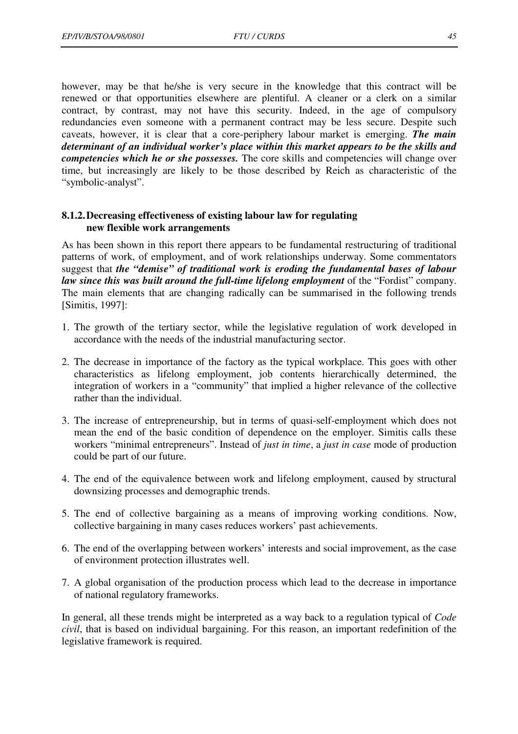however, may be that he/she is very secure in the knowledge that this contract will be renewed or that opportunities elsewhere are plentiful. A cleaner or a clerk on a similar contract, by contrast, may not have this security. Indeed, in the age of compulsory redundancies even someone with a permanent contract may be less secure. Despite such caveats, however, it is clear that a core-periphery labour market is emerging. ***The main determinant of an individual worker's place within this market appears to be the skills and competencies which he or she possesses.*** The core skills and competencies will change over time, but increasingly are likely to be those described by Reich as characteristic of the "symbolic-analyst".

### 8.1.2. Decreasing effectiveness of existing labour law for regulating new flexible work arrangements

As has been shown in this report there appears to be fundamental restructuring of traditional patterns of work, of employment, and of work relationships underway. Some commentators suggest that ***the "demise" of traditional work is eroding the fundamental bases of labour law since this was built around the full-time lifelong employment*** of the "Fordist" company. The main elements that are changing radically can be summarised in the following trends [Simitis, 1997]:

1. The growth of the tertiary sector, while the legislative regulation of work developed in accordance with the needs of the industrial manufacturing sector.

2. The decrease in importance of the factory as the typical workplace. This goes with other characteristics as lifelong employment, job contents hierarchically determined, the integration of workers in a "community" that implied a higher relevance of the collective rather than the individual.

3. The increase of entrepreneurship, but in terms of quasi-self-employment which does not mean the end of the basic condition of dependence on the employer. Simitis calls these workers "minimal entrepreneurs". Instead of *just in time*, a *just in case* mode of production could be part of our future.

4. The end of the equivalence between work and lifelong employment, caused by structural downsizing processes and demographic trends.

5. The end of collective bargaining as a means of improving working conditions. Now, collective bargaining in many cases reduces workers' past achievements.

6. The end of the overlapping between workers' interests and social improvement, as the case of environment protection illustrates well.

7. A global organisation of the production process which lead to the decrease in importance of national regulatory frameworks.

In general, all these trends might be interpreted as a way back to a regulation typical of *Code civil*, that is based on individual bargaining. For this reason, an important redefinition of the legislative framework is required.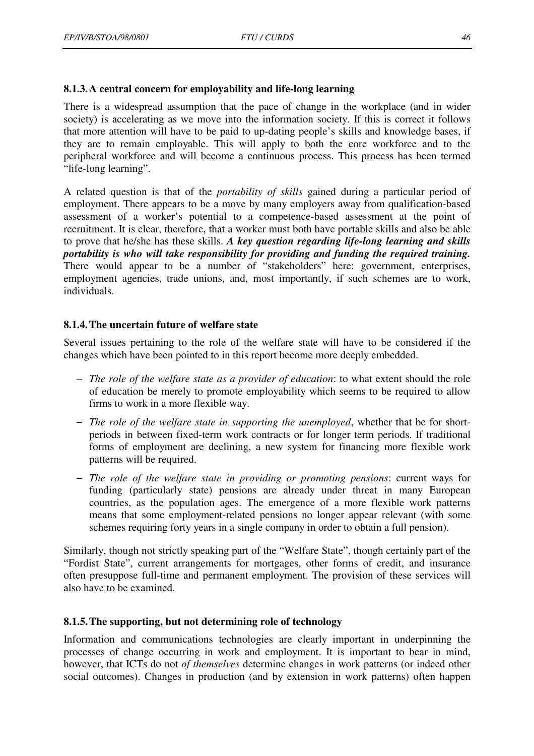### 8.1.3. A central concern for employability and life-long learning

There is a widespread assumption that the pace of change in the workplace (and in wider society) is accelerating as we move into the information society. If this is correct it follows that more attention will have to be paid to up-dating people's skills and knowledge bases, if they are to remain employable. This will apply to both the core workforce and to the peripheral workforce and will become a continuous process. This process has been termed "life-long learning".

A related question is that of the *portability of skills* gained during a particular period of employment. There appears to be a move by many employers away from qualification-based assessment of a worker's potential to a competence-based assessment at the point of recruitment. It is clear, therefore, that a worker must both have portable skills and also be able to prove that he/she has these skills. ***A key question regarding life-long learning and skills portability is who will take responsibility for providing and funding the required training.*** There would appear to be a number of "stakeholders" here: government, enterprises, employment agencies, trade unions, and, most importantly, if such schemes are to work, individuals.

### 8.1.4. The uncertain future of welfare state

Several issues pertaining to the role of the welfare state will have to be considered if the changes which have been pointed to in this report become more deeply embedded.

- *The role of the welfare state as a provider of education*: to what extent should the role of education be merely to promote employability which seems to be required to allow firms to work in a more flexible way.
- *The role of the welfare state in supporting the unemployed*, whether that be for short-periods in between fixed-term work contracts or for longer term periods. If traditional forms of employment are declining, a new system for financing more flexible work patterns will be required.
- *The role of the welfare state in providing or promoting pensions*: current ways for funding (particularly state) pensions are already under threat in many European countries, as the population ages. The emergence of a more flexible work patterns means that some employment-related pensions no longer appear relevant (with some schemes requiring forty years in a single company in order to obtain a full pension).

Similarly, though not strictly speaking part of the "Welfare State", though certainly part of the "Fordist State", current arrangements for mortgages, other forms of credit, and insurance often presuppose full-time and permanent employment. The provision of these services will also have to be examined.

### 8.1.5. The supporting, but not determining role of technology

Information and communications technologies are clearly important in underpinning the processes of change occurring in work and employment. It is important to bear in mind, however, that ICTs do not *of themselves* determine changes in work patterns (or indeed other social outcomes). Changes in production (and by extension in work patterns) often happen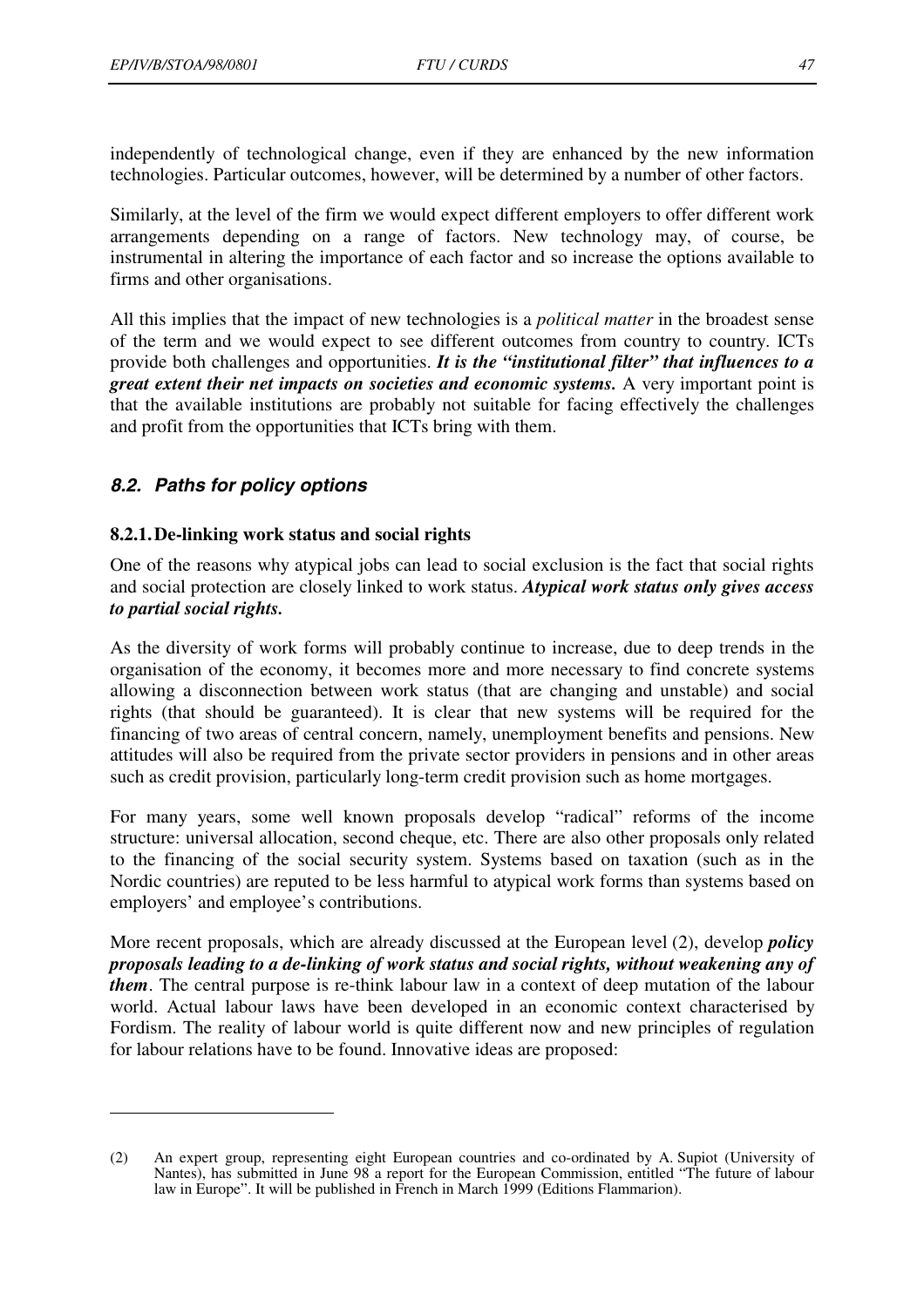independently of technological change, even if they are enhanced by the new information technologies. Particular outcomes, however, will be determined by a number of other factors.

Similarly, at the level of the firm we would expect different employers to offer different work arrangements depending on a range of factors. New technology may, of course, be instrumental in altering the importance of each factor and so increase the options available to firms and other organisations.

All this implies that the impact of new technologies is a *political matter* in the broadest sense of the term and we would expect to see different outcomes from country to country. ICTs provide both challenges and opportunities. ***It is the "institutional filter" that influences to a great extent their net impacts on societies and economic systems.*** A very important point is that the available institutions are probably not suitable for facing effectively the challenges and profit from the opportunities that ICTs bring with them.

## *8.2. Paths for policy options*

### 8.2.1. De-linking work status and social rights

One of the reasons why atypical jobs can lead to social exclusion is the fact that social rights and social protection are closely linked to work status. ***Atypical work status only gives access to partial social rights.***

As the diversity of work forms will probably continue to increase, due to deep trends in the organisation of the economy, it becomes more and more necessary to find concrete systems allowing a disconnection between work status (that are changing and unstable) and social rights (that should be guaranteed). It is clear that new systems will be required for the financing of two areas of central concern, namely, unemployment benefits and pensions. New attitudes will also be required from the private sector providers in pensions and in other areas such as credit provision, particularly long-term credit provision such as home mortgages.

For many years, some well known proposals develop "radical" reforms of the income structure: universal allocation, second cheque, etc. There are also other proposals only related to the financing of the social security system. Systems based on taxation (such as in the Nordic countries) are reputed to be less harmful to atypical work forms than systems based on employers' and employee's contributions.

More recent proposals, which are already discussed at the European level (2), develop ***policy proposals leading to a de-linking of work status and social rights, without weakening any of them***. The central purpose is re-think labour law in a context of deep mutation of the labour world. Actual labour laws have been developed in an economic context characterised by Fordism. The reality of labour world is quite different now and new principles of regulation for labour relations have to be found. Innovative ideas are proposed:

---

(2) An expert group, representing eight European countries and co-ordinated by A. Supiot (University of Nantes), has submitted in June 98 a report for the European Commission, entitled "The future of labour law in Europe". It will be published in French in March 1999 (Editions Flammarion).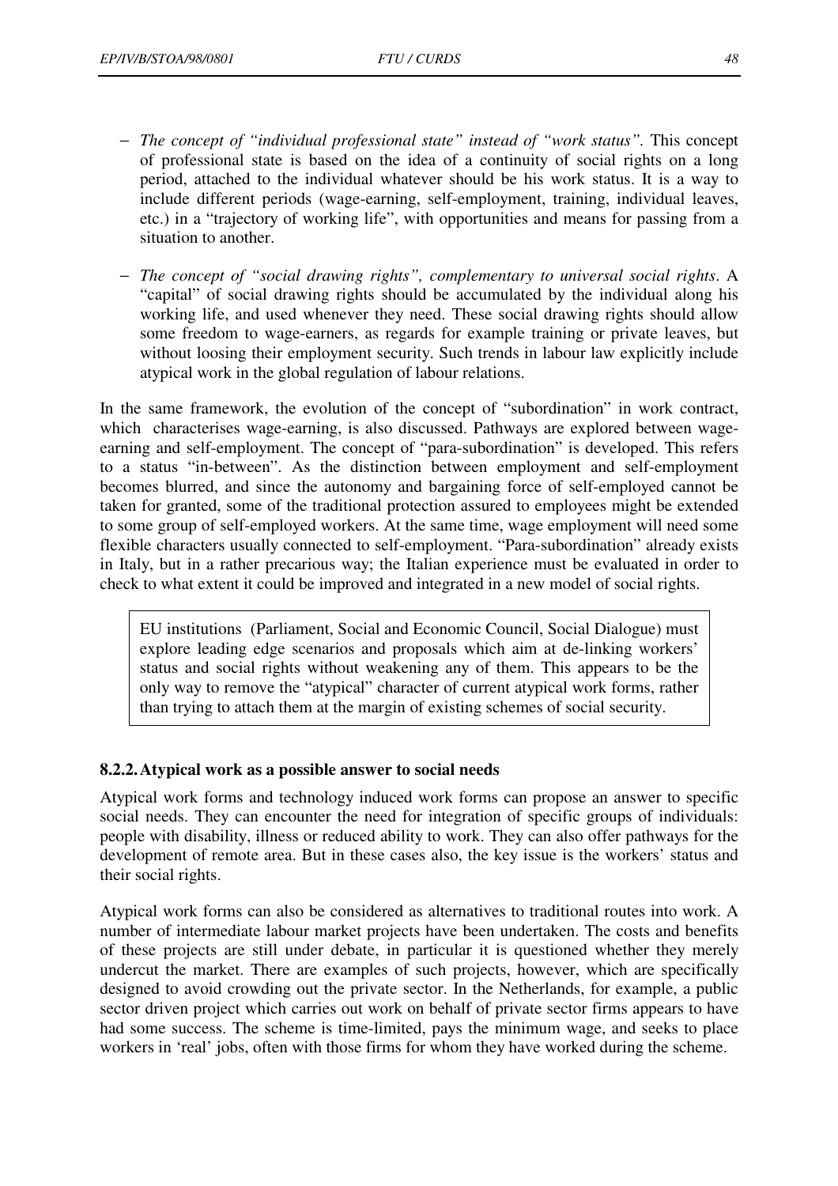- *The concept of "individual professional state" instead of "work status"*. This concept of professional state is based on the idea of a continuity of social rights on a long period, attached to the individual whatever should be his work status. It is a way to include different periods (wage-earning, self-employment, training, individual leaves, etc.) in a "trajectory of working life", with opportunities and means for passing from a situation to another.

- *The concept of "social drawing rights", complementary to universal social rights*. A "capital" of social drawing rights should be accumulated by the individual along his working life, and used whenever they need. These social drawing rights should allow some freedom to wage-earners, as regards for example training or private leaves, but without loosing their employment security. Such trends in labour law explicitly include atypical work in the global regulation of labour relations.

In the same framework, the evolution of the concept of "subordination" in work contract, which characterises wage-earning, is also discussed. Pathways are explored between wage-earning and self-employment. The concept of "para-subordination" is developed. This refers to a status "in-between". As the distinction between employment and self-employment becomes blurred, and since the autonomy and bargaining force of self-employed cannot be taken for granted, some of the traditional protection assured to employees might be extended to some group of self-employed workers. At the same time, wage employment will need some flexible characters usually connected to self-employment. "Para-subordination" already exists in Italy, but in a rather precarious way; the Italian experience must be evaluated in order to check to what extent it could be improved and integrated in a new model of social rights.

> EU institutions (Parliament, Social and Economic Council, Social Dialogue) must explore leading edge scenarios and proposals which aim at de-linking workers' status and social rights without weakening any of them. This appears to be the only way to remove the "atypical" character of current atypical work forms, rather than trying to attach them at the margin of existing schemes of social security.

### 8.2.2. Atypical work as a possible answer to social needs

Atypical work forms and technology induced work forms can propose an answer to specific social needs. They can encounter the need for integration of specific groups of individuals: people with disability, illness or reduced ability to work. They can also offer pathways for the development of remote area. But in these cases also, the key issue is the workers' status and their social rights.

Atypical work forms can also be considered as alternatives to traditional routes into work. A number of intermediate labour market projects have been undertaken. The costs and benefits of these projects are still under debate, in particular it is questioned whether they merely undercut the market. There are examples of such projects, however, which are specifically designed to avoid crowding out the private sector. In the Netherlands, for example, a public sector driven project which carries out work on behalf of private sector firms appears to have had some success. The scheme is time-limited, pays the minimum wage, and seeks to place workers in 'real' jobs, often with those firms for whom they have worked during the scheme.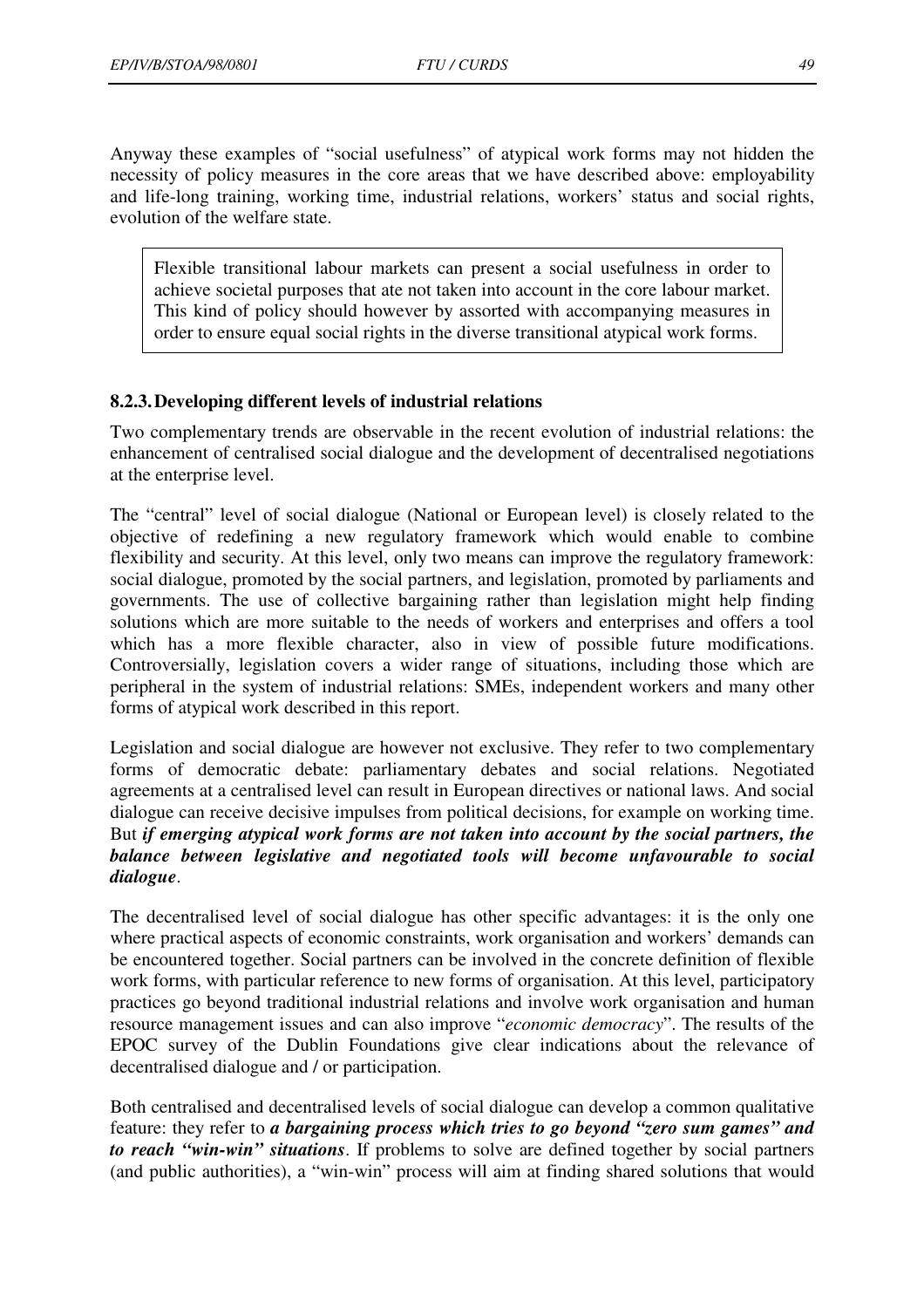Anyway these examples of "social usefulness" of atypical work forms may not hidden the necessity of policy measures in the core areas that we have described above: employability and life-long training, working time, industrial relations, workers' status and social rights, evolution of the welfare state.

> Flexible transitional labour markets can present a social usefulness in order to achieve societal purposes that ate not taken into account in the core labour market. This kind of policy should however by assorted with accompanying measures in order to ensure equal social rights in the diverse transitional atypical work forms.

### 8.2.3. Developing different levels of industrial relations

Two complementary trends are observable in the recent evolution of industrial relations: the enhancement of centralised social dialogue and the development of decentralised negotiations at the enterprise level.

The "central" level of social dialogue (National or European level) is closely related to the objective of redefining a new regulatory framework which would enable to combine flexibility and security. At this level, only two means can improve the regulatory framework: social dialogue, promoted by the social partners, and legislation, promoted by parliaments and governments. The use of collective bargaining rather than legislation might help finding solutions which are more suitable to the needs of workers and enterprises and offers a tool which has a more flexible character, also in view of possible future modifications. Controversially, legislation covers a wider range of situations, including those which are peripheral in the system of industrial relations: SMEs, independent workers and many other forms of atypical work described in this report.

Legislation and social dialogue are however not exclusive. They refer to two complementary forms of democratic debate: parliamentary debates and social relations. Negotiated agreements at a centralised level can result in European directives or national laws. And social dialogue can receive decisive impulses from political decisions, for example on working time. But ***if emerging atypical work forms are not taken into account by the social partners, the balance between legislative and negotiated tools will become unfavourable to social dialogue***.

The decentralised level of social dialogue has other specific advantages: it is the only one where practical aspects of economic constraints, work organisation and workers' demands can be encountered together. Social partners can be involved in the concrete definition of flexible work forms, with particular reference to new forms of organisation. At this level, participatory practices go beyond traditional industrial relations and involve work organisation and human resource management issues and can also improve "*economic democracy*". The results of the EPOC survey of the Dublin Foundations give clear indications about the relevance of decentralised dialogue and / or participation.

Both centralised and decentralised levels of social dialogue can develop a common qualitative feature: they refer to ***a bargaining process which tries to go beyond "zero sum games" and to reach "win-win" situations***. If problems to solve are defined together by social partners (and public authorities), a "win-win" process will aim at finding shared solutions that would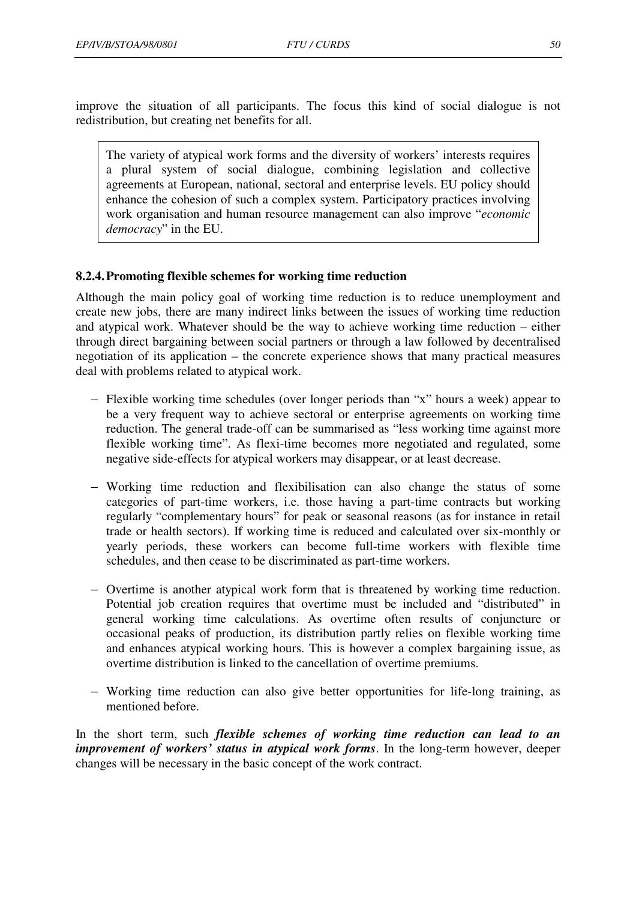improve the situation of all participants. The focus this kind of social dialogue is not redistribution, but creating net benefits for all.

> The variety of atypical work forms and the diversity of workers' interests requires a plural system of social dialogue, combining legislation and collective agreements at European, national, sectoral and enterprise levels. EU policy should enhance the cohesion of such a complex system. Participatory practices involving work organisation and human resource management can also improve "*economic democracy*" in the EU.

### 8.2.4. Promoting flexible schemes for working time reduction

Although the main policy goal of working time reduction is to reduce unemployment and create new jobs, there are many indirect links between the issues of working time reduction and atypical work. Whatever should be the way to achieve working time reduction – either through direct bargaining between social partners or through a law followed by decentralised negotiation of its application – the concrete experience shows that many practical measures deal with problems related to atypical work.

- Flexible working time schedules (over longer periods than "x" hours a week) appear to be a very frequent way to achieve sectoral or enterprise agreements on working time reduction. The general trade-off can be summarised as "less working time against more flexible working time". As flexi-time becomes more negotiated and regulated, some negative side-effects for atypical workers may disappear, or at least decrease.
- Working time reduction and flexibilisation can also change the status of some categories of part-time workers, i.e. those having a part-time contracts but working regularly "complementary hours" for peak or seasonal reasons (as for instance in retail trade or health sectors). If working time is reduced and calculated over six-monthly or yearly periods, these workers can become full-time workers with flexible time schedules, and then cease to be discriminated as part-time workers.
- Overtime is another atypical work form that is threatened by working time reduction. Potential job creation requires that overtime must be included and "distributed" in general working time calculations. As overtime often results of conjuncture or occasional peaks of production, its distribution partly relies on flexible working time and enhances atypical working hours. This is however a complex bargaining issue, as overtime distribution is linked to the cancellation of overtime premiums.
- Working time reduction can also give better opportunities for life-long training, as mentioned before.

In the short term, such ***flexible schemes of working time reduction can lead to an improvement of workers' status in atypical work forms***. In the long-term however, deeper changes will be necessary in the basic concept of the work contract.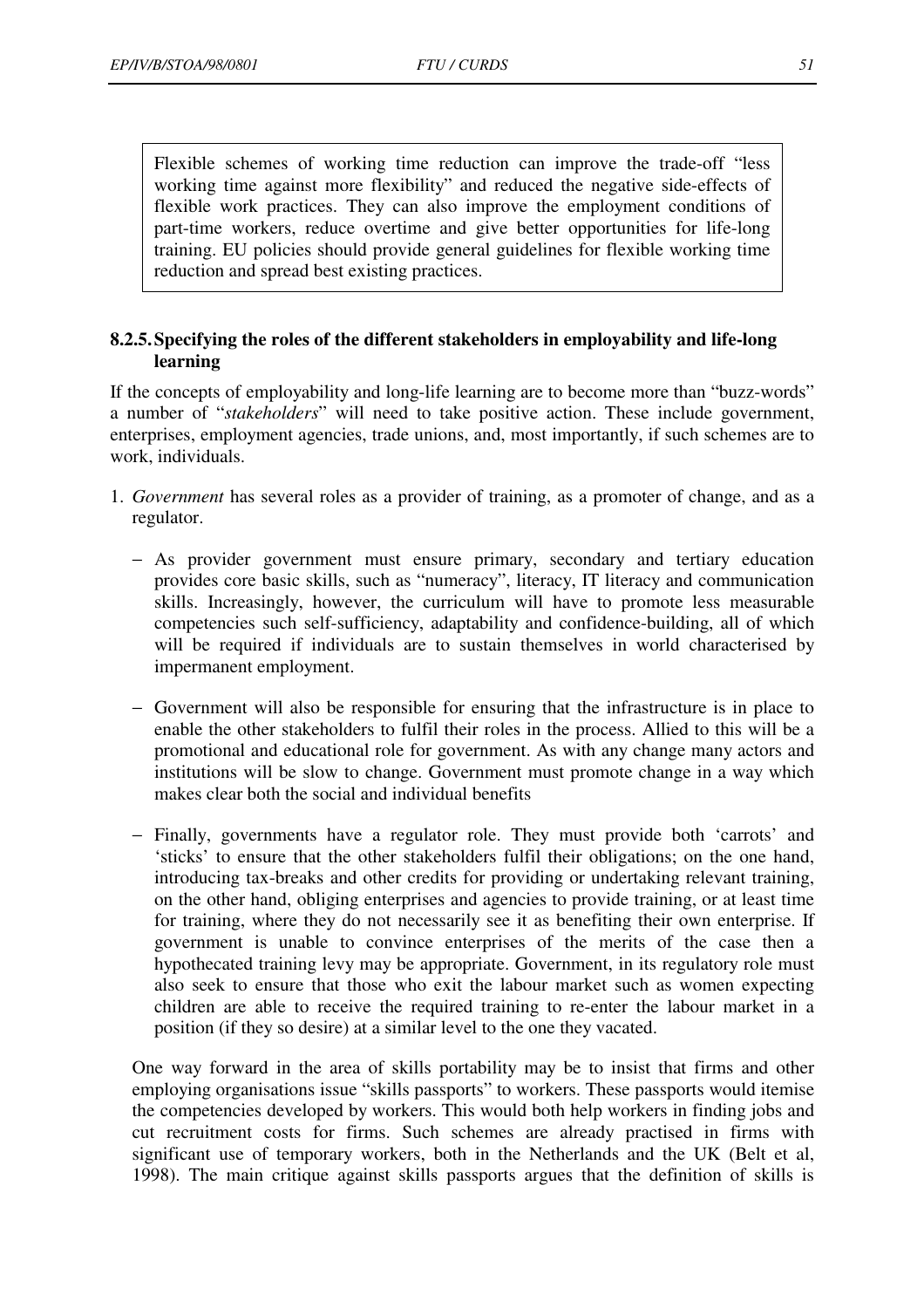Flexible schemes of working time reduction can improve the trade-off "less working time against more flexibility" and reduced the negative side-effects of flexible work practices. They can also improve the employment conditions of part-time workers, reduce overtime and give better opportunities for life-long training. EU policies should provide general guidelines for flexible working time reduction and spread best existing practices.

### 8.2.5. Specifying the roles of the different stakeholders in employability and life-long learning

If the concepts of employability and long-life learning are to become more than "buzz-words" a number of "*stakeholders*" will need to take positive action. These include government, enterprises, employment agencies, trade unions, and, most importantly, if such schemes are to work, individuals.

1. *Government* has several roles as a provider of training, as a promoter of change, and as a regulator.

   - As provider government must ensure primary, secondary and tertiary education provides core basic skills, such as "numeracy", literacy, IT literacy and communication skills. Increasingly, however, the curriculum will have to promote less measurable competencies such self-sufficiency, adaptability and confidence-building, all of which will be required if individuals are to sustain themselves in world characterised by impermanent employment.

   - Government will also be responsible for ensuring that the infrastructure is in place to enable the other stakeholders to fulfil their roles in the process. Allied to this will be a promotional and educational role for government. As with any change many actors and institutions will be slow to change. Government must promote change in a way which makes clear both the social and individual benefits

   - Finally, governments have a regulator role. They must provide both 'carrots' and 'sticks' to ensure that the other stakeholders fulfil their obligations; on the one hand, introducing tax-breaks and other credits for providing or undertaking relevant training, on the other hand, obliging enterprises and agencies to provide training, or at least time for training, where they do not necessarily see it as benefiting their own enterprise. If government is unable to convince enterprises of the merits of the case then a hypothecated training levy may be appropriate. Government, in its regulatory role must also seek to ensure that those who exit the labour market such as women expecting children are able to receive the required training to re-enter the labour market in a position (if they so desire) at a similar level to the one they vacated.

   One way forward in the area of skills portability may be to insist that firms and other employing organisations issue "skills passports" to workers. These passports would itemise the competencies developed by workers. This would both help workers in finding jobs and cut recruitment costs for firms. Such schemes are already practised in firms with significant use of temporary workers, both in the Netherlands and the UK (Belt et al, 1998). The main critique against skills passports argues that the definition of skills is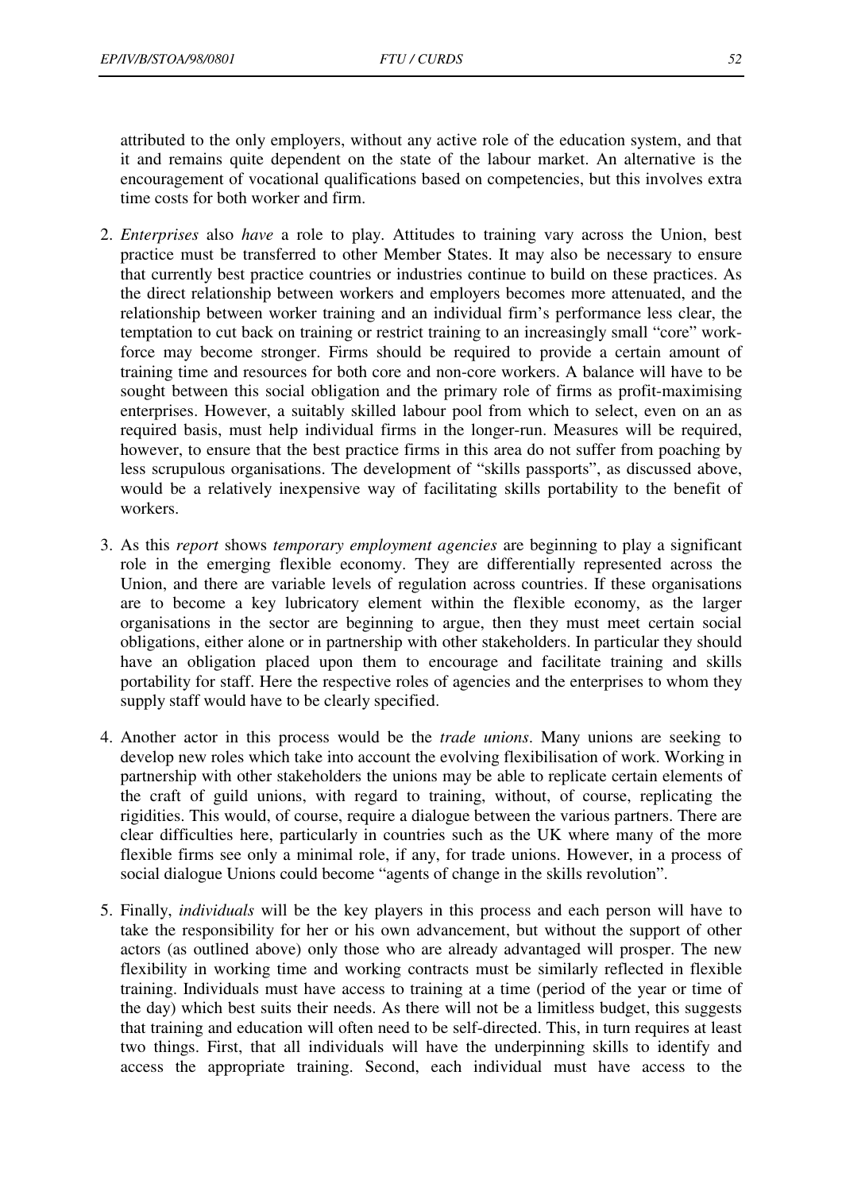attributed to the only employers, without any active role of the education system, and that it and remains quite dependent on the state of the labour market. An alternative is the encouragement of vocational qualifications based on competencies, but this involves extra time costs for both worker and firm.

2. *Enterprises* also *have* a role to play. Attitudes to training vary across the Union, best practice must be transferred to other Member States. It may also be necessary to ensure that currently best practice countries or industries continue to build on these practices. As the direct relationship between workers and employers becomes more attenuated, and the relationship between worker training and an individual firm's performance less clear, the temptation to cut back on training or restrict training to an increasingly small "core" work-force may become stronger. Firms should be required to provide a certain amount of training time and resources for both core and non-core workers. A balance will have to be sought between this social obligation and the primary role of firms as profit-maximising enterprises. However, a suitably skilled labour pool from which to select, even on an as required basis, must help individual firms in the longer-run. Measures will be required, however, to ensure that the best practice firms in this area do not suffer from poaching by less scrupulous organisations. The development of "skills passports", as discussed above, would be a relatively inexpensive way of facilitating skills portability to the benefit of workers.

3. As this *report* shows *temporary employment agencies* are beginning to play a significant role in the emerging flexible economy. They are differentially represented across the Union, and there are variable levels of regulation across countries. If these organisations are to become a key lubricatory element within the flexible economy, as the larger organisations in the sector are beginning to argue, then they must meet certain social obligations, either alone or in partnership with other stakeholders. In particular they should have an obligation placed upon them to encourage and facilitate training and skills portability for staff. Here the respective roles of agencies and the enterprises to whom they supply staff would have to be clearly specified.

4. Another actor in this process would be the *trade unions*. Many unions are seeking to develop new roles which take into account the evolving flexibilisation of work. Working in partnership with other stakeholders the unions may be able to replicate certain elements of the craft of guild unions, with regard to training, without, of course, replicating the rigidities. This would, of course, require a dialogue between the various partners. There are clear difficulties here, particularly in countries such as the UK where many of the more flexible firms see only a minimal role, if any, for trade unions. However, in a process of social dialogue Unions could become "agents of change in the skills revolution".

5. Finally, *individuals* will be the key players in this process and each person will have to take the responsibility for her or his own advancement, but without the support of other actors (as outlined above) only those who are already advantaged will prosper. The new flexibility in working time and working contracts must be similarly reflected in flexible training. Individuals must have access to training at a time (period of the year or time of the day) which best suits their needs. As there will not be a limitless budget, this suggests that training and education will often need to be self-directed. This, in turn requires at least two things. First, that all individuals will have the underpinning skills to identify and access the appropriate training. Second, each individual must have access to the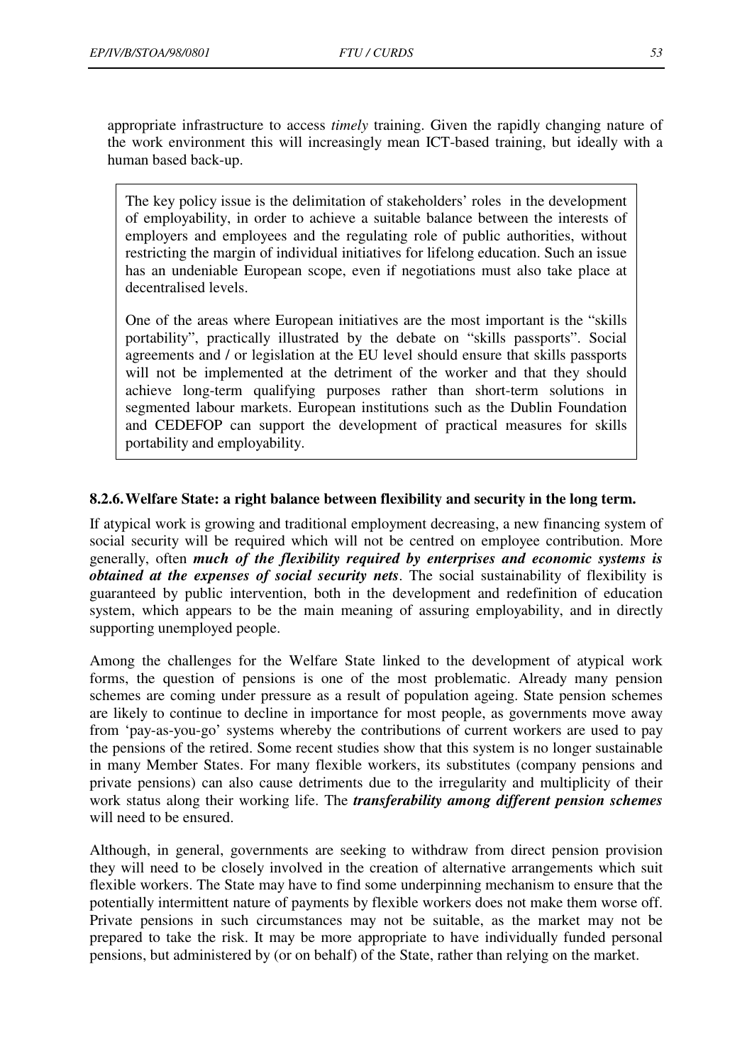appropriate infrastructure to access *timely* training. Given the rapidly changing nature of the work environment this will increasingly mean ICT-based training, but ideally with a human based back-up.

> The key policy issue is the delimitation of stakeholders' roles in the development of employability, in order to achieve a suitable balance between the interests of employers and employees and the regulating role of public authorities, without restricting the margin of individual initiatives for lifelong education. Such an issue has an undeniable European scope, even if negotiations must also take place at decentralised levels.
>
> One of the areas where European initiatives are the most important is the "skills portability", practically illustrated by the debate on "skills passports". Social agreements and / or legislation at the EU level should ensure that skills passports will not be implemented at the detriment of the worker and that they should achieve long-term qualifying purposes rather than short-term solutions in segmented labour markets. European institutions such as the Dublin Foundation and CEDEFOP can support the development of practical measures for skills portability and employability.

#### 8.2.6. Welfare State: a right balance between flexibility and security in the long term.

If atypical work is growing and traditional employment decreasing, a new financing system of social security will be required which will not be centred on employee contribution. More generally, often ***much of the flexibility required by enterprises and economic systems is obtained at the expenses of social security nets***. The social sustainability of flexibility is guaranteed by public intervention, both in the development and redefinition of education system, which appears to be the main meaning of assuring employability, and in directly supporting unemployed people.

Among the challenges for the Welfare State linked to the development of atypical work forms, the question of pensions is one of the most problematic. Already many pension schemes are coming under pressure as a result of population ageing. State pension schemes are likely to continue to decline in importance for most people, as governments move away from 'pay-as-you-go' systems whereby the contributions of current workers are used to pay the pensions of the retired. Some recent studies show that this system is no longer sustainable in many Member States. For many flexible workers, its substitutes (company pensions and private pensions) can also cause detriments due to the irregularity and multiplicity of their work status along their working life. The ***transferability among different pension schemes*** will need to be ensured.

Although, in general, governments are seeking to withdraw from direct pension provision they will need to be closely involved in the creation of alternative arrangements which suit flexible workers. The State may have to find some underpinning mechanism to ensure that the potentially intermittent nature of payments by flexible workers does not make them worse off. Private pensions in such circumstances may not be suitable, as the market may not be prepared to take the risk. It may be more appropriate to have individually funded personal pensions, but administered by (or on behalf) of the State, rather than relying on the market.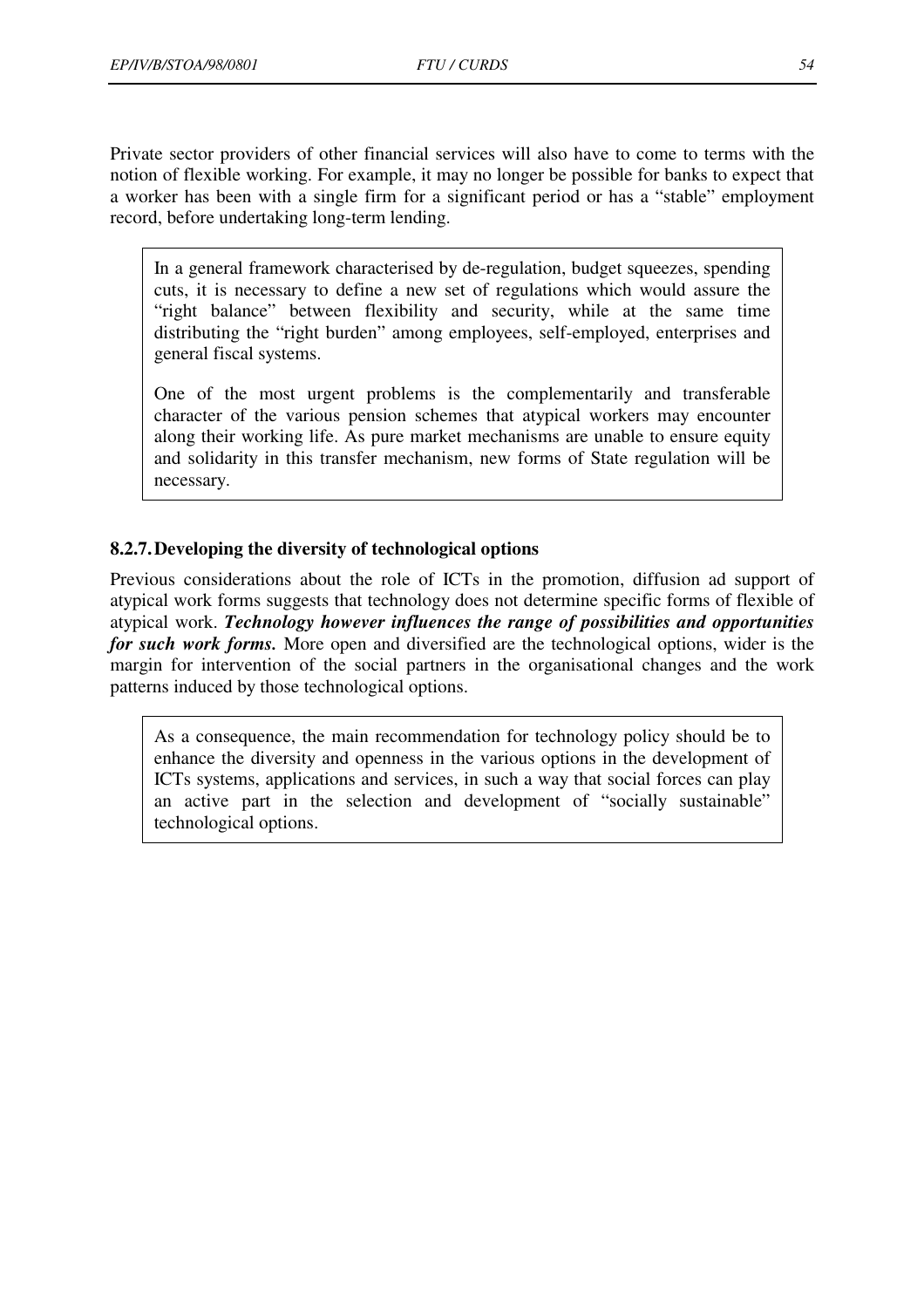Private sector providers of other financial services will also have to come to terms with the notion of flexible working. For example, it may no longer be possible for banks to expect that a worker has been with a single firm for a significant period or has a "stable" employment record, before undertaking long-term lending.

> In a general framework characterised by de-regulation, budget squeezes, spending cuts, it is necessary to define a new set of regulations which would assure the "right balance" between flexibility and security, while at the same time distributing the "right burden" among employees, self-employed, enterprises and general fiscal systems.
>
> One of the most urgent problems is the complementarily and transferable character of the various pension schemes that atypical workers may encounter along their working life. As pure market mechanisms are unable to ensure equity and solidarity in this transfer mechanism, new forms of State regulation will be necessary.

### 8.2.7. Developing the diversity of technological options

Previous considerations about the role of ICTs in the promotion, diffusion ad support of atypical work forms suggests that technology does not determine specific forms of flexible of atypical work. ***Technology however influences the range of possibilities and opportunities for such work forms.*** More open and diversified are the technological options, wider is the margin for intervention of the social partners in the organisational changes and the work patterns induced by those technological options.

> As a consequence, the main recommendation for technology policy should be to enhance the diversity and openness in the various options in the development of ICTs systems, applications and services, in such a way that social forces can play an active part in the selection and development of "socially sustainable" technological options.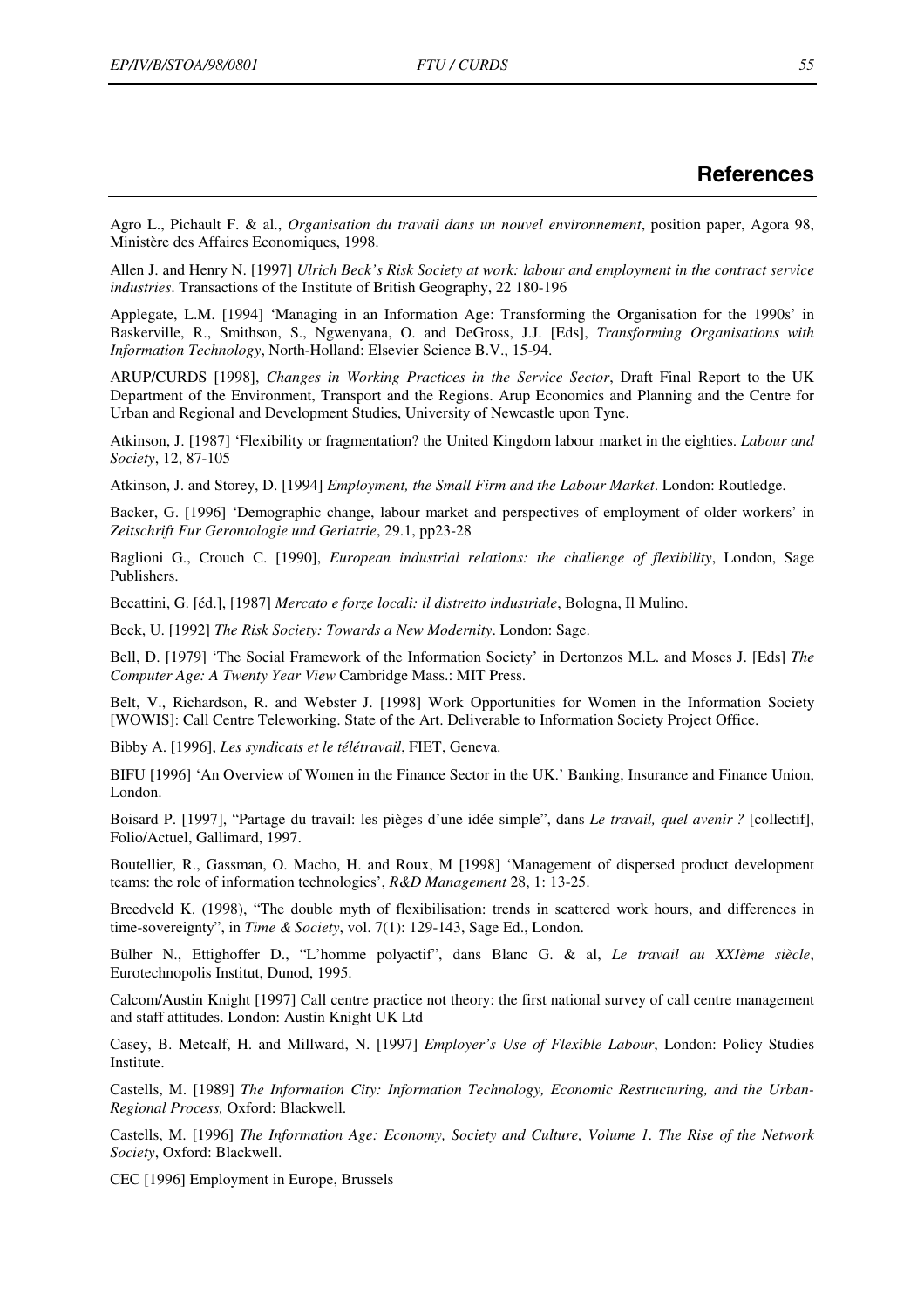## References

Agro L., Pichault F. & al., *Organisation du travail dans un nouvel environnement*, position paper, Agora 98, Ministère des Affaires Economiques, 1998.

Allen J. and Henry N. [1997] *Ulrich Beck's Risk Society at work: labour and employment in the contract service industries*. Transactions of the Institute of British Geography, 22 180-196

Applegate, L.M. [1994] 'Managing in an Information Age: Transforming the Organisation for the 1990s' in Baskerville, R., Smithson, S., Ngwenyana, O. and DeGross, J.J. [Eds], *Transforming Organisations with Information Technology*, North-Holland: Elsevier Science B.V., 15-94.

ARUP/CURDS [1998], *Changes in Working Practices in the Service Sector*, Draft Final Report to the UK Department of the Environment, Transport and the Regions. Arup Economics and Planning and the Centre for Urban and Regional and Development Studies, University of Newcastle upon Tyne.

Atkinson, J. [1987] 'Flexibility or fragmentation? the United Kingdom labour market in the eighties. *Labour and Society*, 12, 87-105

Atkinson, J. and Storey, D. [1994] *Employment, the Small Firm and the Labour Market*. London: Routledge.

Backer, G. [1996] 'Demographic change, labour market and perspectives of employment of older workers' in *Zeitschrift Fur Gerontologie und Geriatrie*, 29.1, pp23-28

Baglioni G., Crouch C. [1990], *European industrial relations: the challenge of flexibility*, London, Sage Publishers.

Becattini, G. [éd.], [1987] *Mercato e forze locali: il distretto industriale*, Bologna, Il Mulino.

Beck, U. [1992] *The Risk Society: Towards a New Modernity*. London: Sage.

Bell, D. [1979] 'The Social Framework of the Information Society' in Dertonzos M.L. and Moses J. [Eds] *The Computer Age: A Twenty Year View* Cambridge Mass.: MIT Press.

Belt, V., Richardson, R. and Webster J. [1998] Work Opportunities for Women in the Information Society [WOWIS]: Call Centre Teleworking. State of the Art. Deliverable to Information Society Project Office.

Bibby A. [1996], *Les syndicats et le télétravail*, FIET, Geneva.

BIFU [1996] 'An Overview of Women in the Finance Sector in the UK.' Banking, Insurance and Finance Union, London.

Boisard P. [1997], "Partage du travail: les pièges d'une idée simple", dans *Le travail, quel avenir ?* [collectif], Folio/Actuel, Gallimard, 1997.

Boutellier, R., Gassman, O. Macho, H. and Roux, M [1998] 'Management of dispersed product development teams: the role of information technologies', *R&D Management* 28, 1: 13-25.

Breedveld K. (1998), "The double myth of flexibilisation: trends in scattered work hours, and differences in time-sovereignty", in *Time & Society*, vol. 7(1): 129-143, Sage Ed., London.

Bülher N., Ettighoffer D., "L'homme polyactif", dans Blanc G. & al, *Le travail au XXIème siècle*, Eurotechnopolis Institut, Dunod, 1995.

Calcom/Austin Knight [1997] Call centre practice not theory: the first national survey of call centre management and staff attitudes. London: Austin Knight UK Ltd

Casey, B. Metcalf, H. and Millward, N. [1997] *Employer's Use of Flexible Labour*, London: Policy Studies Institute.

Castells, M. [1989] *The Information City: Information Technology, Economic Restructuring, and the Urban-Regional Process,* Oxford: Blackwell.

Castells, M. [1996] *The Information Age: Economy, Society and Culture, Volume 1. The Rise of the Network Society*, Oxford: Blackwell.

CEC [1996] Employment in Europe, Brussels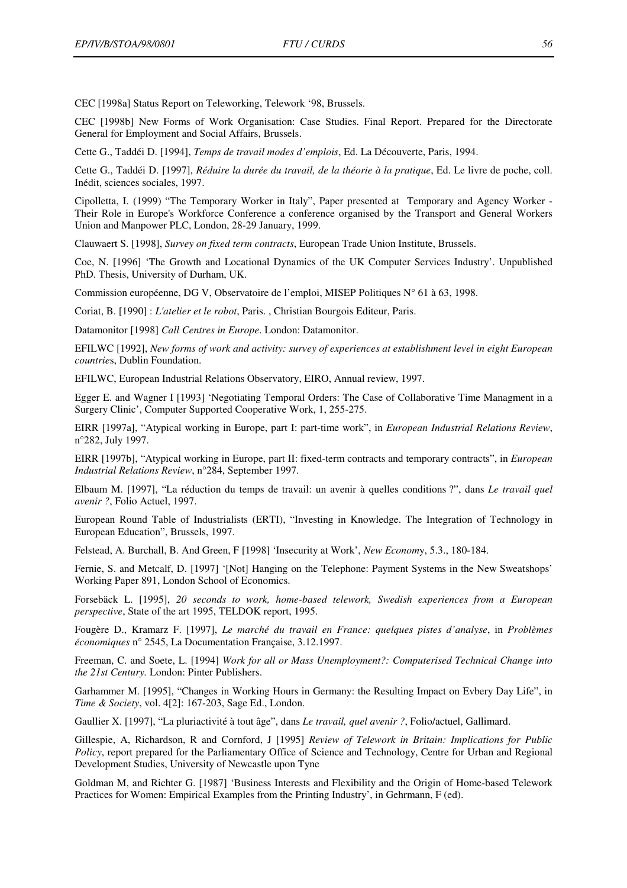CEC [1998a] Status Report on Teleworking, Telework '98, Brussels.

CEC [1998b] New Forms of Work Organisation: Case Studies. Final Report. Prepared for the Directorate General for Employment and Social Affairs, Brussels.

Cette G., Taddéi D. [1994], *Temps de travail modes d'emplois*, Ed. La Découverte, Paris, 1994.

Cette G., Taddéi D. [1997], *Réduire la durée du travail, de la théorie à la pratique*, Ed. Le livre de poche, coll. Inédit, sciences sociales, 1997.

Cipolletta, I. (1999) "The Temporary Worker in Italy", Paper presented at Temporary and Agency Worker - Their Role in Europe's Workforce Conference a conference organised by the Transport and General Workers Union and Manpower PLC, London, 28-29 January, 1999.

Clauwaert S. [1998], *Survey on fixed term contracts*, European Trade Union Institute, Brussels.

Coe, N. [1996] 'The Growth and Locational Dynamics of the UK Computer Services Industry'. Unpublished PhD. Thesis, University of Durham, UK.

Commission européenne, DG V, Observatoire de l'emploi, MISEP Politiques N° 61 à 63, 1998.

Coriat, B. [1990] : *L'atelier et le robot*, Paris. , Christian Bourgois Editeur, Paris.

Datamonitor [1998] *Call Centres in Europe*. London: Datamonitor.

EFILWC [1992], *New forms of work and activity: survey of experiences at establishment level in eight European countrie*s, Dublin Foundation.

EFILWC, European Industrial Relations Observatory, EIRO, Annual review, 1997.

Egger E. and Wagner I [1993] 'Negotiating Temporal Orders: The Case of Collaborative Time Managment in a Surgery Clinic', Computer Supported Cooperative Work, 1, 255-275.

EIRR [1997a], "Atypical working in Europe, part I: part-time work", in *European Industrial Relations Review*, n°282, July 1997.

EIRR [1997b], "Atypical working in Europe, part II: fixed-term contracts and temporary contracts", in *European Industrial Relations Review*, n°284, September 1997.

Elbaum M. [1997], "La réduction du temps de travail: un avenir à quelles conditions ?", dans *Le travail quel avenir ?*, Folio Actuel, 1997.

European Round Table of Industrialists (ERTI), "Investing in Knowledge. The Integration of Technology in European Education", Brussels, 1997.

Felstead, A. Burchall, B. And Green, F [1998] 'Insecurity at Work', *New Econom*y, 5.3., 180-184.

Fernie, S. and Metcalf, D. [1997] '[Not] Hanging on the Telephone: Payment Systems in the New Sweatshops' Working Paper 891, London School of Economics.

Forsebäck L. [1995], *20 seconds to work, home-based telework, Swedish experiences from a European perspective*, State of the art 1995, TELDOK report, 1995.

Fougère D., Kramarz F. [1997], *Le marché du travail en France: quelques pistes d'analyse*, in *Problèmes économiques* n° 2545, La Documentation Française, 3.12.1997.

Freeman, C. and Soete, L. [1994] *Work for all or Mass Unemployment?: Computerised Technical Change into the 21st Century.* London: Pinter Publishers.

Garhammer M. [1995], "Changes in Working Hours in Germany: the Resulting Impact on Evbery Day Life", in *Time & Society*, vol. 4[2]: 167-203, Sage Ed., London.

Gaullier X. [1997], "La pluriactivité à tout âge", dans *Le travail, quel avenir ?*, Folio/actuel, Gallimard.

Gillespie, A, Richardson, R and Cornford, J [1995] *Review of Telework in Britain: Implications for Public Policy*, report prepared for the Parliamentary Office of Science and Technology, Centre for Urban and Regional Development Studies, University of Newcastle upon Tyne

Goldman M, and Richter G. [1987] 'Business Interests and Flexibility and the Origin of Home-based Telework Practices for Women: Empirical Examples from the Printing Industry', in Gehrmann, F (ed).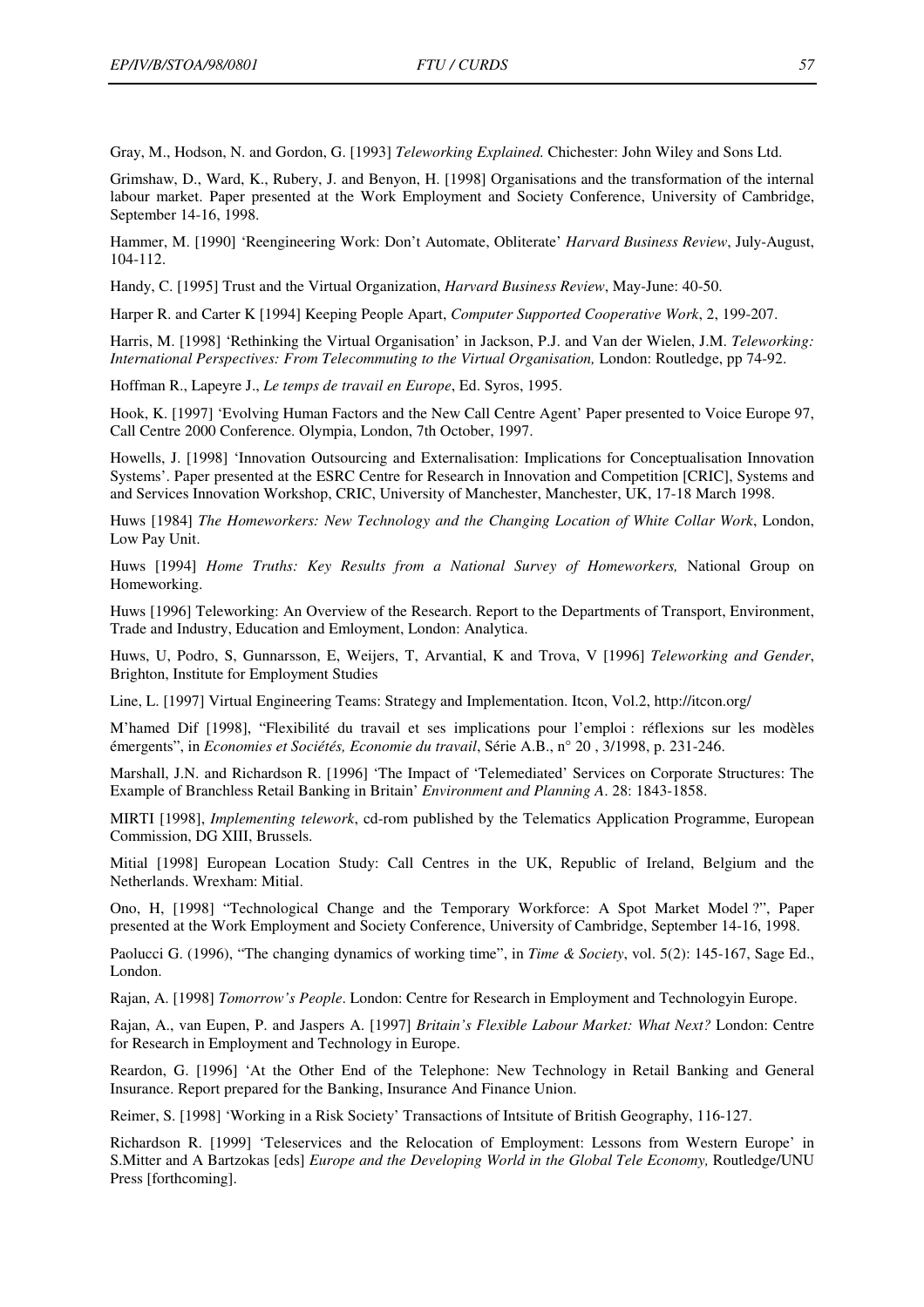Gray, M., Hodson, N. and Gordon, G. [1993] *Teleworking Explained.* Chichester: John Wiley and Sons Ltd.

Grimshaw, D., Ward, K., Rubery, J. and Benyon, H. [1998] Organisations and the transformation of the internal labour market. Paper presented at the Work Employment and Society Conference, University of Cambridge, September 14-16, 1998.

Hammer, M. [1990] 'Reengineering Work: Don't Automate, Obliterate' *Harvard Business Review*, July-August, 104-112.

Handy, C. [1995] Trust and the Virtual Organization, *Harvard Business Review*, May-June: 40-50.

Harper R. and Carter K [1994] Keeping People Apart, *Computer Supported Cooperative Work*, 2, 199-207.

Harris, M. [1998] 'Rethinking the Virtual Organisation' in Jackson, P.J. and Van der Wielen, J.M. *Teleworking: International Perspectives: From Telecommuting to the Virtual Organisation,* London: Routledge, pp 74-92.

Hoffman R., Lapeyre J., *Le temps de travail en Europe*, Ed. Syros, 1995.

Hook, K. [1997] 'Evolving Human Factors and the New Call Centre Agent' Paper presented to Voice Europe 97, Call Centre 2000 Conference. Olympia, London, 7th October, 1997.

Howells, J. [1998] 'Innovation Outsourcing and Externalisation: Implications for Conceptualisation Innovation Systems'. Paper presented at the ESRC Centre for Research in Innovation and Competition [CRIC], Systems and and Services Innovation Workshop, CRIC, University of Manchester, Manchester, UK, 17-18 March 1998.

Huws [1984] *The Homeworkers: New Technology and the Changing Location of White Collar Work*, London, Low Pay Unit.

Huws [1994] *Home Truths: Key Results from a National Survey of Homeworkers,* National Group on Homeworking.

Huws [1996] Teleworking: An Overview of the Research. Report to the Departments of Transport, Environment, Trade and Industry, Education and Emloyment, London: Analytica.

Huws, U, Podro, S, Gunnarsson, E, Weijers, T, Arvantial, K and Trova, V [1996] *Teleworking and Gender*, Brighton, Institute for Employment Studies

Line, L. [1997] Virtual Engineering Teams: Strategy and Implementation. Itcon, Vol.2, http://itcon.org/

M'hamed Dif [1998], "Flexibilité du travail et ses implications pour l'emploi : réflexions sur les modèles émergents", in *Economies et Sociétés, Economie du travail*, Série A.B., n° 20 , 3/1998, p. 231-246.

Marshall, J.N. and Richardson R. [1996] 'The Impact of 'Telemediated' Services on Corporate Structures: The Example of Branchless Retail Banking in Britain' *Environment and Planning A*. 28: 1843-1858.

MIRTI [1998], *Implementing telework*, cd-rom published by the Telematics Application Programme, European Commission, DG XIII, Brussels.

Mitial [1998] European Location Study: Call Centres in the UK, Republic of Ireland, Belgium and the Netherlands. Wrexham: Mitial.

Ono, H, [1998] "Technological Change and the Temporary Workforce: A Spot Market Model ?", Paper presented at the Work Employment and Society Conference, University of Cambridge, September 14-16, 1998.

Paolucci G. (1996), "The changing dynamics of working time", in *Time & Society*, vol. 5(2): 145-167, Sage Ed., London.

Rajan, A. [1998] *Tomorrow's People*. London: Centre for Research in Employment and Technologyin Europe.

Rajan, A., van Eupen, P. and Jaspers A. [1997] *Britain's Flexible Labour Market: What Next?* London: Centre for Research in Employment and Technology in Europe.

Reardon, G. [1996] 'At the Other End of the Telephone: New Technology in Retail Banking and General Insurance. Report prepared for the Banking, Insurance And Finance Union.

Reimer, S. [1998] 'Working in a Risk Society' Transactions of Intsitute of British Geography, 116-127.

Richardson R. [1999] 'Teleservices and the Relocation of Employment: Lessons from Western Europe' in S.Mitter and A Bartzokas [eds] *Europe and the Developing World in the Global Tele Economy,* Routledge/UNU Press [forthcoming].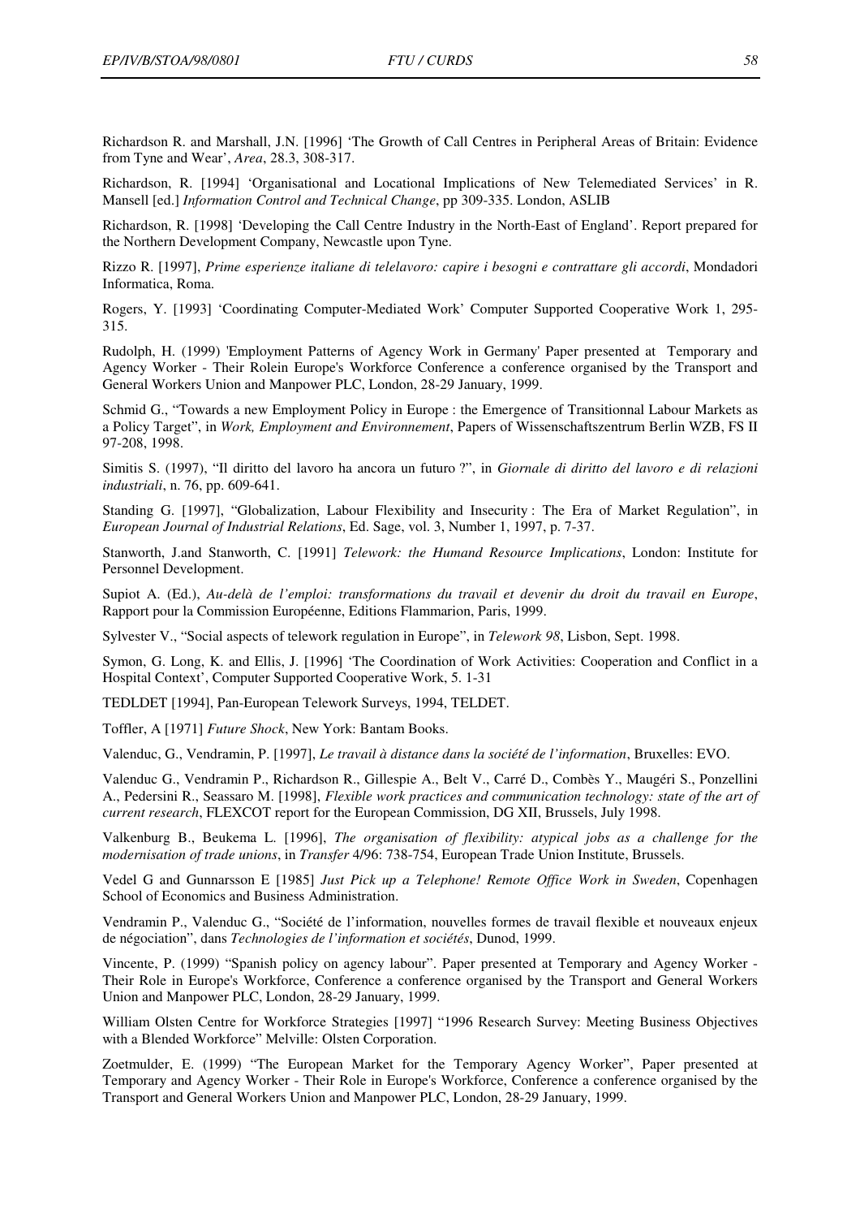Richardson R. and Marshall, J.N. [1996] 'The Growth of Call Centres in Peripheral Areas of Britain: Evidence from Tyne and Wear', *Area*, 28.3, 308-317.

Richardson, R. [1994] 'Organisational and Locational Implications of New Telemediated Services' in R. Mansell [ed.] *Information Control and Technical Change*, pp 309-335. London, ASLIB

Richardson, R. [1998] 'Developing the Call Centre Industry in the North-East of England'. Report prepared for the Northern Development Company, Newcastle upon Tyne.

Rizzo R. [1997], *Prime esperienze italiane di telelavoro: capire i besogni e contrattare gli accordi*, Mondadori Informatica, Roma.

Rogers, Y. [1993] 'Coordinating Computer-Mediated Work' Computer Supported Cooperative Work 1, 295-315.

Rudolph, H. (1999) 'Employment Patterns of Agency Work in Germany' Paper presented at Temporary and Agency Worker - Their Rolein Europe's Workforce Conference a conference organised by the Transport and General Workers Union and Manpower PLC, London, 28-29 January, 1999.

Schmid G., "Towards a new Employment Policy in Europe : the Emergence of Transitionnal Labour Markets as a Policy Target", in *Work, Employment and Environnement*, Papers of Wissenschaftszentrum Berlin WZB, FS II 97-208, 1998.

Simitis S. (1997), "Il diritto del lavoro ha ancora un futuro ?", in *Giornale di diritto del lavoro e di relazioni industriali*, n. 76, pp. 609-641.

Standing G. [1997], "Globalization, Labour Flexibility and Insecurity : The Era of Market Regulation", in *European Journal of Industrial Relations*, Ed. Sage, vol. 3, Number 1, 1997, p. 7-37.

Stanworth, J.and Stanworth, C. [1991] *Telework: the Humand Resource Implications*, London: Institute for Personnel Development.

Supiot A. (Ed.), *Au-delà de l'emploi: transformations du travail et devenir du droit du travail en Europe*, Rapport pour la Commission Européenne, Editions Flammarion, Paris, 1999.

Sylvester V., "Social aspects of telework regulation in Europe", in *Telework 98*, Lisbon, Sept. 1998.

Symon, G. Long, K. and Ellis, J. [1996] 'The Coordination of Work Activities: Cooperation and Conflict in a Hospital Context', Computer Supported Cooperative Work, 5. 1-31

TEDLDET [1994], Pan-European Telework Surveys, 1994, TELDET.

Toffler, A [1971] *Future Shock*, New York: Bantam Books.

Valenduc, G., Vendramin, P. [1997], *Le travail à distance dans la société de l'information*, Bruxelles: EVO.

Valenduc G., Vendramin P., Richardson R., Gillespie A., Belt V., Carré D., Combès Y., Maugéri S., Ponzellini A., Pedersini R., Seassaro M. [1998], *Flexible work practices and communication technology: state of the art of current research*, FLEXCOT report for the European Commission, DG XII, Brussels, July 1998.

Valkenburg B., Beukema L. [1996], *The organisation of flexibility: atypical jobs as a challenge for the modernisation of trade unions*, in *Transfer* 4/96: 738-754, European Trade Union Institute, Brussels.

Vedel G and Gunnarsson E [1985] *Just Pick up a Telephone! Remote Office Work in Sweden*, Copenhagen School of Economics and Business Administration.

Vendramin P., Valenduc G., "Société de l'information, nouvelles formes de travail flexible et nouveaux enjeux de négociation", dans *Technologies de l'information et sociétés*, Dunod, 1999.

Vincente, P. (1999) "Spanish policy on agency labour". Paper presented at Temporary and Agency Worker - Their Role in Europe's Workforce, Conference a conference organised by the Transport and General Workers Union and Manpower PLC, London, 28-29 January, 1999.

William Olsten Centre for Workforce Strategies [1997] "1996 Research Survey: Meeting Business Objectives with a Blended Workforce" Melville: Olsten Corporation.

Zoetmulder, E. (1999) "The European Market for the Temporary Agency Worker", Paper presented at Temporary and Agency Worker - Their Role in Europe's Workforce, Conference a conference organised by the Transport and General Workers Union and Manpower PLC, London, 28-29 January, 1999.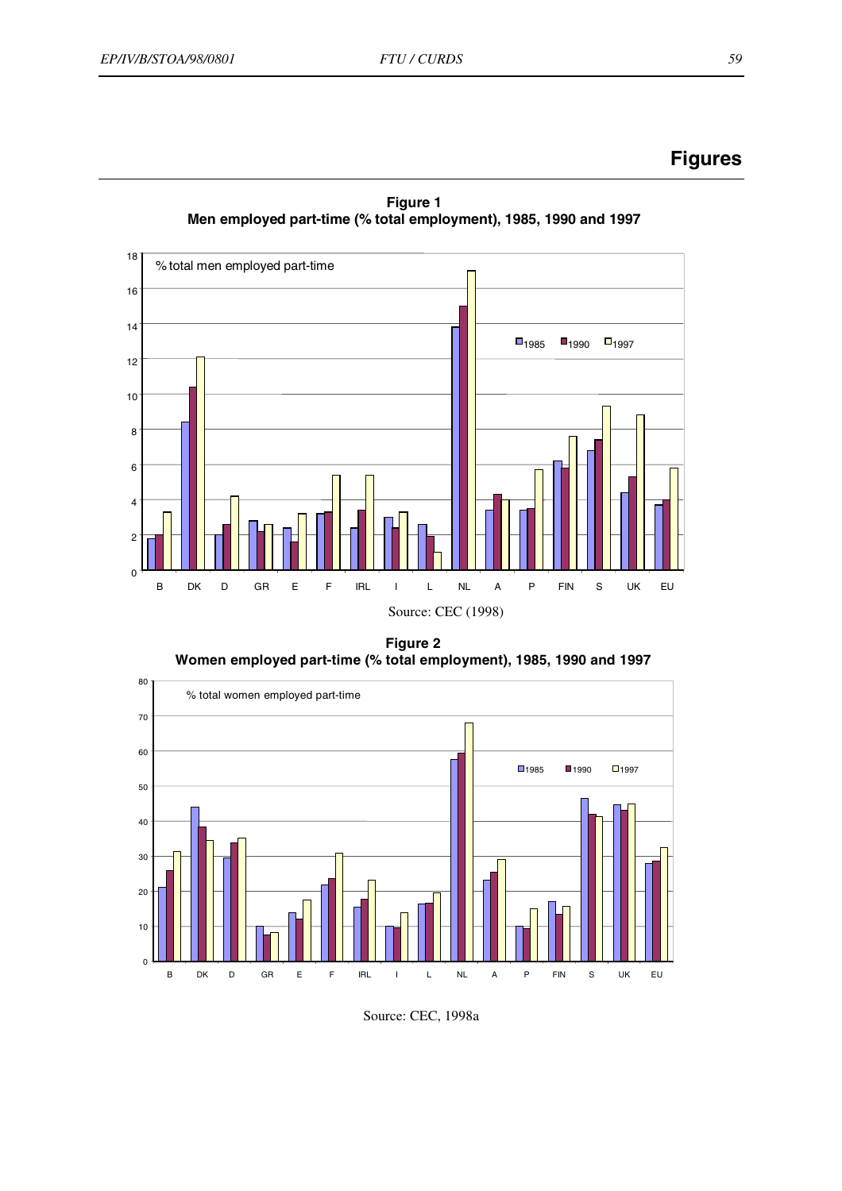# Figures

**Figure 1**
**Men employed part-time (% total employment), 1985, 1990 and 1997**

% total men employed part-time

18
16
14
12
10
8
6
4
2
0

1985 1990 1997

B DK D GR E F IRL I L NL A P FIN S UK EU

Source: CEC (1998)

**Figure 2**
**Women employed part-time (% total employment), 1985, 1990 and 1997**

% total women employed part-time

80
70
60
50
40
30
20
10
0

1985 1990 1997

B DK D GR E F IRL I L NL A P FIN S UK EU

Source: CEC, 1998a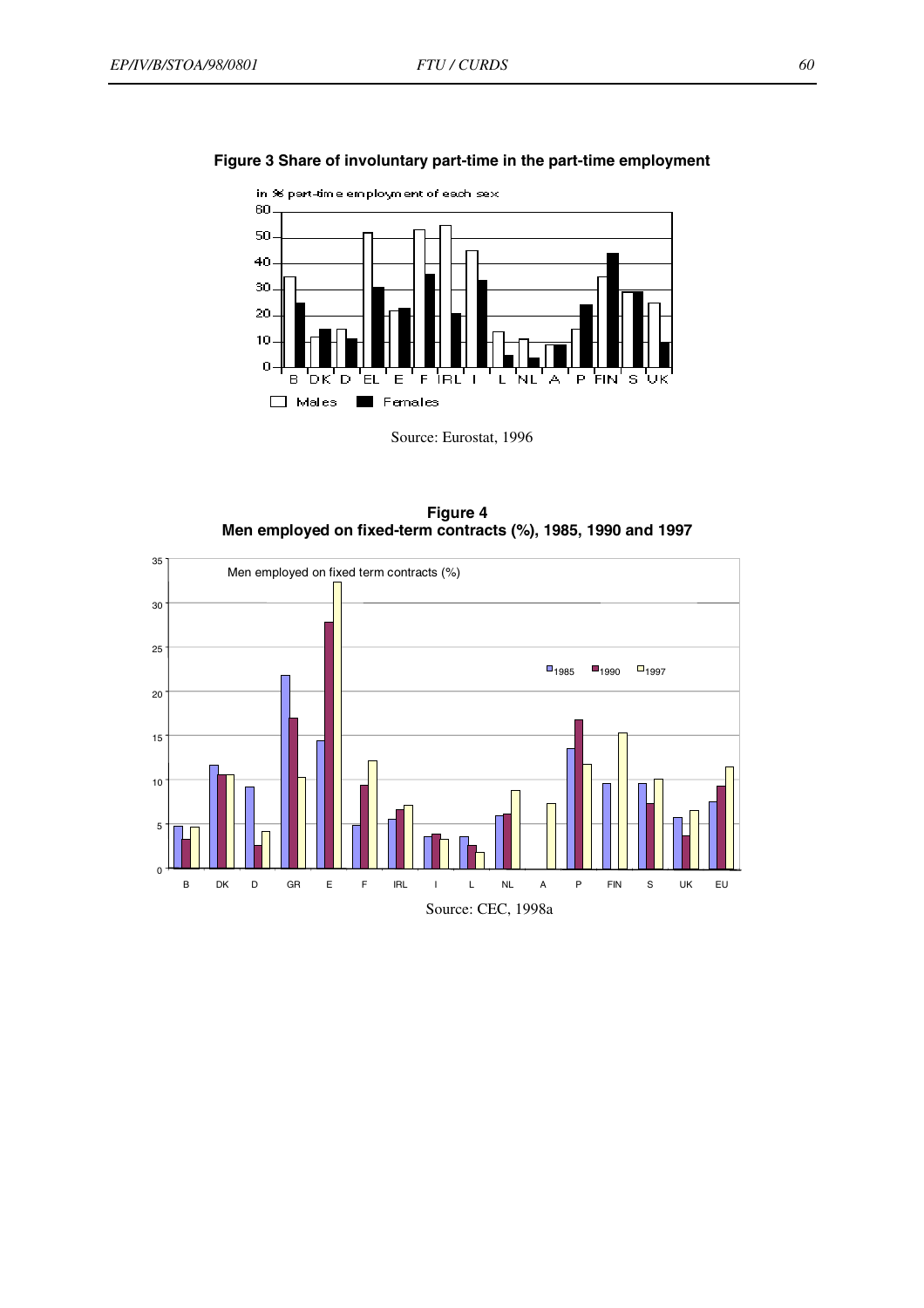**Figure 3 Share of involuntary part-time in the part-time employment**

in % part-time employment of each sex

60
50
40
30
20
10
0

B DK D EL E F IRL I L NL A P FIN S UK

Males Females

Source: Eurostat, 1996

**Figure 4**
**Men employed on fixed-term contracts (%), 1985, 1990 and 1997**

Men employed on fixed term contracts (%)

35
30
25
20
15
10
5
0

1985 1990 1997

B DK D GR E F IRL I L NL A P FIN S UK EU

Source: CEC, 1998a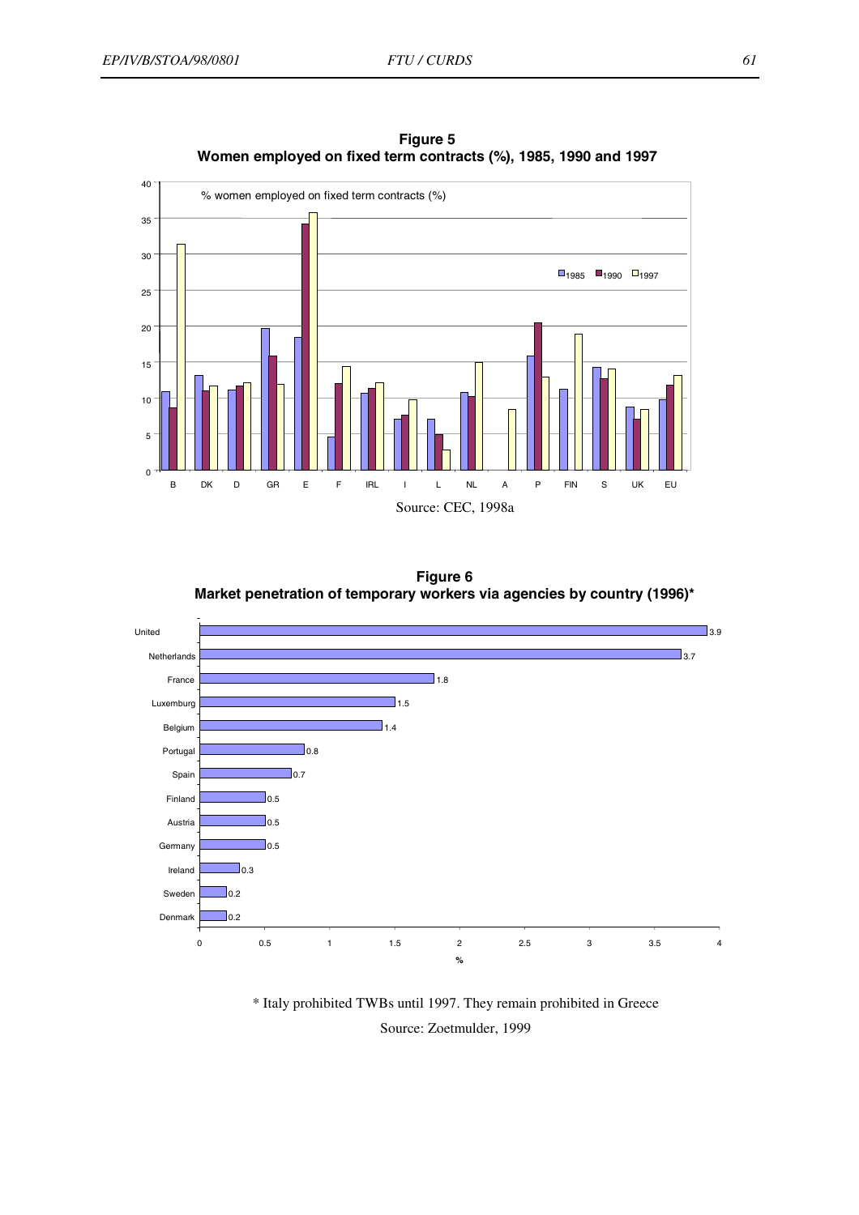**Figure 5**
**Women employed on fixed term contracts (%), 1985, 1990 and 1997**

% women employed on fixed term contracts (%)

1985 1990 1997

0 5 10 15 20 25 30 35 40

B DK D GR E F IRL I L NL A P FIN S UK EU

Source: CEC, 1998a

**Figure 6**
**Market penetration of temporary workers via agencies by country (1996)***

United 3.9
Netherlands 3.7
France 1.8
Luxemburg 1.5
Belgium 1.4
Portugal 0.8
Spain 0.7
Finland 0.5
Austria 0.5
Germany 0.5
Ireland 0.3
Sweden 0.2
Denmark 0.2

0 0.5 1 1.5 2 2.5 3 3.5 4

%

\* Italy prohibited TWBs until 1997. They remain prohibited in Greece

Source: Zoetmulder, 1999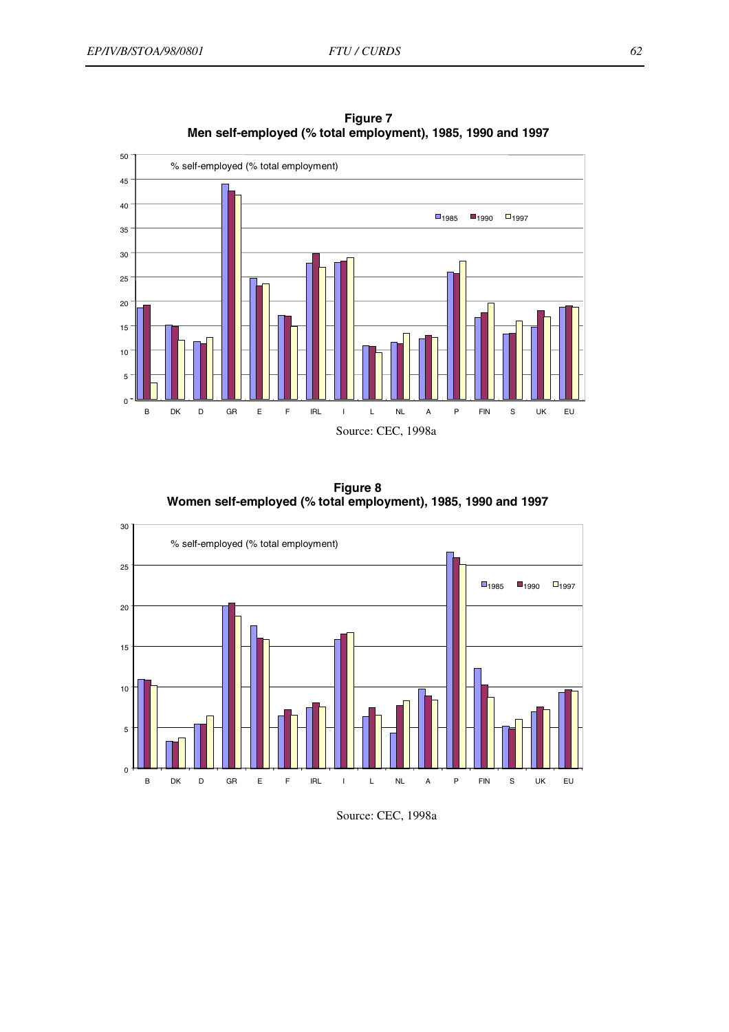**Figure 7**
**Men self-employed (% total employment), 1985, 1990 and 1997**

% self-employed (% total employment)

1985 1990 1997

0 5 10 15 20 25 30 35 40 45 50

B DK D GR E F IRL I L NL A P FIN S UK EU

Source: CEC, 1998a

**Figure 8**
**Women self-employed (% total employment), 1985, 1990 and 1997**

% self-employed (% total employment)

1985 1990 1997

0 5 10 15 20 25 30

B DK D GR E F IRL I L NL A P FIN S UK EU

Source: CEC, 1998a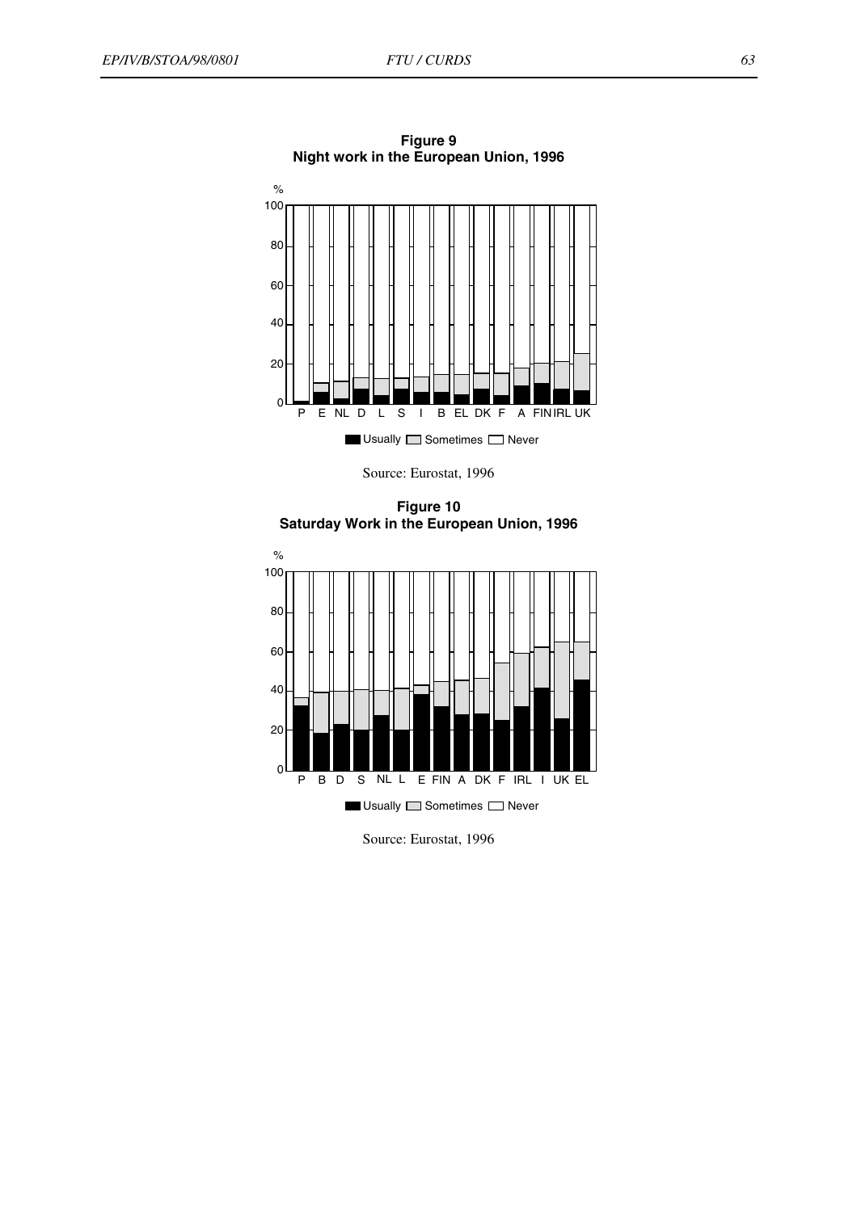**Figure 9**
**Night work in the European Union, 1996**

%
100
80
60
40
20
0

P E NL D L S I B EL DK F A FIN IRL UK

Usually Sometimes Never

Source: Eurostat, 1996

**Figure 10**
**Saturday Work in the European Union, 1996**

%
100
80
60
40
20
0

P B D S NL L E FIN A DK F IRL I UK EL

Usually Sometimes Never

Source: Eurostat, 1996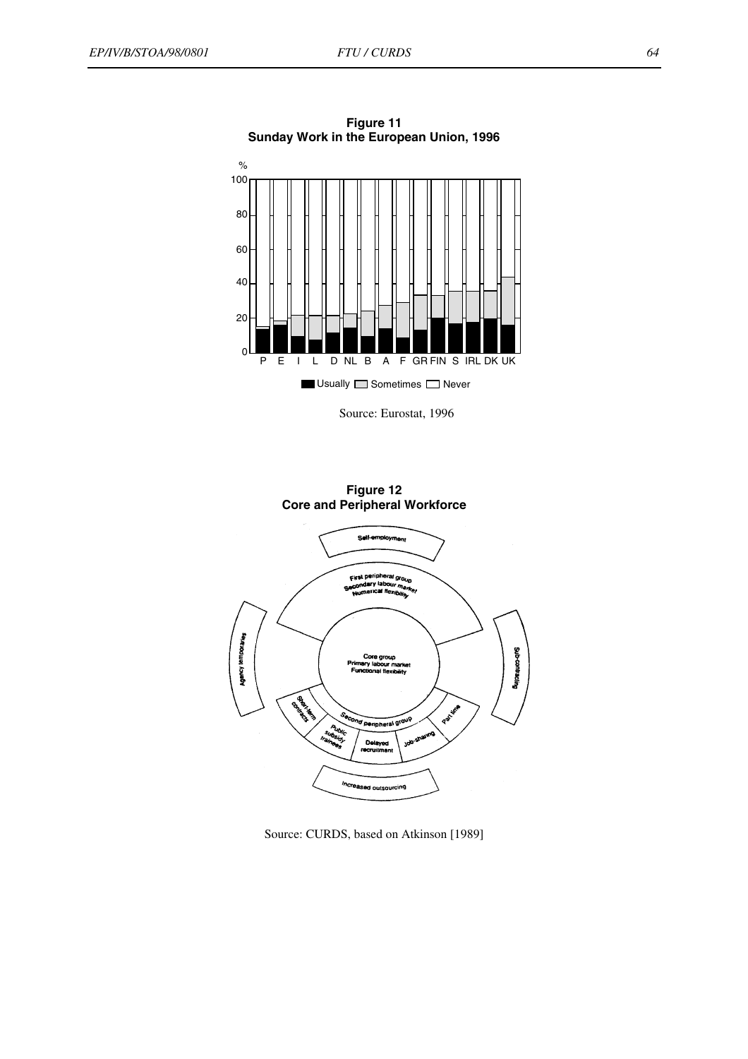**Figure 11**
**Sunday Work in the European Union, 1996**

%
100
80
60
40
20
0
P E I L D NL B A F GR FIN S IRL DK UK

Usually Sometimes Never

Source: Eurostat, 1996

**Figure 12**
**Core and Peripheral Workforce**

Self-employment

First peripheral group
Secondary labour market
Numerical flexibility

Agency temporaries

Core group
Primary labour market
Functional flexibility

Sub-contracting

Short-term contracts

Second peripheral group

Part time

Public subsidy trainees

Delayed recruitment

Job-sharing

Increased outsourcing

Source: CURDS, based on Atkinson [1989]